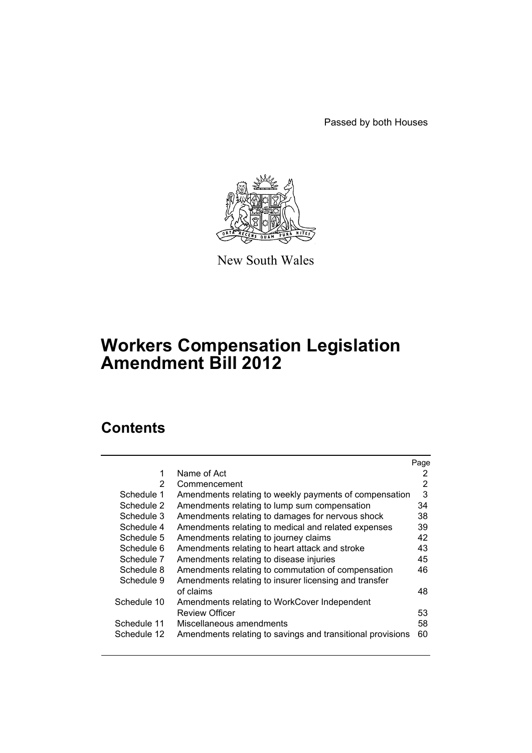Passed by both Houses

New South Wales

# Workers Compensation Legislation Amendment Bill 2012

## Contents

| | | Page |
|---|---|---|
| 1 | Name of Act | 2 |
| 2 | Commencement | 2 |
| Schedule 1 | Amendments relating to weekly payments of compensation | 3 |
| Schedule 2 | Amendments relating to lump sum compensation | 34 |
| Schedule 3 | Amendments relating to damages for nervous shock | 38 |
| Schedule 4 | Amendments relating to medical and related expenses | 39 |
| Schedule 5 | Amendments relating to journey claims | 42 |
| Schedule 6 | Amendments relating to heart attack and stroke | 43 |
| Schedule 7 | Amendments relating to disease injuries | 45 |
| Schedule 8 | Amendments relating to commutation of compensation | 46 |
| Schedule 9 | Amendments relating to insurer licensing and transfer of claims | 48 |
| Schedule 10 | Amendments relating to WorkCover Independent Review Officer | 53 |
| Schedule 11 | Miscellaneous amendments | 58 |
| Schedule 12 | Amendments relating to savings and transitional provisions | 60 |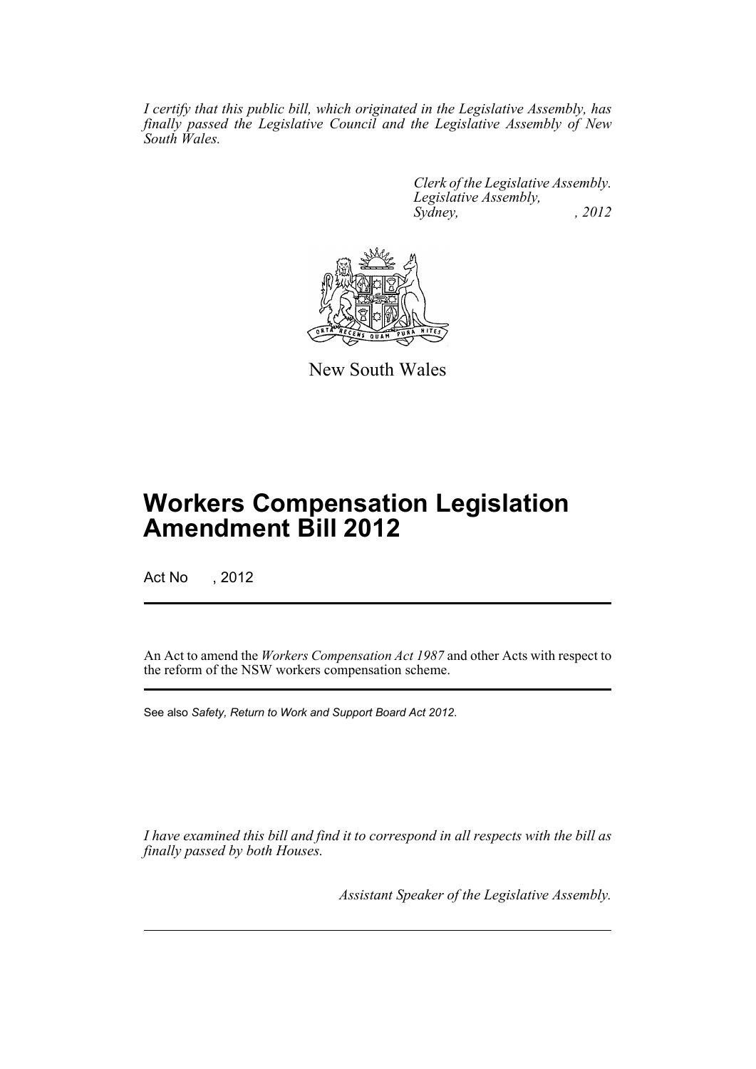*I certify that this public bill, which originated in the Legislative Assembly, has finally passed the Legislative Council and the Legislative Assembly of New South Wales.*

*Clerk of the Legislative Assembly.*
*Legislative Assembly,*
*Sydney, , 2012*

New South Wales

# Workers Compensation Legislation Amendment Bill 2012

Act No , 2012

An Act to amend the *Workers Compensation Act 1987* and other Acts with respect to the reform of the NSW workers compensation scheme.

See also *Safety, Return to Work and Support Board Act 2012*.

*I have examined this bill and find it to correspond in all respects with the bill as finally passed by both Houses.*

*Assistant Speaker of the Legislative Assembly.*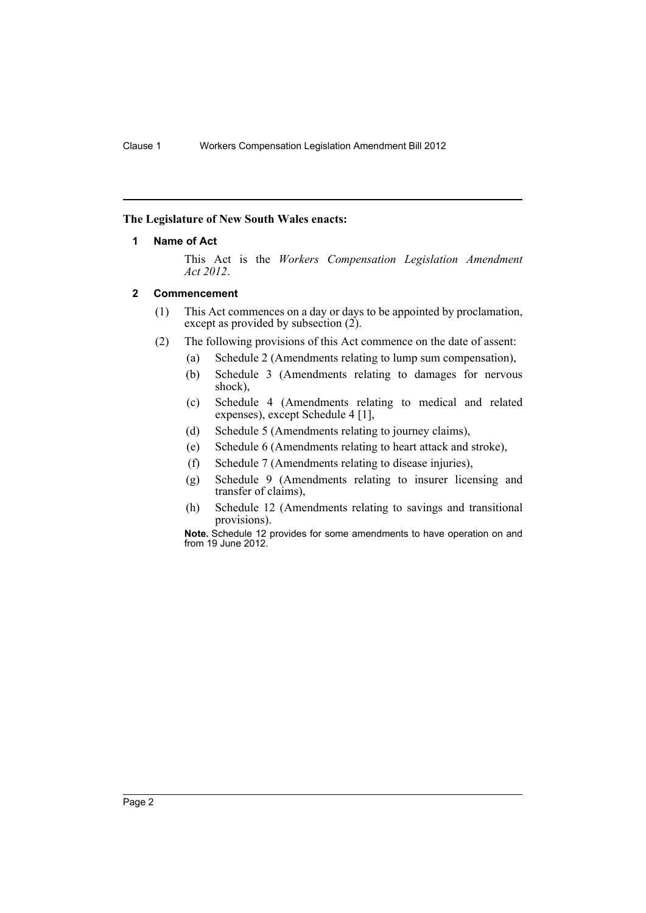**The Legislature of New South Wales enacts:**

### 1 Name of Act

This Act is the *Workers Compensation Legislation Amendment Act 2012*.

### 2 Commencement

(1) This Act commences on a day or days to be appointed by proclamation, except as provided by subsection (2).

(2) The following provisions of this Act commence on the date of assent:

- (a) Schedule 2 (Amendments relating to lump sum compensation),
- (b) Schedule 3 (Amendments relating to damages for nervous shock),
- (c) Schedule 4 (Amendments relating to medical and related expenses), except Schedule 4 [1],
- (d) Schedule 5 (Amendments relating to journey claims),
- (e) Schedule 6 (Amendments relating to heart attack and stroke),
- (f) Schedule 7 (Amendments relating to disease injuries),
- (g) Schedule 9 (Amendments relating to insurer licensing and transfer of claims),
- (h) Schedule 12 (Amendments relating to savings and transitional provisions).

**Note.** Schedule 12 provides for some amendments to have operation on and from 19 June 2012.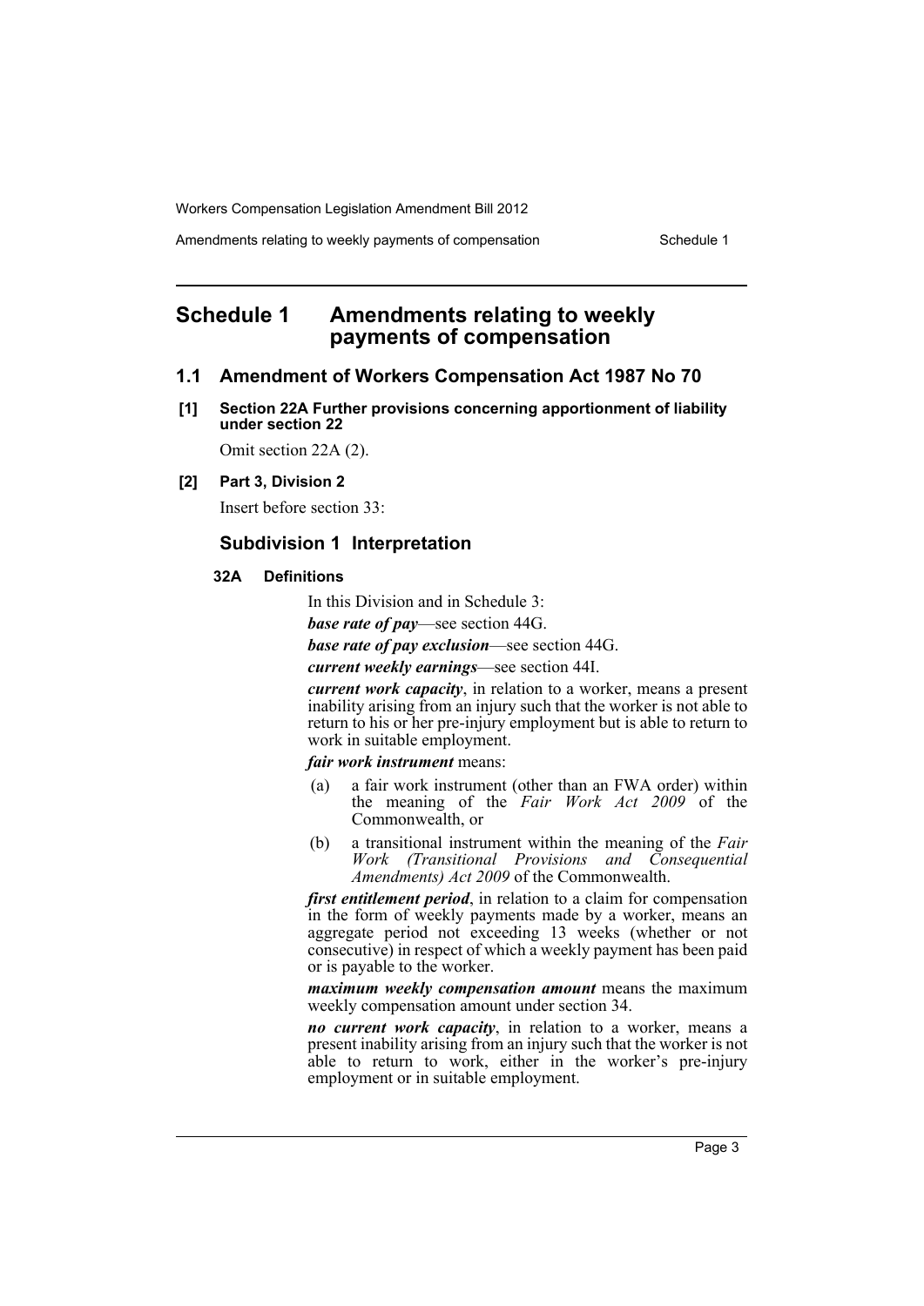# Schedule 1 Amendments relating to weekly payments of compensation

## 1.1 Amendment of Workers Compensation Act 1987 No 70

### [1] Section 22A Further provisions concerning apportionment of liability under section 22

Omit section 22A (2).

### [2] Part 3, Division 2

Insert before section 33:

## Subdivision 1 Interpretation

### 32A Definitions

In this Division and in Schedule 3:

***base rate of pay***—see section 44G.

***base rate of pay exclusion***—see section 44G.

***current weekly earnings***—see section 44I.

***current work capacity***, in relation to a worker, means a present inability arising from an injury such that the worker is not able to return to his or her pre-injury employment but is able to return to work in suitable employment.

***fair work instrument*** means:

(a) a fair work instrument (other than an FWA order) within the meaning of the *Fair Work Act 2009* of the Commonwealth, or

(b) a transitional instrument within the meaning of the *Fair Work (Transitional Provisions and Consequential Amendments) Act 2009* of the Commonwealth.

***first entitlement period***, in relation to a claim for compensation in the form of weekly payments made by a worker, means an aggregate period not exceeding 13 weeks (whether or not consecutive) in respect of which a weekly payment has been paid or is payable to the worker.

***maximum weekly compensation amount*** means the maximum weekly compensation amount under section 34.

***no current work capacity***, in relation to a worker, means a present inability arising from an injury such that the worker is not able to return to work, either in the worker's pre-injury employment or in suitable employment.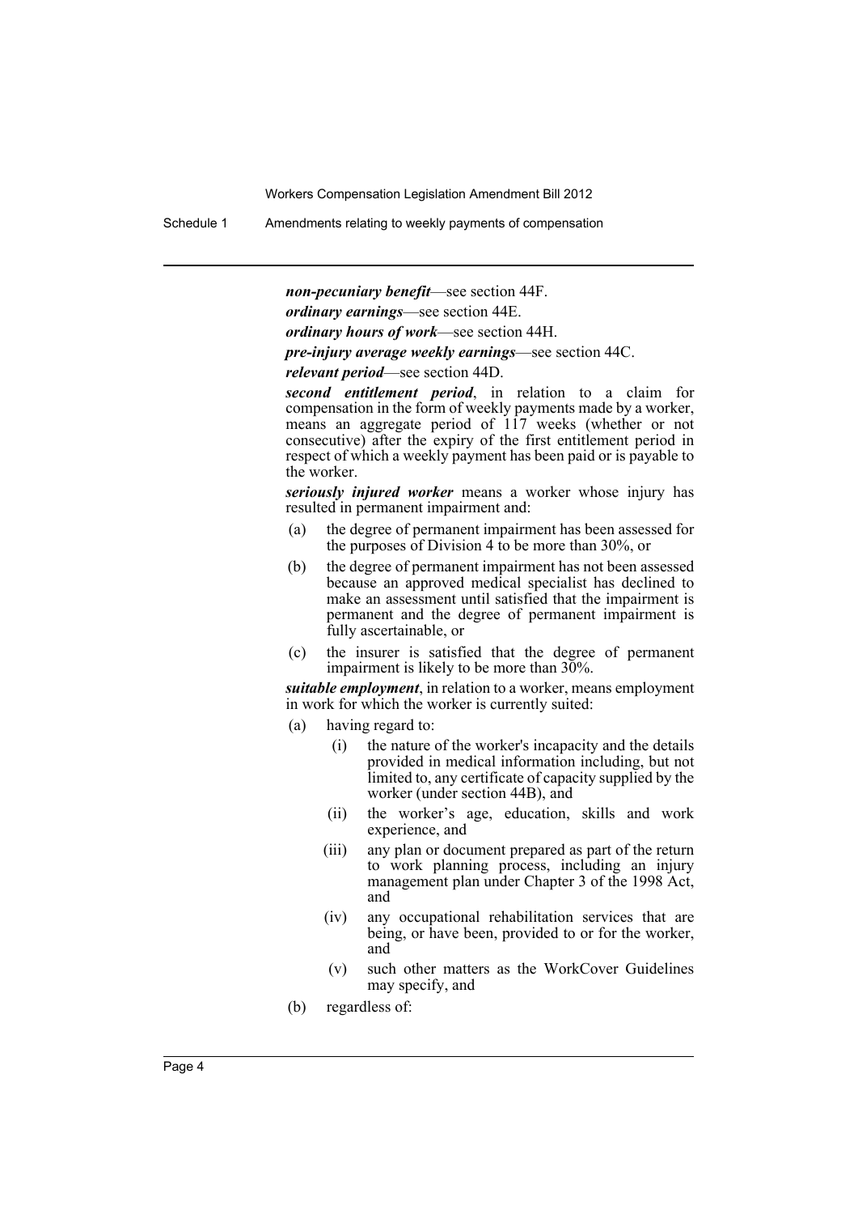***non-pecuniary benefit***—see section 44F.

***ordinary earnings***—see section 44E.

***ordinary hours of work***—see section 44H.

***pre-injury average weekly earnings***—see section 44C.

***relevant period***—see section 44D.

***second entitlement period***, in relation to a claim for compensation in the form of weekly payments made by a worker, means an aggregate period of 117 weeks (whether or not consecutive) after the expiry of the first entitlement period in respect of which a weekly payment has been paid or is payable to the worker.

***seriously injured worker*** means a worker whose injury has resulted in permanent impairment and:

(a) the degree of permanent impairment has been assessed for the purposes of Division 4 to be more than 30%, or

(b) the degree of permanent impairment has not been assessed because an approved medical specialist has declined to make an assessment until satisfied that the impairment is permanent and the degree of permanent impairment is fully ascertainable, or

(c) the insurer is satisfied that the degree of permanent impairment is likely to be more than 30%.

***suitable employment***, in relation to a worker, means employment in work for which the worker is currently suited:

(a) having regard to:

  (i) the nature of the worker's incapacity and the details provided in medical information including, but not limited to, any certificate of capacity supplied by the worker (under section 44B), and

  (ii) the worker's age, education, skills and work experience, and

  (iii) any plan or document prepared as part of the return to work planning process, including an injury management plan under Chapter 3 of the 1998 Act, and

  (iv) any occupational rehabilitation services that are being, or have been, provided to or for the worker, and

  (v) such other matters as the WorkCover Guidelines may specify, and

(b) regardless of: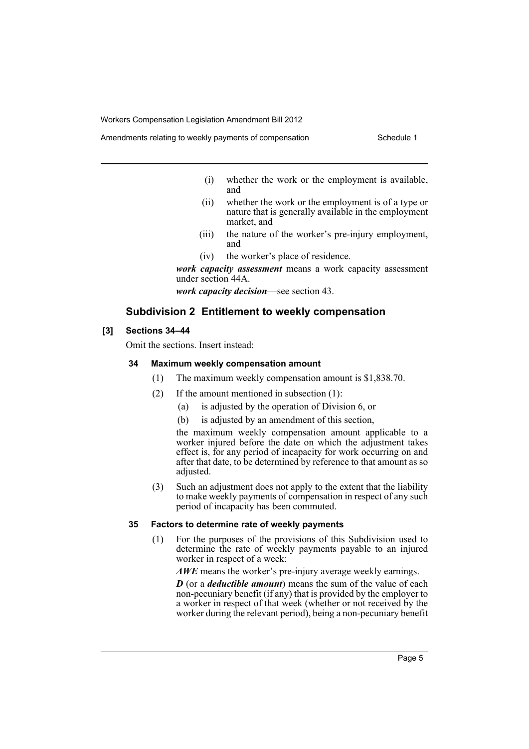(i) whether the work or the employment is available, and

(ii) whether the work or the employment is of a type or nature that is generally available in the employment market, and

(iii) the nature of the worker's pre-injury employment, and

(iv) the worker's place of residence.

***work capacity assessment*** means a work capacity assessment under section 44A.

***work capacity decision***—see section 43.

### Subdivision 2 Entitlement to weekly compensation

#### [3] Sections 34–44

Omit the sections. Insert instead:

#### 34 Maximum weekly compensation amount

(1) The maximum weekly compensation amount is $1,838.70.

(2) If the amount mentioned in subsection (1):

(a) is adjusted by the operation of Division 6, or

(b) is adjusted by an amendment of this section,

the maximum weekly compensation amount applicable to a worker injured before the date on which the adjustment takes effect is, for any period of incapacity for work occurring on and after that date, to be determined by reference to that amount as so adjusted.

(3) Such an adjustment does not apply to the extent that the liability to make weekly payments of compensation in respect of any such period of incapacity has been commuted.

#### 35 Factors to determine rate of weekly payments

(1) For the purposes of the provisions of this Subdivision used to determine the rate of weekly payments payable to an injured worker in respect of a week:

***AWE*** means the worker's pre-injury average weekly earnings.

***D*** (or a ***deductible amount***) means the sum of the value of each non-pecuniary benefit (if any) that is provided by the employer to a worker in respect of that week (whether or not received by the worker during the relevant period), being a non-pecuniary benefit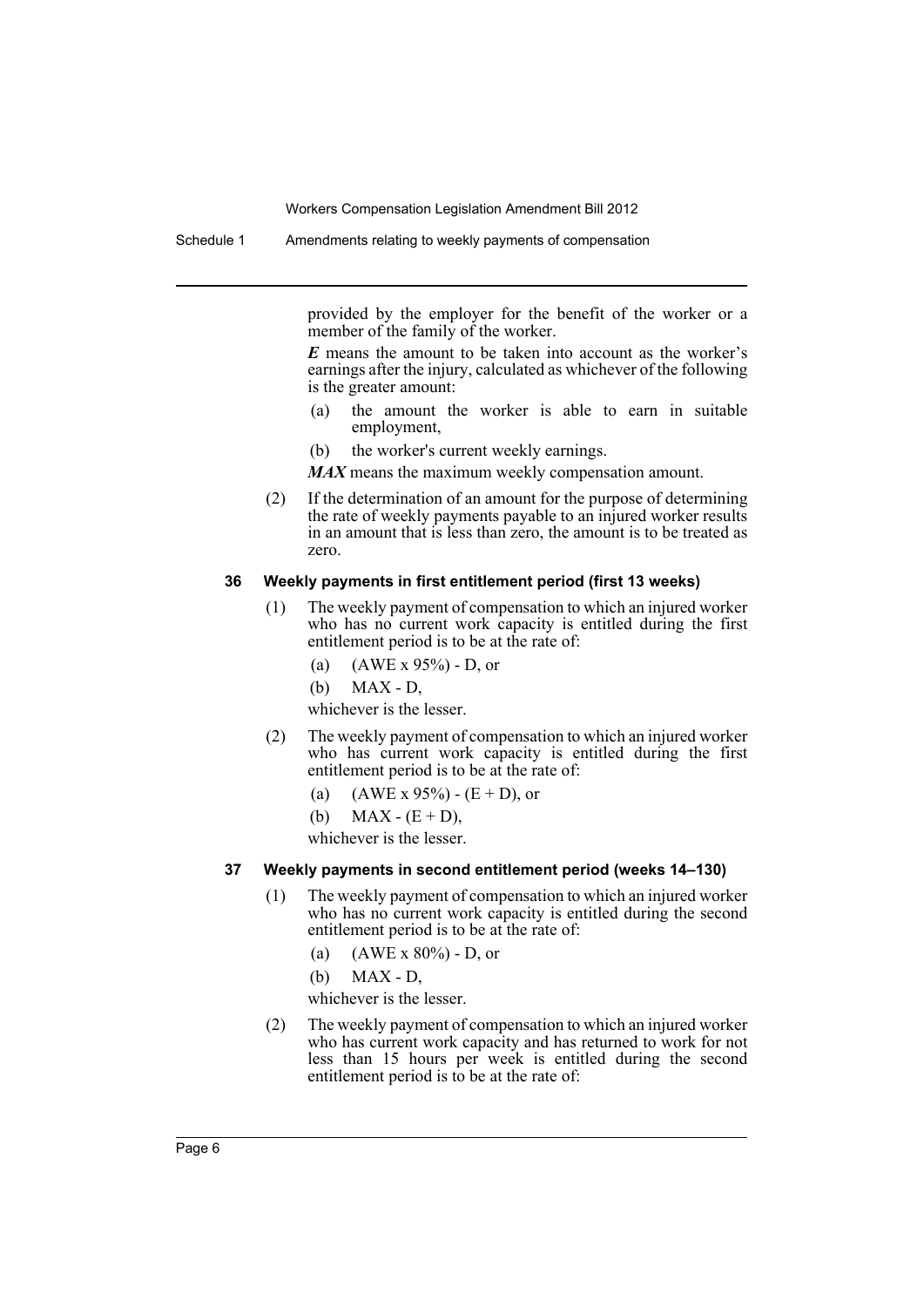provided by the employer for the benefit of the worker or a member of the family of the worker.

***E*** means the amount to be taken into account as the worker's earnings after the injury, calculated as whichever of the following is the greater amount:

(a) the amount the worker is able to earn in suitable employment,

(b) the worker's current weekly earnings.

***MAX*** means the maximum weekly compensation amount.

(2) If the determination of an amount for the purpose of determining the rate of weekly payments payable to an injured worker results in an amount that is less than zero, the amount is to be treated as zero.

### 36 Weekly payments in first entitlement period (first 13 weeks)

(1) The weekly payment of compensation to which an injured worker who has no current work capacity is entitled during the first entitlement period is to be at the rate of:

(a) (AWE x 95%) - D, or

(b) MAX - D,

whichever is the lesser.

(2) The weekly payment of compensation to which an injured worker who has current work capacity is entitled during the first entitlement period is to be at the rate of:

(a) (AWE x 95%) - (E + D), or

(b) MAX - (E + D),

whichever is the lesser.

### 37 Weekly payments in second entitlement period (weeks 14–130)

(1) The weekly payment of compensation to which an injured worker who has no current work capacity is entitled during the second entitlement period is to be at the rate of:

(a) (AWE x 80%) - D, or

(b) MAX - D,

whichever is the lesser.

(2) The weekly payment of compensation to which an injured worker who has current work capacity and has returned to work for not less than 15 hours per week is entitled during the second entitlement period is to be at the rate of: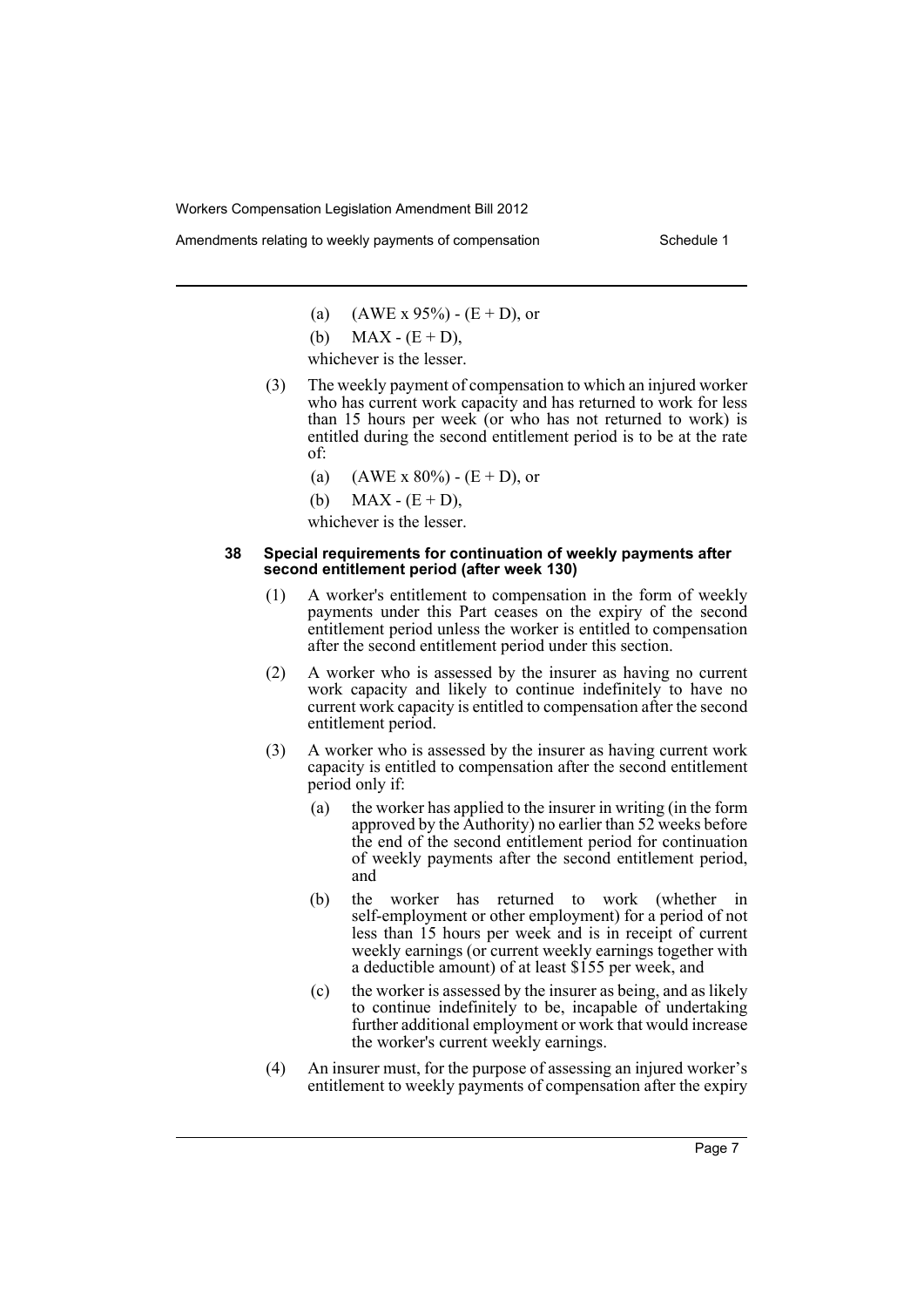(a) (AWE x 95%) - (E + D), or

(b) MAX - (E + D),

whichever is the lesser.

(3) The weekly payment of compensation to which an injured worker who has current work capacity and has returned to work for less than 15 hours per week (or who has not returned to work) is entitled during the second entitlement period is to be at the rate of:

(a) (AWE x 80%) - (E + D), or

(b) MAX - (E + D),

whichever is the lesser.

### 38 Special requirements for continuation of weekly payments after second entitlement period (after week 130)

(1) A worker's entitlement to compensation in the form of weekly payments under this Part ceases on the expiry of the second entitlement period unless the worker is entitled to compensation after the second entitlement period under this section.

(2) A worker who is assessed by the insurer as having no current work capacity and likely to continue indefinitely to have no current work capacity is entitled to compensation after the second entitlement period.

(3) A worker who is assessed by the insurer as having current work capacity is entitled to compensation after the second entitlement period only if:

(a) the worker has applied to the insurer in writing (in the form approved by the Authority) no earlier than 52 weeks before the end of the second entitlement period for continuation of weekly payments after the second entitlement period, and

(b) the worker has returned to work (whether in self-employment or other employment) for a period of not less than 15 hours per week and is in receipt of current weekly earnings (or current weekly earnings together with a deductible amount) of at least $155 per week, and

(c) the worker is assessed by the insurer as being, and as likely to continue indefinitely to be, incapable of undertaking further additional employment or work that would increase the worker's current weekly earnings.

(4) An insurer must, for the purpose of assessing an injured worker's entitlement to weekly payments of compensation after the expiry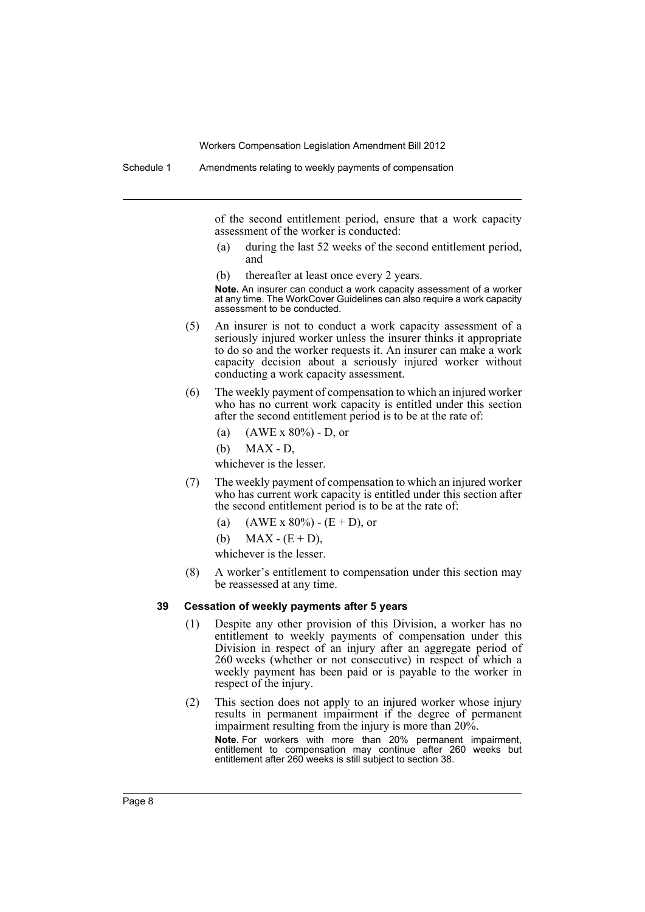of the second entitlement period, ensure that a work capacity assessment of the worker is conducted:

(a) during the last 52 weeks of the second entitlement period, and

(b) thereafter at least once every 2 years.

**Note.** An insurer can conduct a work capacity assessment of a worker at any time. The WorkCover Guidelines can also require a work capacity assessment to be conducted.

(5) An insurer is not to conduct a work capacity assessment of a seriously injured worker unless the insurer thinks it appropriate to do so and the worker requests it. An insurer can make a work capacity decision about a seriously injured worker without conducting a work capacity assessment.

(6) The weekly payment of compensation to which an injured worker who has no current work capacity is entitled under this section after the second entitlement period is to be at the rate of:

(a) (AWE x 80%) - D, or

(b) MAX - D,

whichever is the lesser.

(7) The weekly payment of compensation to which an injured worker who has current work capacity is entitled under this section after the second entitlement period is to be at the rate of:

(a) (AWE x 80%) - (E + D), or

(b) MAX - (E + D),

whichever is the lesser.

(8) A worker's entitlement to compensation under this section may be reassessed at any time.

### 39 Cessation of weekly payments after 5 years

(1) Despite any other provision of this Division, a worker has no entitlement to weekly payments of compensation under this Division in respect of an injury after an aggregate period of 260 weeks (whether or not consecutive) in respect of which a weekly payment has been paid or is payable to the worker in respect of the injury.

(2) This section does not apply to an injured worker whose injury results in permanent impairment if the degree of permanent impairment resulting from the injury is more than 20%.

**Note.** For workers with more than 20% permanent impairment, entitlement to compensation may continue after 260 weeks but entitlement after 260 weeks is still subject to section 38.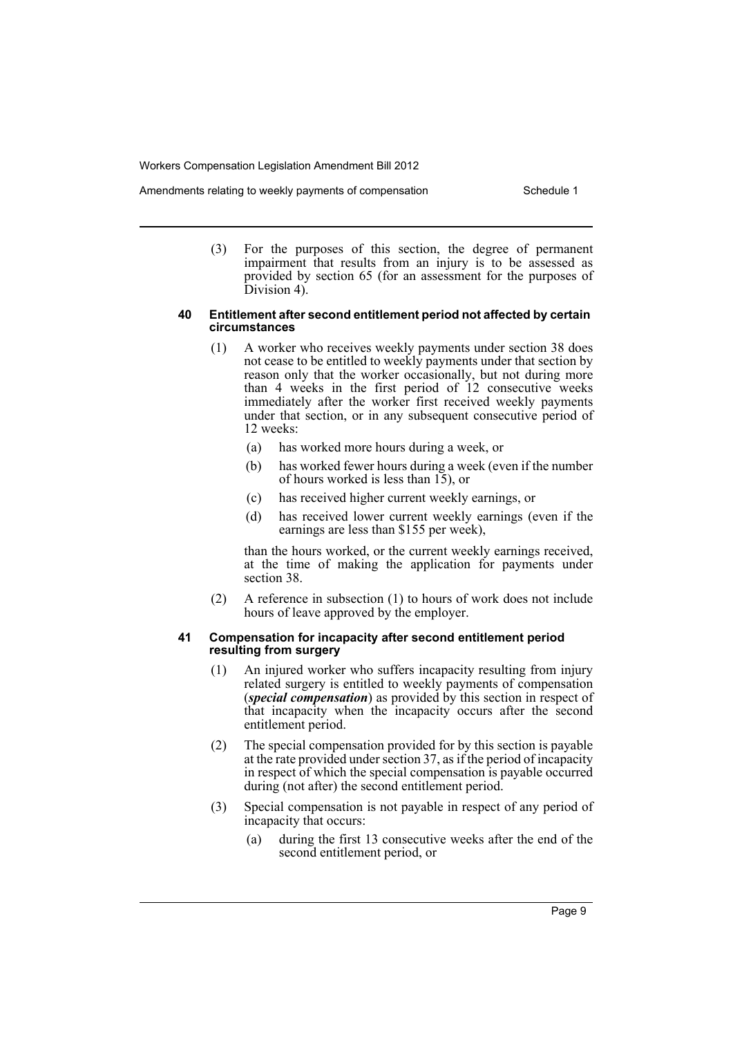(3) For the purposes of this section, the degree of permanent impairment that results from an injury is to be assessed as provided by section 65 (for an assessment for the purposes of Division 4).

#### 40 Entitlement after second entitlement period not affected by certain circumstances

(1) A worker who receives weekly payments under section 38 does not cease to be entitled to weekly payments under that section by reason only that the worker occasionally, but not during more than 4 weeks in the first period of 12 consecutive weeks immediately after the worker first received weekly payments under that section, or in any subsequent consecutive period of 12 weeks:

- (a) has worked more hours during a week, or
- (b) has worked fewer hours during a week (even if the number of hours worked is less than 15), or
- (c) has received higher current weekly earnings, or
- (d) has received lower current weekly earnings (even if the earnings are less than $155 per week),

than the hours worked, or the current weekly earnings received, at the time of making the application for payments under section 38.

(2) A reference in subsection (1) to hours of work does not include hours of leave approved by the employer.

#### 41 Compensation for incapacity after second entitlement period resulting from surgery

(1) An injured worker who suffers incapacity resulting from injury related surgery is entitled to weekly payments of compensation (***special compensation***) as provided by this section in respect of that incapacity when the incapacity occurs after the second entitlement period.

(2) The special compensation provided for by this section is payable at the rate provided under section 37, as if the period of incapacity in respect of which the special compensation is payable occurred during (not after) the second entitlement period.

(3) Special compensation is not payable in respect of any period of incapacity that occurs:

- (a) during the first 13 consecutive weeks after the end of the second entitlement period, or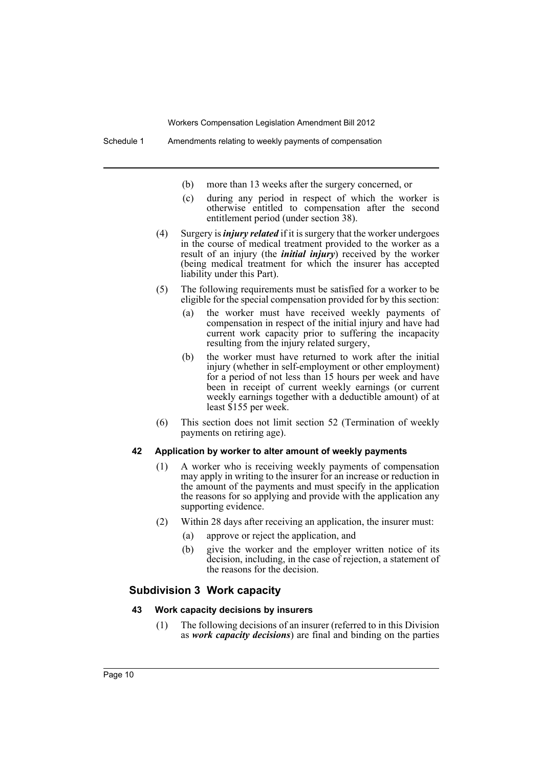- (b) more than 13 weeks after the surgery concerned, or
- (c) during any period in respect of which the worker is otherwise entitled to compensation after the second entitlement period (under section 38).

(4) Surgery is ***injury related*** if it is surgery that the worker undergoes in the course of medical treatment provided to the worker as a result of an injury (the ***initial injury***) received by the worker (being medical treatment for which the insurer has accepted liability under this Part).

(5) The following requirements must be satisfied for a worker to be eligible for the special compensation provided for by this section:

- (a) the worker must have received weekly payments of compensation in respect of the initial injury and have had current work capacity prior to suffering the incapacity resulting from the injury related surgery,
- (b) the worker must have returned to work after the initial injury (whether in self-employment or other employment) for a period of not less than 15 hours per week and have been in receipt of current weekly earnings (or current weekly earnings together with a deductible amount) of at least $155 per week.

(6) This section does not limit section 52 (Termination of weekly payments on retiring age).

#### 42 Application by worker to alter amount of weekly payments

(1) A worker who is receiving weekly payments of compensation may apply in writing to the insurer for an increase or reduction in the amount of the payments and must specify in the application the reasons for so applying and provide with the application any supporting evidence.

(2) Within 28 days after receiving an application, the insurer must:

- (a) approve or reject the application, and
- (b) give the worker and the employer written notice of its decision, including, in the case of rejection, a statement of the reasons for the decision.

### Subdivision 3 Work capacity

#### 43 Work capacity decisions by insurers

(1) The following decisions of an insurer (referred to in this Division as ***work capacity decisions***) are final and binding on the parties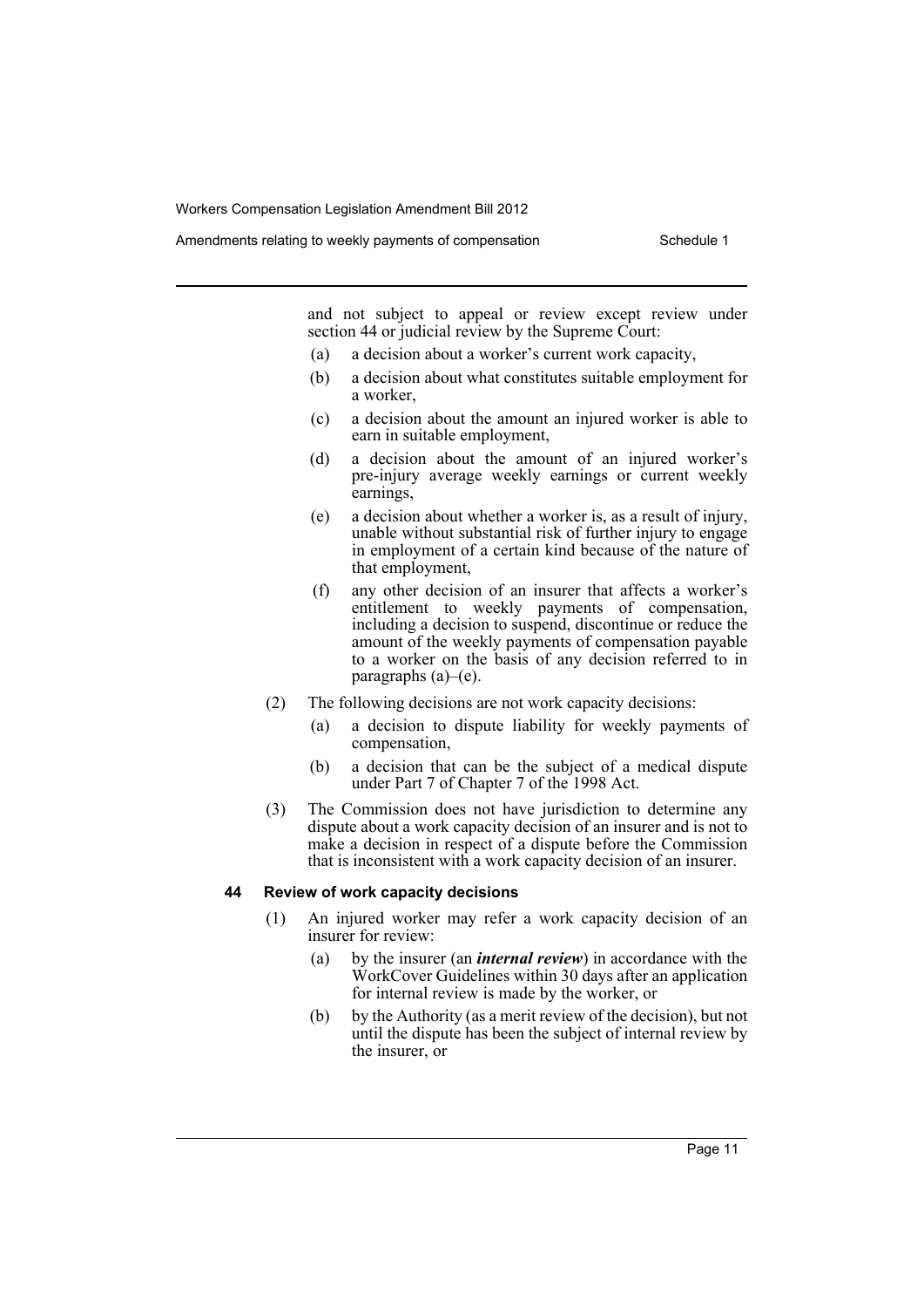and not subject to appeal or review except review under section 44 or judicial review by the Supreme Court:

- (a) a decision about a worker's current work capacity,
- (b) a decision about what constitutes suitable employment for a worker,
- (c) a decision about the amount an injured worker is able to earn in suitable employment,
- (d) a decision about the amount of an injured worker's pre-injury average weekly earnings or current weekly earnings,
- (e) a decision about whether a worker is, as a result of injury, unable without substantial risk of further injury to engage in employment of a certain kind because of the nature of that employment,
- (f) any other decision of an insurer that affects a worker's entitlement to weekly payments of compensation, including a decision to suspend, discontinue or reduce the amount of the weekly payments of compensation payable to a worker on the basis of any decision referred to in paragraphs (a)–(e).

(2) The following decisions are not work capacity decisions:

- (a) a decision to dispute liability for weekly payments of compensation,
- (b) a decision that can be the subject of a medical dispute under Part 7 of Chapter 7 of the 1998 Act.

(3) The Commission does not have jurisdiction to determine any dispute about a work capacity decision of an insurer and is not to make a decision in respect of a dispute before the Commission that is inconsistent with a work capacity decision of an insurer.

### 44 Review of work capacity decisions

(1) An injured worker may refer a work capacity decision of an insurer for review:

- (a) by the insurer (an ***internal review***) in accordance with the WorkCover Guidelines within 30 days after an application for internal review is made by the worker, or
- (b) by the Authority (as a merit review of the decision), but not until the dispute has been the subject of internal review by the insurer, or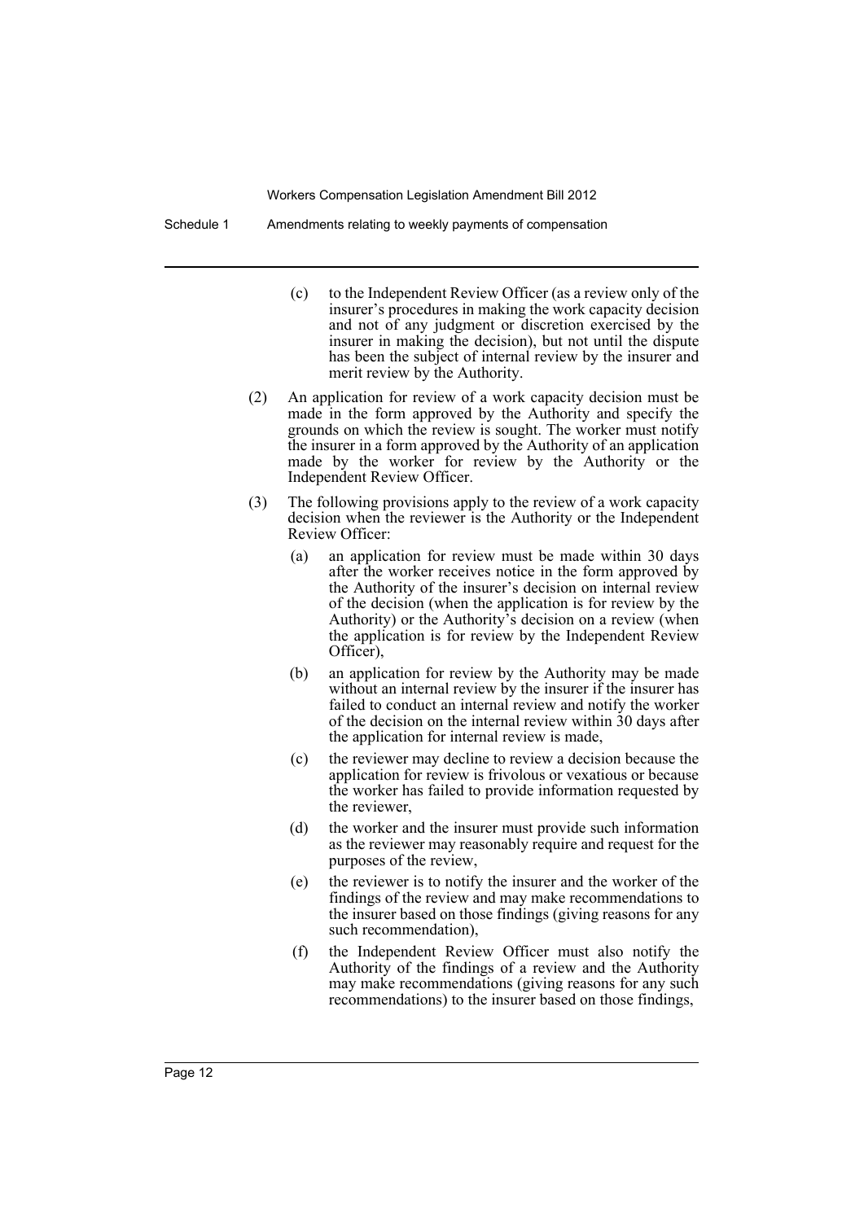(c) to the Independent Review Officer (as a review only of the insurer's procedures in making the work capacity decision and not of any judgment or discretion exercised by the insurer in making the decision), but not until the dispute has been the subject of internal review by the insurer and merit review by the Authority.

(2) An application for review of a work capacity decision must be made in the form approved by the Authority and specify the grounds on which the review is sought. The worker must notify the insurer in a form approved by the Authority of an application made by the worker for review by the Authority or the Independent Review Officer.

(3) The following provisions apply to the review of a work capacity decision when the reviewer is the Authority or the Independent Review Officer:

(a) an application for review must be made within 30 days after the worker receives notice in the form approved by the Authority of the insurer's decision on internal review of the decision (when the application is for review by the Authority) or the Authority's decision on a review (when the application is for review by the Independent Review Officer),

(b) an application for review by the Authority may be made without an internal review by the insurer if the insurer has failed to conduct an internal review and notify the worker of the decision on the internal review within 30 days after the application for internal review is made,

(c) the reviewer may decline to review a decision because the application for review is frivolous or vexatious or because the worker has failed to provide information requested by the reviewer,

(d) the worker and the insurer must provide such information as the reviewer may reasonably require and request for the purposes of the review,

(e) the reviewer is to notify the insurer and the worker of the findings of the review and may make recommendations to the insurer based on those findings (giving reasons for any such recommendation),

(f) the Independent Review Officer must also notify the Authority of the findings of a review and the Authority may make recommendations (giving reasons for any such recommendations) to the insurer based on those findings,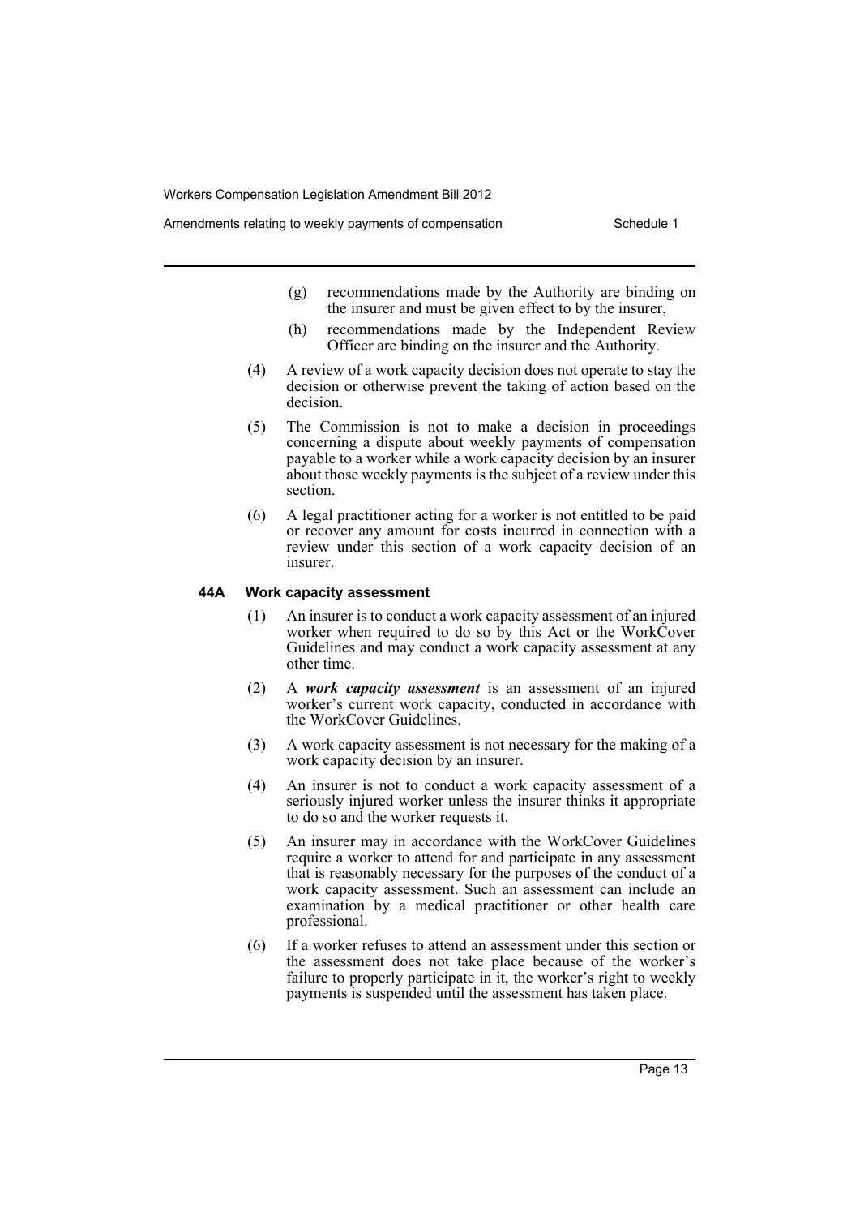(g) recommendations made by the Authority are binding on the insurer and must be given effect to by the insurer,

(h) recommendations made by the Independent Review Officer are binding on the insurer and the Authority.

(4) A review of a work capacity decision does not operate to stay the decision or otherwise prevent the taking of action based on the decision.

(5) The Commission is not to make a decision in proceedings concerning a dispute about weekly payments of compensation payable to a worker while a work capacity decision by an insurer about those weekly payments is the subject of a review under this section.

(6) A legal practitioner acting for a worker is not entitled to be paid or recover any amount for costs incurred in connection with a review under this section of a work capacity decision of an insurer.

### 44A Work capacity assessment

(1) An insurer is to conduct a work capacity assessment of an injured worker when required to do so by this Act or the WorkCover Guidelines and may conduct a work capacity assessment at any other time.

(2) A ***work capacity assessment*** is an assessment of an injured worker's current work capacity, conducted in accordance with the WorkCover Guidelines.

(3) A work capacity assessment is not necessary for the making of a work capacity decision by an insurer.

(4) An insurer is not to conduct a work capacity assessment of a seriously injured worker unless the insurer thinks it appropriate to do so and the worker requests it.

(5) An insurer may in accordance with the WorkCover Guidelines require a worker to attend for and participate in any assessment that is reasonably necessary for the purposes of the conduct of a work capacity assessment. Such an assessment can include an examination by a medical practitioner or other health care professional.

(6) If a worker refuses to attend an assessment under this section or the assessment does not take place because of the worker's failure to properly participate in it, the worker's right to weekly payments is suspended until the assessment has taken place.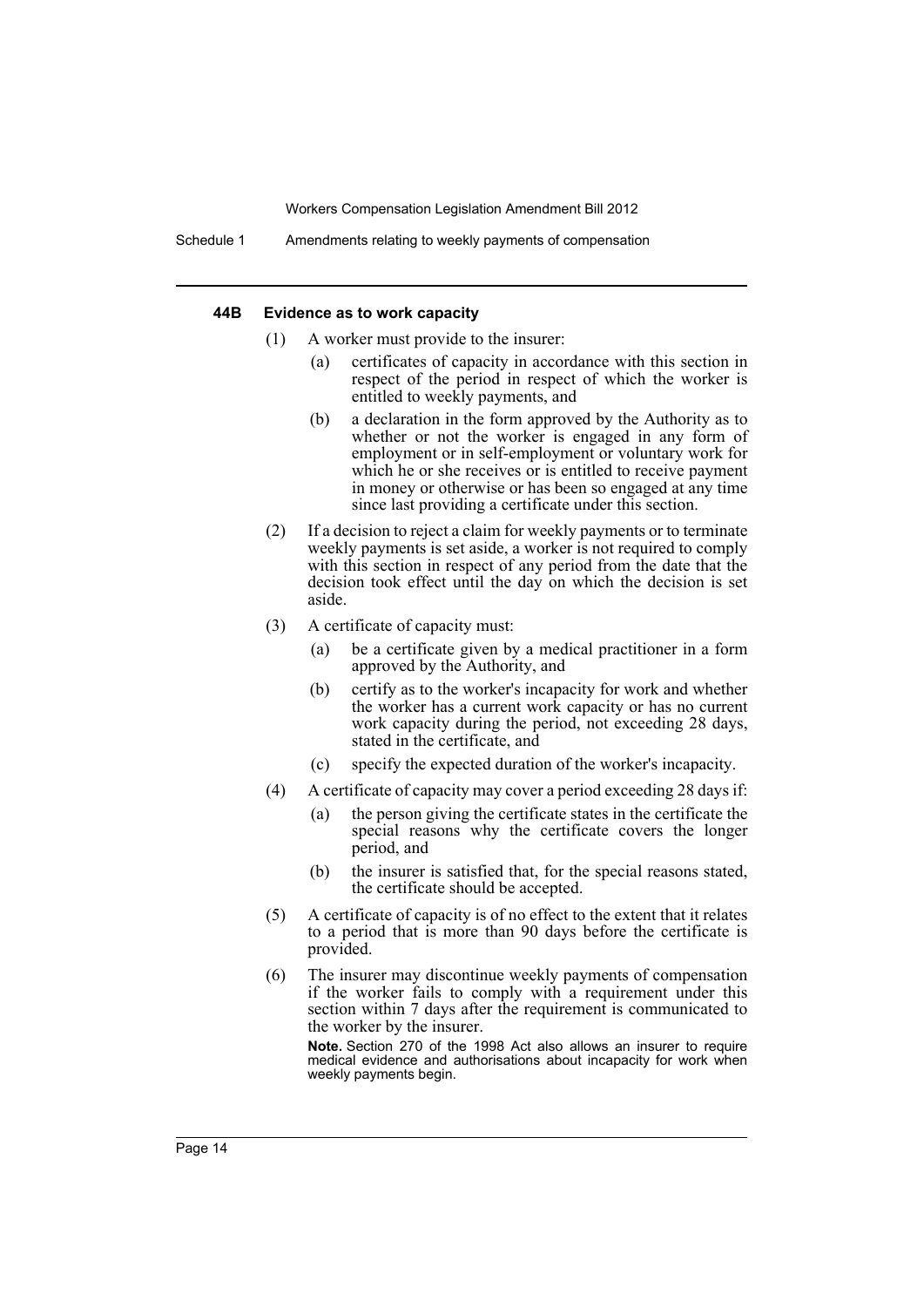#### 44B Evidence as to work capacity

(1) A worker must provide to the insurer:

  (a) certificates of capacity in accordance with this section in respect of the period in respect of which the worker is entitled to weekly payments, and

  (b) a declaration in the form approved by the Authority as to whether or not the worker is engaged in any form of employment or in self-employment or voluntary work for which he or she receives or is entitled to receive payment in money or otherwise or has been so engaged at any time since last providing a certificate under this section.

(2) If a decision to reject a claim for weekly payments or to terminate weekly payments is set aside, a worker is not required to comply with this section in respect of any period from the date that the decision took effect until the day on which the decision is set aside.

(3) A certificate of capacity must:

  (a) be a certificate given by a medical practitioner in a form approved by the Authority, and

  (b) certify as to the worker's incapacity for work and whether the worker has a current work capacity or has no current work capacity during the period, not exceeding 28 days, stated in the certificate, and

  (c) specify the expected duration of the worker's incapacity.

(4) A certificate of capacity may cover a period exceeding 28 days if:

  (a) the person giving the certificate states in the certificate the special reasons why the certificate covers the longer period, and

  (b) the insurer is satisfied that, for the special reasons stated, the certificate should be accepted.

(5) A certificate of capacity is of no effect to the extent that it relates to a period that is more than 90 days before the certificate is provided.

(6) The insurer may discontinue weekly payments of compensation if the worker fails to comply with a requirement under this section within 7 days after the requirement is communicated to the worker by the insurer.

**Note.** Section 270 of the 1998 Act also allows an insurer to require medical evidence and authorisations about incapacity for work when weekly payments begin.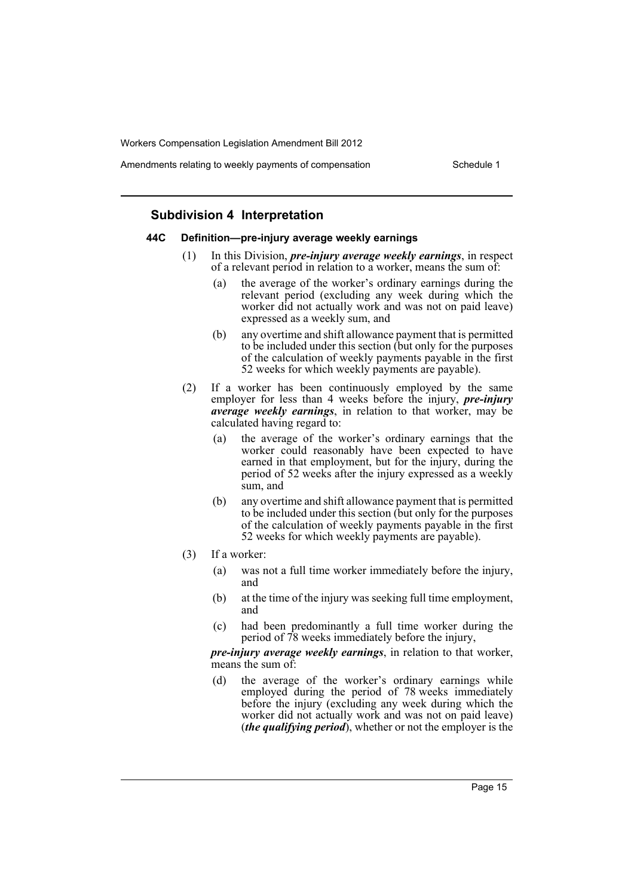## Subdivision 4 Interpretation

### 44C Definition—pre-injury average weekly earnings

(1) In this Division, ***pre-injury average weekly earnings***, in respect of a relevant period in relation to a worker, means the sum of:

  (a) the average of the worker's ordinary earnings during the relevant period (excluding any week during which the worker did not actually work and was not on paid leave) expressed as a weekly sum, and

  (b) any overtime and shift allowance payment that is permitted to be included under this section (but only for the purposes of the calculation of weekly payments payable in the first 52 weeks for which weekly payments are payable).

(2) If a worker has been continuously employed by the same employer for less than 4 weeks before the injury, ***pre-injury average weekly earnings***, in relation to that worker, may be calculated having regard to:

  (a) the average of the worker's ordinary earnings that the worker could reasonably have been expected to have earned in that employment, but for the injury, during the period of 52 weeks after the injury expressed as a weekly sum, and

  (b) any overtime and shift allowance payment that is permitted to be included under this section (but only for the purposes of the calculation of weekly payments payable in the first 52 weeks for which weekly payments are payable).

(3) If a worker:

  (a) was not a full time worker immediately before the injury, and

  (b) at the time of the injury was seeking full time employment, and

  (c) had been predominantly a full time worker during the period of 78 weeks immediately before the injury,

***pre-injury average weekly earnings***, in relation to that worker, means the sum of:

  (d) the average of the worker's ordinary earnings while employed during the period of 78 weeks immediately before the injury (excluding any week during which the worker did not actually work and was not on paid leave) (***the qualifying period***), whether or not the employer is the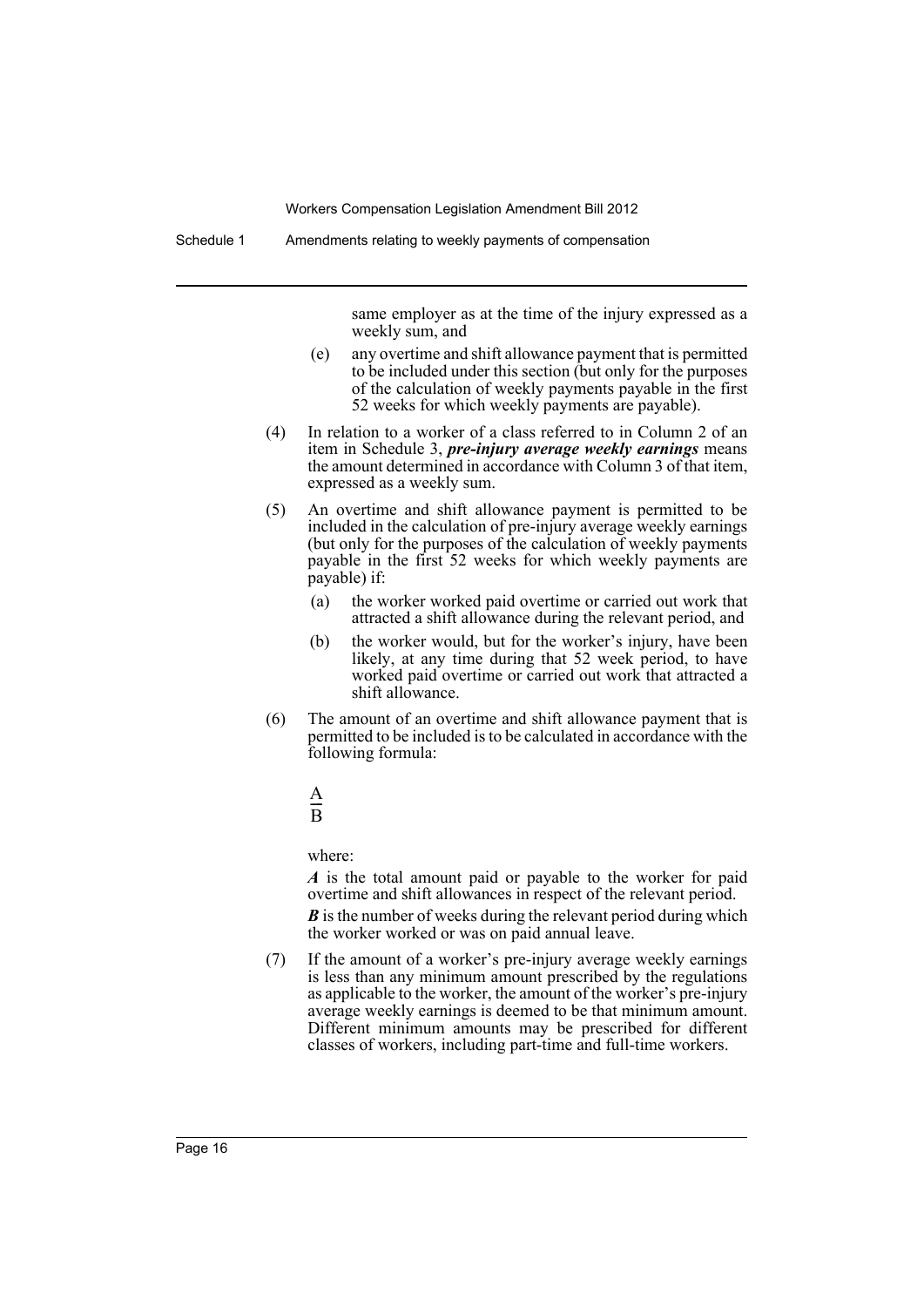same employer as at the time of the injury expressed as a weekly sum, and

(e) any overtime and shift allowance payment that is permitted to be included under this section (but only for the purposes of the calculation of weekly payments payable in the first 52 weeks for which weekly payments are payable).

(4) In relation to a worker of a class referred to in Column 2 of an item in Schedule 3, ***pre-injury average weekly earnings*** means the amount determined in accordance with Column 3 of that item, expressed as a weekly sum.

(5) An overtime and shift allowance payment is permitted to be included in the calculation of pre-injury average weekly earnings (but only for the purposes of the calculation of weekly payments payable in the first 52 weeks for which weekly payments are payable) if:

(a) the worker worked paid overtime or carried out work that attracted a shift allowance during the relevant period, and

(b) the worker would, but for the worker's injury, have been likely, at any time during that 52 week period, to have worked paid overtime or carried out work that attracted a shift allowance.

(6) The amount of an overtime and shift allowance payment that is permitted to be included is to be calculated in accordance with the following formula:

$$\frac{A}{B}$$

where:

***A*** is the total amount paid or payable to the worker for paid overtime and shift allowances in respect of the relevant period.

***B*** is the number of weeks during the relevant period during which the worker worked or was on paid annual leave.

(7) If the amount of a worker's pre-injury average weekly earnings is less than any minimum amount prescribed by the regulations as applicable to the worker, the amount of the worker's pre-injury average weekly earnings is deemed to be that minimum amount. Different minimum amounts may be prescribed for different classes of workers, including part-time and full-time workers.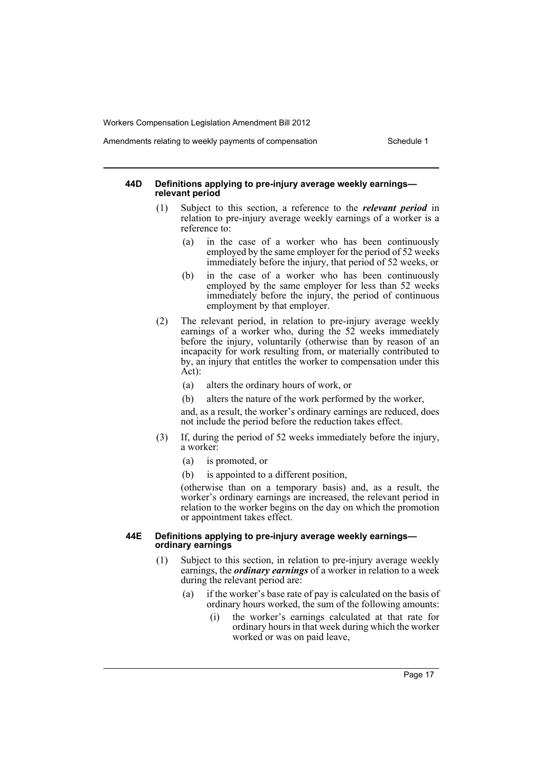#### 44D Definitions applying to pre-injury average weekly earnings—relevant period

(1) Subject to this section, a reference to the ***relevant period*** in relation to pre-injury average weekly earnings of a worker is a reference to:

- (a) in the case of a worker who has been continuously employed by the same employer for the period of 52 weeks immediately before the injury, that period of 52 weeks, or
- (b) in the case of a worker who has been continuously employed by the same employer for less than 52 weeks immediately before the injury, the period of continuous employment by that employer.

(2) The relevant period, in relation to pre-injury average weekly earnings of a worker who, during the 52 weeks immediately before the injury, voluntarily (otherwise than by reason of an incapacity for work resulting from, or materially contributed to by, an injury that entitles the worker to compensation under this Act):

- (a) alters the ordinary hours of work, or
- (b) alters the nature of the work performed by the worker,

and, as a result, the worker's ordinary earnings are reduced, does not include the period before the reduction takes effect.

(3) If, during the period of 52 weeks immediately before the injury, a worker:

- (a) is promoted, or
- (b) is appointed to a different position,

(otherwise than on a temporary basis) and, as a result, the worker's ordinary earnings are increased, the relevant period in relation to the worker begins on the day on which the promotion or appointment takes effect.

#### 44E Definitions applying to pre-injury average weekly earnings—ordinary earnings

(1) Subject to this section, in relation to pre-injury average weekly earnings, the ***ordinary earnings*** of a worker in relation to a week during the relevant period are:

- (a) if the worker's base rate of pay is calculated on the basis of ordinary hours worked, the sum of the following amounts:
  - (i) the worker's earnings calculated at that rate for ordinary hours in that week during which the worker worked or was on paid leave,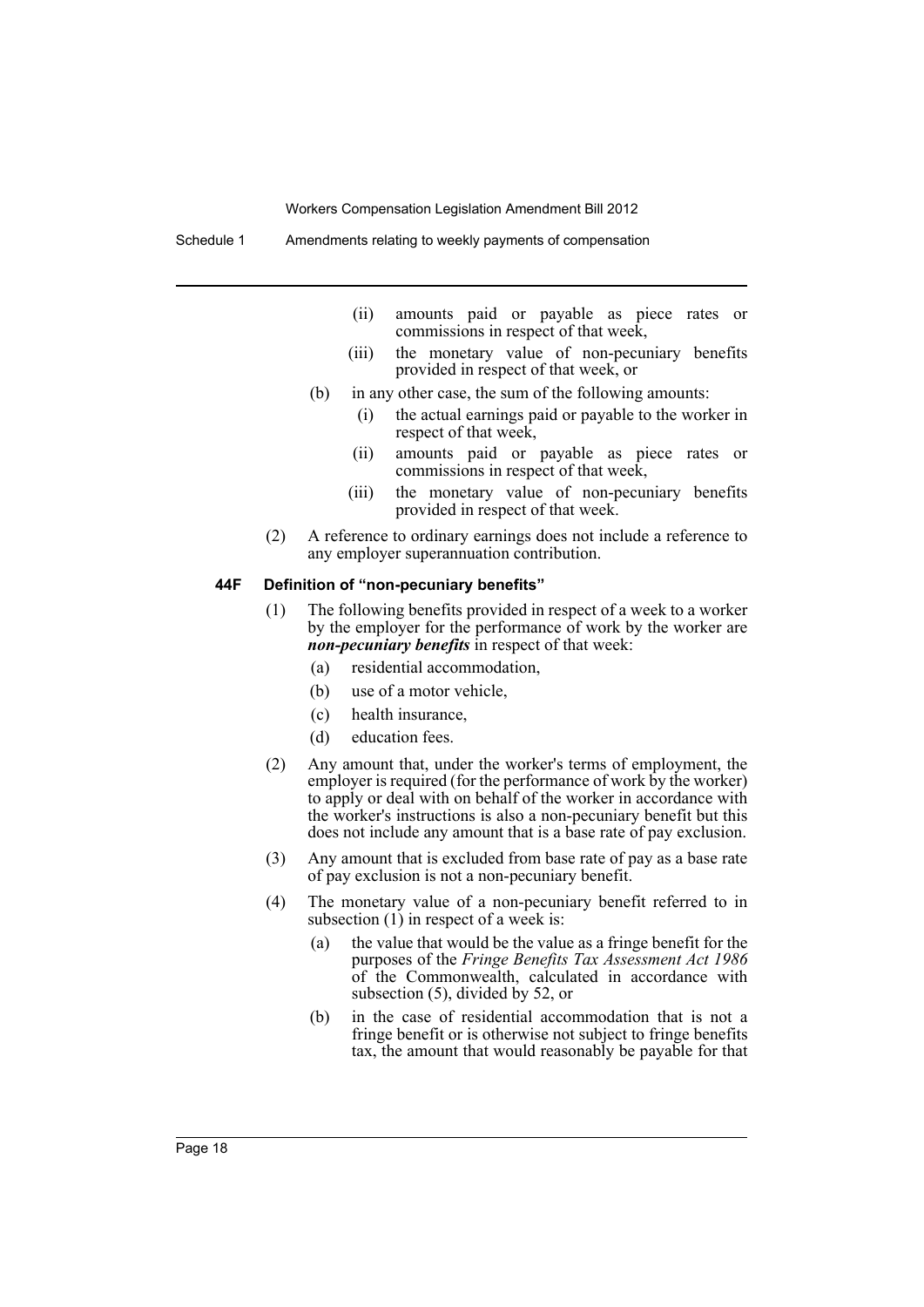(ii) amounts paid or payable as piece rates or commissions in respect of that week,

(iii) the monetary value of non-pecuniary benefits provided in respect of that week, or

(b) in any other case, the sum of the following amounts:

(i) the actual earnings paid or payable to the worker in respect of that week,

(ii) amounts paid or payable as piece rates or commissions in respect of that week,

(iii) the monetary value of non-pecuniary benefits provided in respect of that week.

(2) A reference to ordinary earnings does not include a reference to any employer superannuation contribution.

### 44F Definition of "non-pecuniary benefits"

(1) The following benefits provided in respect of a week to a worker by the employer for the performance of work by the worker are ***non-pecuniary benefits*** in respect of that week:

(a) residential accommodation,

(b) use of a motor vehicle,

(c) health insurance,

(d) education fees.

(2) Any amount that, under the worker's terms of employment, the employer is required (for the performance of work by the worker) to apply or deal with on behalf of the worker in accordance with the worker's instructions is also a non-pecuniary benefit but this does not include any amount that is a base rate of pay exclusion.

(3) Any amount that is excluded from base rate of pay as a base rate of pay exclusion is not a non-pecuniary benefit.

(4) The monetary value of a non-pecuniary benefit referred to in subsection (1) in respect of a week is:

(a) the value that would be the value as a fringe benefit for the purposes of the *Fringe Benefits Tax Assessment Act 1986* of the Commonwealth, calculated in accordance with subsection (5), divided by 52, or

(b) in the case of residential accommodation that is not a fringe benefit or is otherwise not subject to fringe benefits tax, the amount that would reasonably be payable for that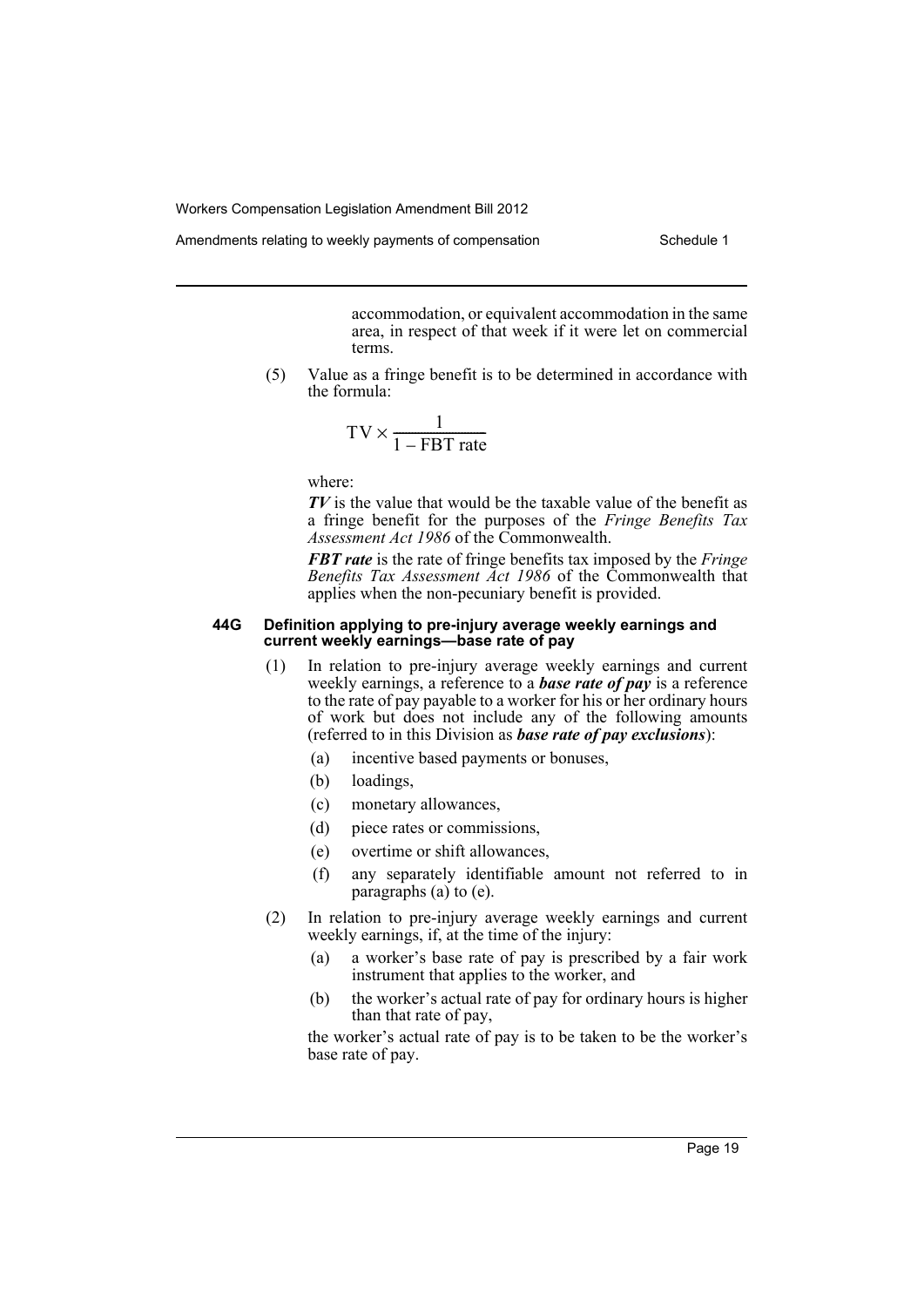accommodation, or equivalent accommodation in the same area, in respect of that week if it were let on commercial terms.

(5) Value as a fringe benefit is to be determined in accordance with the formula:

$$TV \times \frac{1}{1 - \text{FBT rate}}$$

where:

***TV*** is the value that would be the taxable value of the benefit as a fringe benefit for the purposes of the *Fringe Benefits Tax Assessment Act 1986* of the Commonwealth.

***FBT rate*** is the rate of fringe benefits tax imposed by the *Fringe Benefits Tax Assessment Act 1986* of the Commonwealth that applies when the non-pecuniary benefit is provided.

#### 44G Definition applying to pre-injury average weekly earnings and current weekly earnings—base rate of pay

(1) In relation to pre-injury average weekly earnings and current weekly earnings, a reference to a ***base rate of pay*** is a reference to the rate of pay payable to a worker for his or her ordinary hours of work but does not include any of the following amounts (referred to in this Division as ***base rate of pay exclusions***):

- (a) incentive based payments or bonuses,
- (b) loadings,
- (c) monetary allowances,
- (d) piece rates or commissions,
- (e) overtime or shift allowances,
- (f) any separately identifiable amount not referred to in paragraphs (a) to (e).

(2) In relation to pre-injury average weekly earnings and current weekly earnings, if, at the time of the injury:

- (a) a worker's base rate of pay is prescribed by a fair work instrument that applies to the worker, and
- (b) the worker's actual rate of pay for ordinary hours is higher than that rate of pay,

the worker's actual rate of pay is to be taken to be the worker's base rate of pay.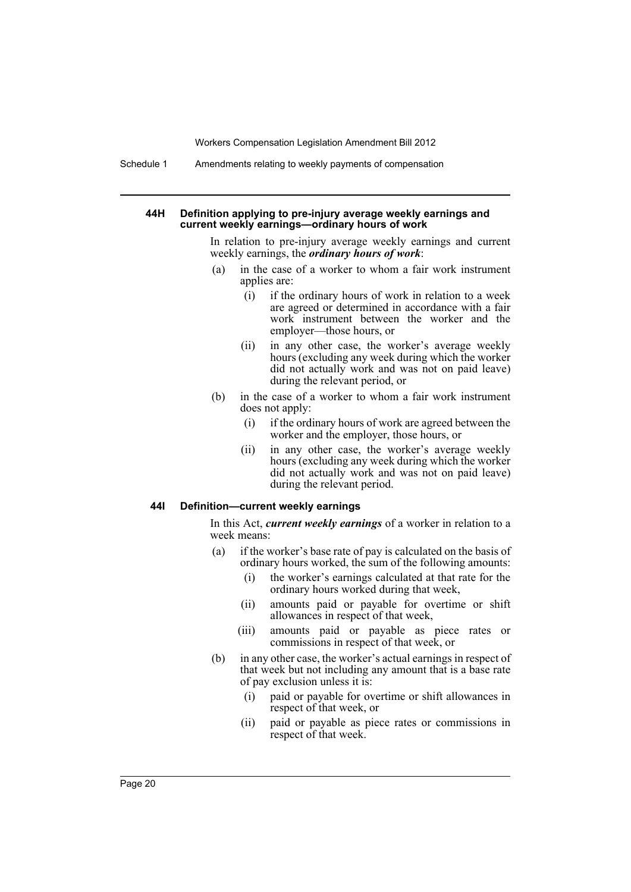#### 44H Definition applying to pre-injury average weekly earnings and current weekly earnings—ordinary hours of work

In relation to pre-injury average weekly earnings and current weekly earnings, the ***ordinary hours of work***:

- (a) in the case of a worker to whom a fair work instrument applies are:
  - (i) if the ordinary hours of work in relation to a week are agreed or determined in accordance with a fair work instrument between the worker and the employer—those hours, or
  - (ii) in any other case, the worker's average weekly hours (excluding any week during which the worker did not actually work and was not on paid leave) during the relevant period, or
- (b) in the case of a worker to whom a fair work instrument does not apply:
  - (i) if the ordinary hours of work are agreed between the worker and the employer, those hours, or
  - (ii) in any other case, the worker's average weekly hours (excluding any week during which the worker did not actually work and was not on paid leave) during the relevant period.

#### 44I Definition—current weekly earnings

In this Act, ***current weekly earnings*** of a worker in relation to a week means:

- (a) if the worker's base rate of pay is calculated on the basis of ordinary hours worked, the sum of the following amounts:
  - (i) the worker's earnings calculated at that rate for the ordinary hours worked during that week,
  - (ii) amounts paid or payable for overtime or shift allowances in respect of that week,
  - (iii) amounts paid or payable as piece rates or commissions in respect of that week, or
- (b) in any other case, the worker's actual earnings in respect of that week but not including any amount that is a base rate of pay exclusion unless it is:
  - (i) paid or payable for overtime or shift allowances in respect of that week, or
  - (ii) paid or payable as piece rates or commissions in respect of that week.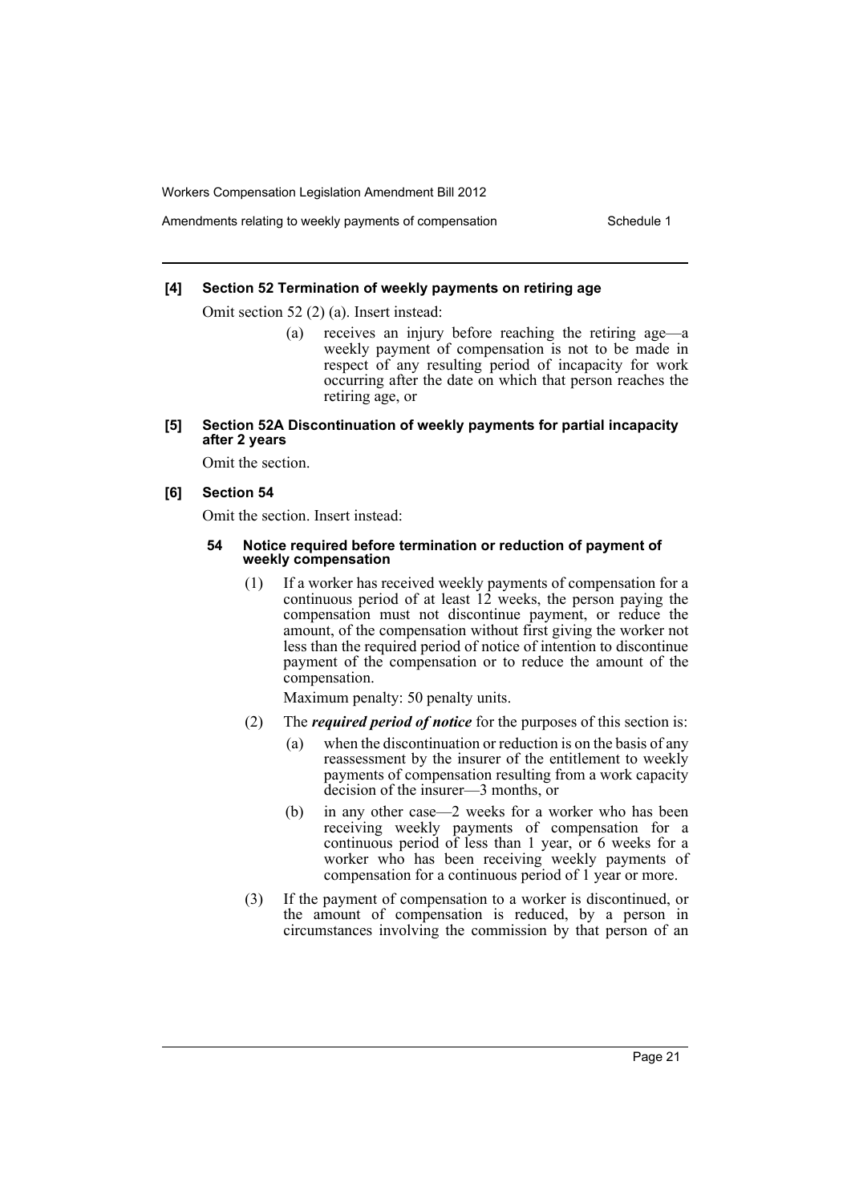### [4] Section 52 Termination of weekly payments on retiring age

Omit section 52 (2) (a). Insert instead:

> (a) receives an injury before reaching the retiring age—a weekly payment of compensation is not to be made in respect of any resulting period of incapacity for work occurring after the date on which that person reaches the retiring age, or

### [5] Section 52A Discontinuation of weekly payments for partial incapacity after 2 years

Omit the section.

### [6] Section 54

Omit the section. Insert instead:

#### 54 Notice required before termination or reduction of payment of weekly compensation

(1) If a worker has received weekly payments of compensation for a continuous period of at least 12 weeks, the person paying the compensation must not discontinue payment, or reduce the amount, of the compensation without first giving the worker not less than the required period of notice of intention to discontinue payment of the compensation or to reduce the amount of the compensation.

Maximum penalty: 50 penalty units.

(2) The ***required period of notice*** for the purposes of this section is:

- (a) when the discontinuation or reduction is on the basis of any reassessment by the insurer of the entitlement to weekly payments of compensation resulting from a work capacity decision of the insurer—3 months, or
- (b) in any other case—2 weeks for a worker who has been receiving weekly payments of compensation for a continuous period of less than 1 year, or 6 weeks for a worker who has been receiving weekly payments of compensation for a continuous period of 1 year or more.

(3) If the payment of compensation to a worker is discontinued, or the amount of compensation is reduced, by a person in circumstances involving the commission by that person of an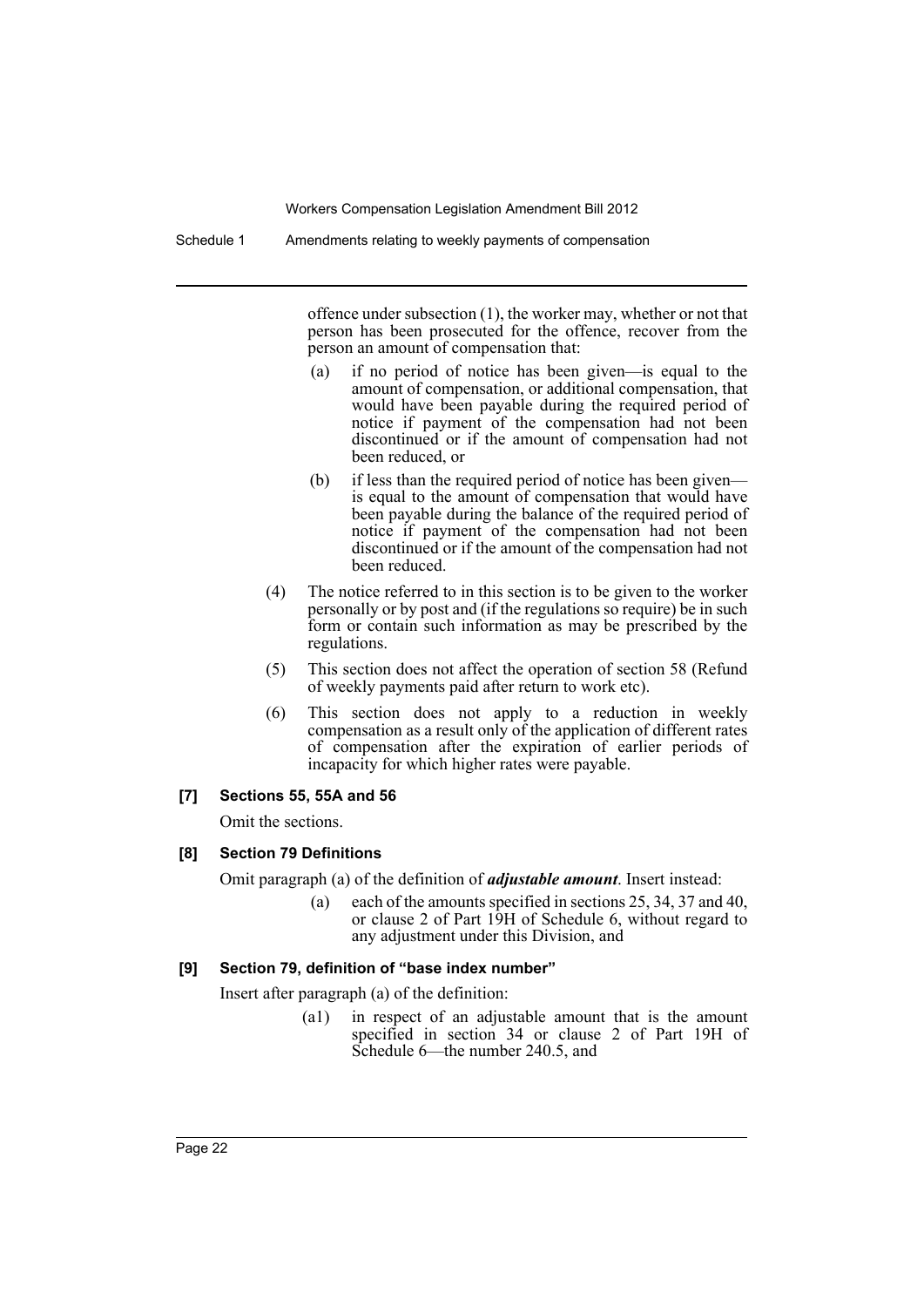offence under subsection (1), the worker may, whether or not that person has been prosecuted for the offence, recover from the person an amount of compensation that:

(a) if no period of notice has been given—is equal to the amount of compensation, or additional compensation, that would have been payable during the required period of notice if payment of the compensation had not been discontinued or if the amount of compensation had not been reduced, or

(b) if less than the required period of notice has been given—is equal to the amount of compensation that would have been payable during the balance of the required period of notice if payment of the compensation had not been discontinued or if the amount of the compensation had not been reduced.

(4) The notice referred to in this section is to be given to the worker personally or by post and (if the regulations so require) be in such form or contain such information as may be prescribed by the regulations.

(5) This section does not affect the operation of section 58 (Refund of weekly payments paid after return to work etc).

(6) This section does not apply to a reduction in weekly compensation as a result only of the application of different rates of compensation after the expiration of earlier periods of incapacity for which higher rates were payable.

**[7] Sections 55, 55A and 56**

Omit the sections.

**[8] Section 79 Definitions**

Omit paragraph (a) of the definition of ***adjustable amount***. Insert instead:

(a) each of the amounts specified in sections 25, 34, 37 and 40, or clause 2 of Part 19H of Schedule 6, without regard to any adjustment under this Division, and

**[9] Section 79, definition of "base index number"**

Insert after paragraph (a) of the definition:

(a1) in respect of an adjustable amount that is the amount specified in section 34 or clause 2 of Part 19H of Schedule 6—the number 240.5, and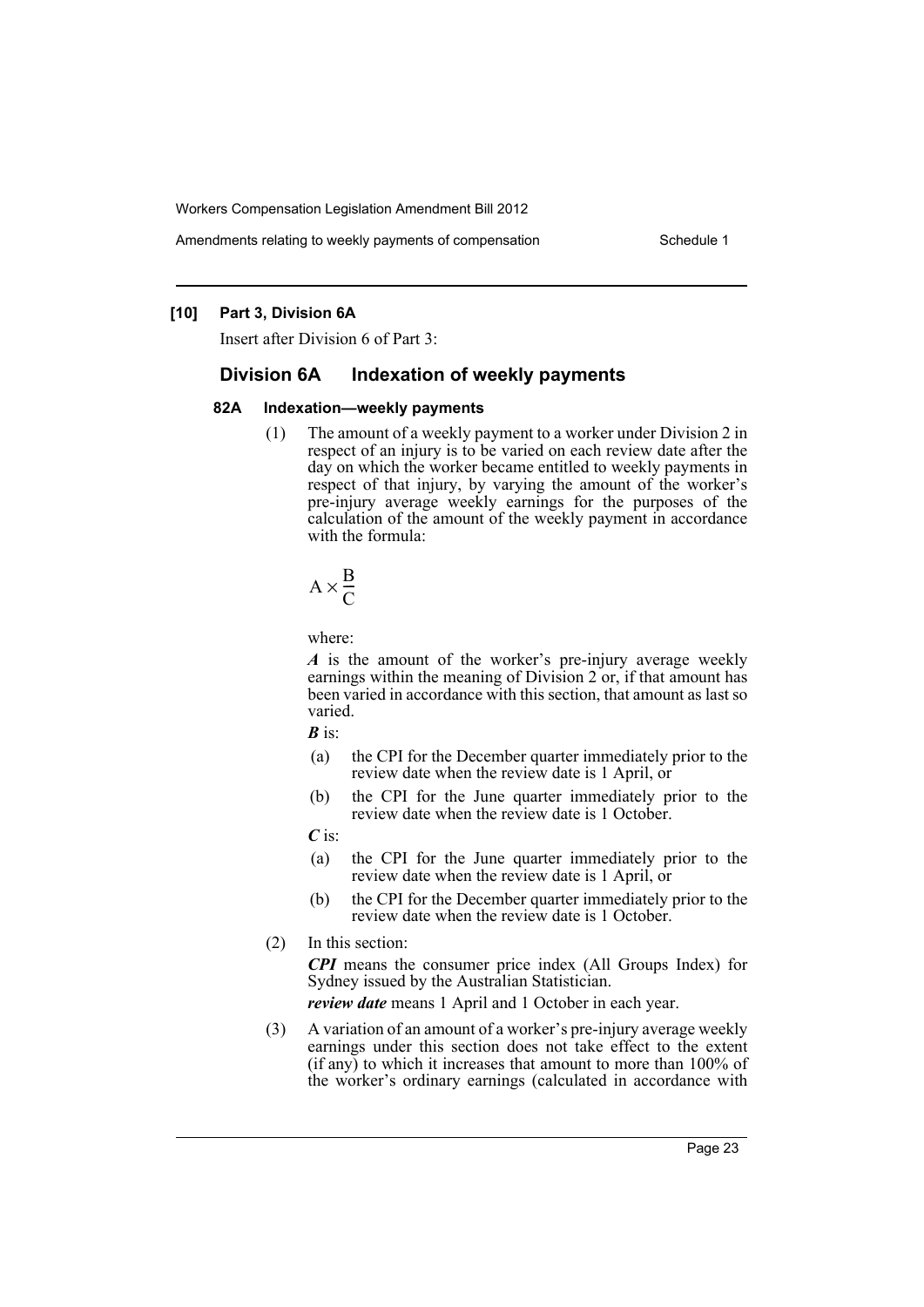**[10] Part 3, Division 6A**

Insert after Division 6 of Part 3:

## Division 6A Indexation of weekly payments

### 82A Indexation—weekly payments

(1) The amount of a weekly payment to a worker under Division 2 in respect of an injury is to be varied on each review date after the day on which the worker became entitled to weekly payments in respect of that injury, by varying the amount of the worker's pre-injury average weekly earnings for the purposes of the calculation of the amount of the weekly payment in accordance with the formula:

$$A \times \frac{B}{C}$$

where:

***A*** is the amount of the worker's pre-injury average weekly earnings within the meaning of Division 2 or, if that amount has been varied in accordance with this section, that amount as last so varied.

***B*** is:

(a) the CPI for the December quarter immediately prior to the review date when the review date is 1 April, or

(b) the CPI for the June quarter immediately prior to the review date when the review date is 1 October.

***C*** is:

(a) the CPI for the June quarter immediately prior to the review date when the review date is 1 April, or

(b) the CPI for the December quarter immediately prior to the review date when the review date is 1 October.

(2) In this section:

***CPI*** means the consumer price index (All Groups Index) for Sydney issued by the Australian Statistician.

***review date*** means 1 April and 1 October in each year.

(3) A variation of an amount of a worker's pre-injury average weekly earnings under this section does not take effect to the extent (if any) to which it increases that amount to more than 100% of the worker's ordinary earnings (calculated in accordance with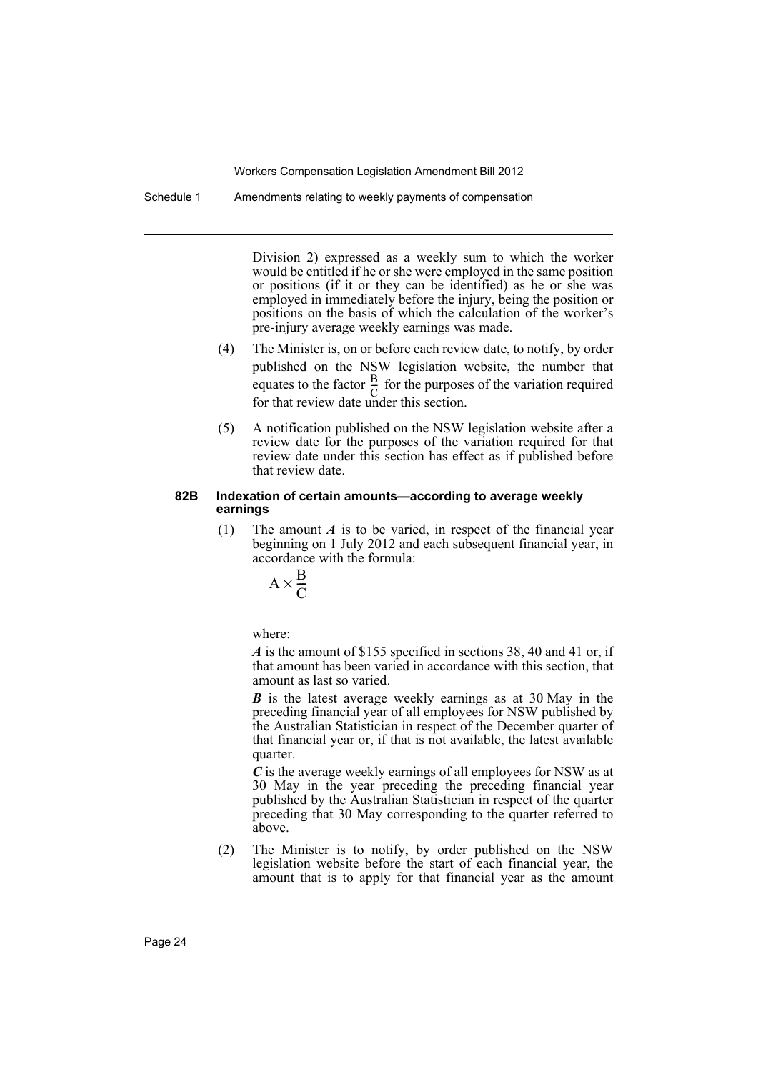Division 2) expressed as a weekly sum to which the worker would be entitled if he or she were employed in the same position or positions (if it or they can be identified) as he or she was employed in immediately before the injury, being the position or positions on the basis of which the calculation of the worker's pre-injury average weekly earnings was made.

(4) The Minister is, on or before each review date, to notify, by order published on the NSW legislation website, the number that equates to the factor $\frac{B}{C}$ for the purposes of the variation required for that review date under this section.

(5) A notification published on the NSW legislation website after a review date for the purposes of the variation required for that review date under this section has effect as if published before that review date.

#### 82B Indexation of certain amounts—according to average weekly earnings

(1) The amount ***A*** is to be varied, in respect of the financial year beginning on 1 July 2012 and each subsequent financial year, in accordance with the formula:

$$A \times \frac{B}{C}$$

where:

***A*** is the amount of $155 specified in sections 38, 40 and 41 or, if that amount has been varied in accordance with this section, that amount as last so varied.

***B*** is the latest average weekly earnings as at 30 May in the preceding financial year of all employees for NSW published by the Australian Statistician in respect of the December quarter of that financial year or, if that is not available, the latest available quarter.

***C*** is the average weekly earnings of all employees for NSW as at 30 May in the year preceding the preceding financial year published by the Australian Statistician in respect of the quarter preceding that 30 May corresponding to the quarter referred to above.

(2) The Minister is to notify, by order published on the NSW legislation website before the start of each financial year, the amount that is to apply for that financial year as the amount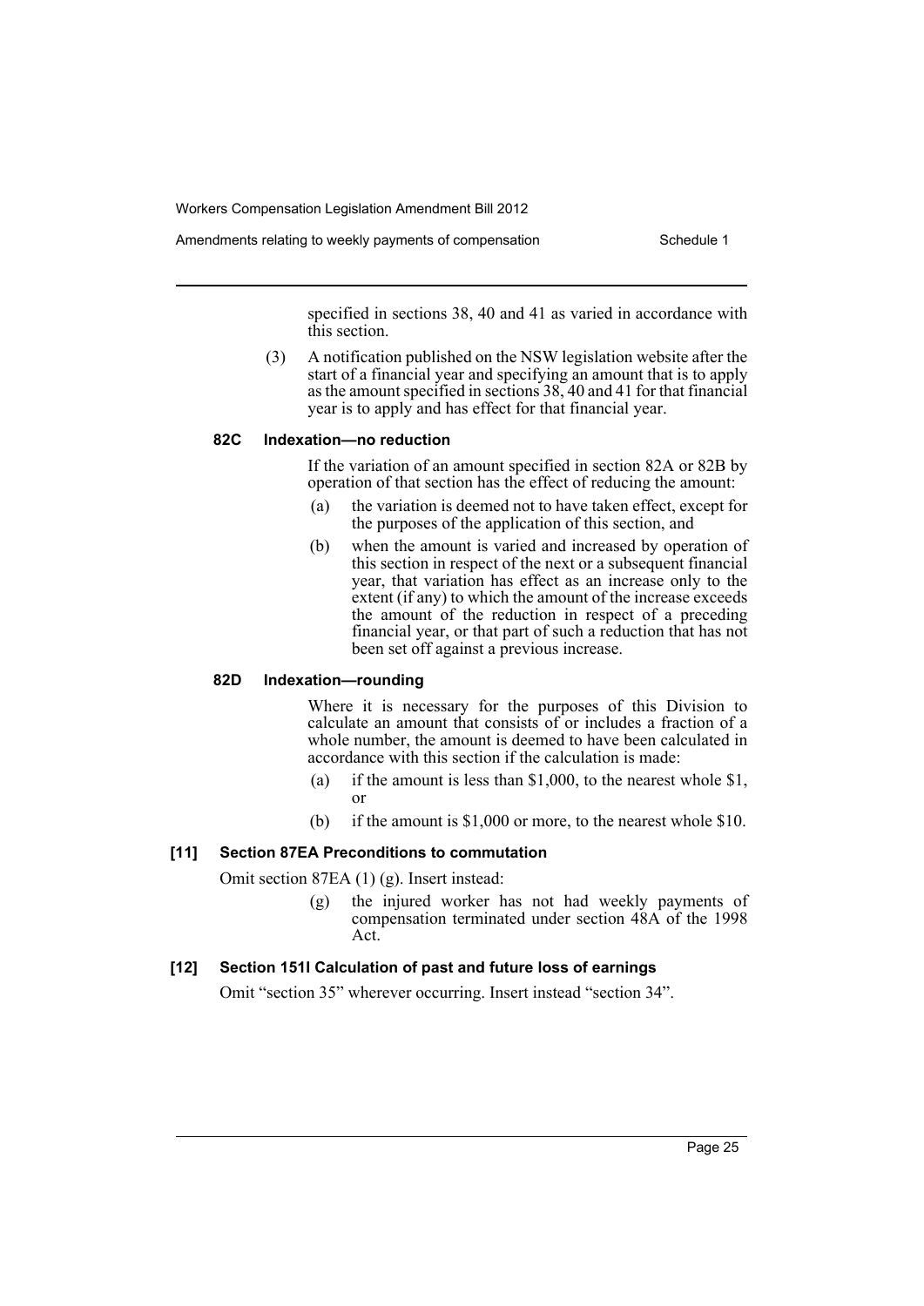specified in sections 38, 40 and 41 as varied in accordance with this section.

(3) A notification published on the NSW legislation website after the start of a financial year and specifying an amount that is to apply as the amount specified in sections 38, 40 and 41 for that financial year is to apply and has effect for that financial year.

**82C Indexation—no reduction**

If the variation of an amount specified in section 82A or 82B by operation of that section has the effect of reducing the amount:

(a) the variation is deemed not to have taken effect, except for the purposes of the application of this section, and

(b) when the amount is varied and increased by operation of this section in respect of the next or a subsequent financial year, that variation has effect as an increase only to the extent (if any) to which the amount of the increase exceeds the amount of the reduction in respect of a preceding financial year, or that part of such a reduction that has not been set off against a previous increase.

**82D Indexation—rounding**

Where it is necessary for the purposes of this Division to calculate an amount that consists of or includes a fraction of a whole number, the amount is deemed to have been calculated in accordance with this section if the calculation is made:

(a) if the amount is less than $1,000, to the nearest whole $1, or

(b) if the amount is $1,000 or more, to the nearest whole $10.

**[11] Section 87EA Preconditions to commutation**

Omit section 87EA (1) (g). Insert instead:

(g) the injured worker has not had weekly payments of compensation terminated under section 48A of the 1998 Act.

**[12] Section 151I Calculation of past and future loss of earnings**

Omit "section 35" wherever occurring. Insert instead "section 34".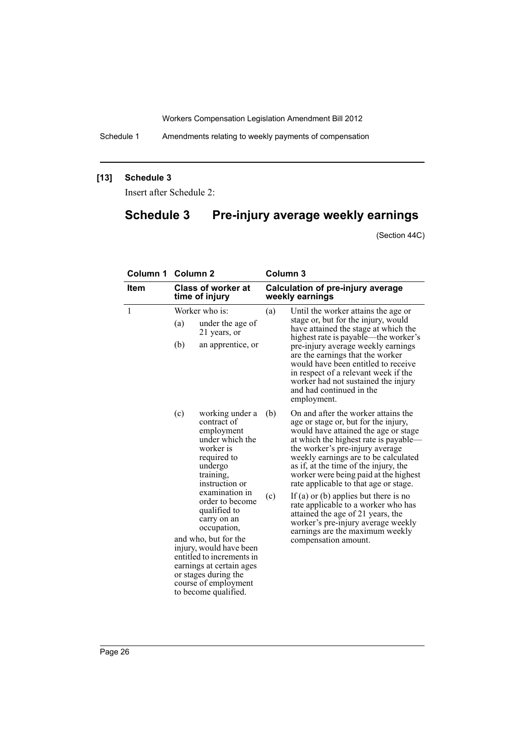**[13] Schedule 3**

Insert after Schedule 2:

# Schedule 3 Pre-injury average weekly earnings

(Section 44C)

| Column 1 | Column 2 | Column 3 |
|---|---|---|
| **Item** | **Class of worker at time of injury** | **Calculation of pre-injury average weekly earnings** |
| 1 | Worker who is: (a) under the age of 21 years, or (b) an apprentice, or (c) working under a contract of employment under which the worker is required to undergo training, instruction or examination in order to become qualified to carry on an occupation, and who, but for the injury, would have been entitled to increments in earnings at certain ages or stages during the course of employment to become qualified. | (a) Until the worker attains the age or stage or, but for the injury, would have attained the stage at which the highest rate is payable—the worker's pre-injury average weekly earnings are the earnings that the worker would have been entitled to receive in respect of a relevant week if the worker had not sustained the injury and had continued in the employment. (b) On and after the worker attains the age or stage or, but for the injury, would have attained the age or stage at which the highest rate is payable—the worker's pre-injury average weekly earnings are to be calculated as if, at the time of the injury, the worker were being paid at the highest rate applicable to that age or stage. (c) If (a) or (b) applies but there is no rate applicable to a worker who has attained the age of 21 years, the worker's pre-injury average weekly earnings are the maximum weekly compensation amount. |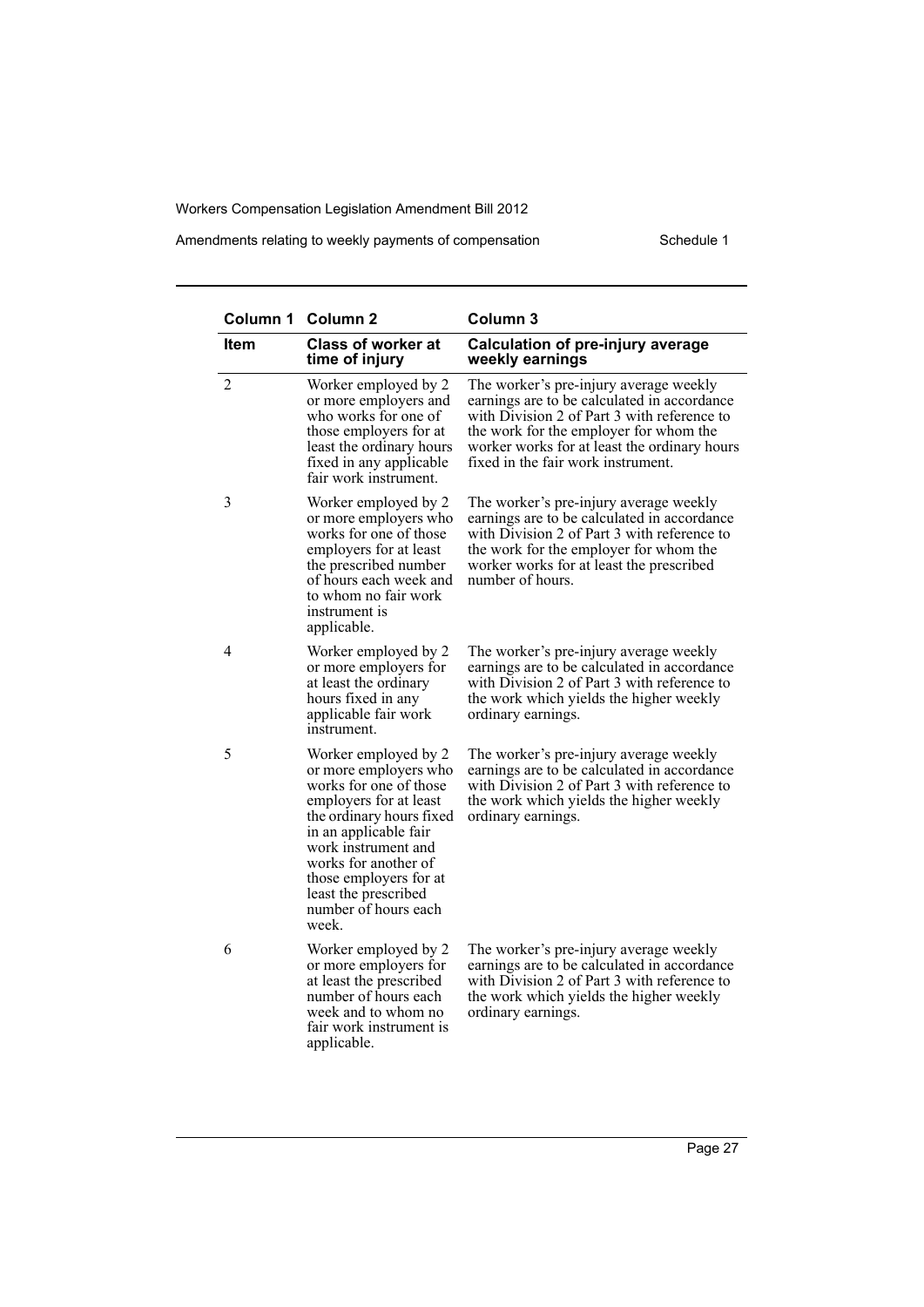| Column 1 | Column 2 | Column 3 |
| --- | --- | --- |
| **Item** | **Class of worker at time of injury** | **Calculation of pre-injury average weekly earnings** |
| 2 | Worker employed by 2 or more employers and who works for one of those employers for at least the ordinary hours fixed in any applicable fair work instrument. | The worker's pre-injury average weekly earnings are to be calculated in accordance with Division 2 of Part 3 with reference to the work for the employer for whom the worker works for at least the ordinary hours fixed in the fair work instrument. |
| 3 | Worker employed by 2 or more employers who works for one of those employers for at least the prescribed number of hours each week and to whom no fair work instrument is applicable. | The worker's pre-injury average weekly earnings are to be calculated in accordance with Division 2 of Part 3 with reference to the work for the employer for whom the worker works for at least the prescribed number of hours. |
| 4 | Worker employed by 2 or more employers for at least the ordinary hours fixed in any applicable fair work instrument. | The worker's pre-injury average weekly earnings are to be calculated in accordance with Division 2 of Part 3 with reference to the work which yields the higher weekly ordinary earnings. |
| 5 | Worker employed by 2 or more employers who works for one of those employers for at least the ordinary hours fixed in an applicable fair work instrument and works for another of those employers for at least the prescribed number of hours each week. | The worker's pre-injury average weekly earnings are to be calculated in accordance with Division 2 of Part 3 with reference to the work which yields the higher weekly ordinary earnings. |
| 6 | Worker employed by 2 or more employers for at least the prescribed number of hours each week and to whom no fair work instrument is applicable. | The worker's pre-injury average weekly earnings are to be calculated in accordance with Division 2 of Part 3 with reference to the work which yields the higher weekly ordinary earnings. |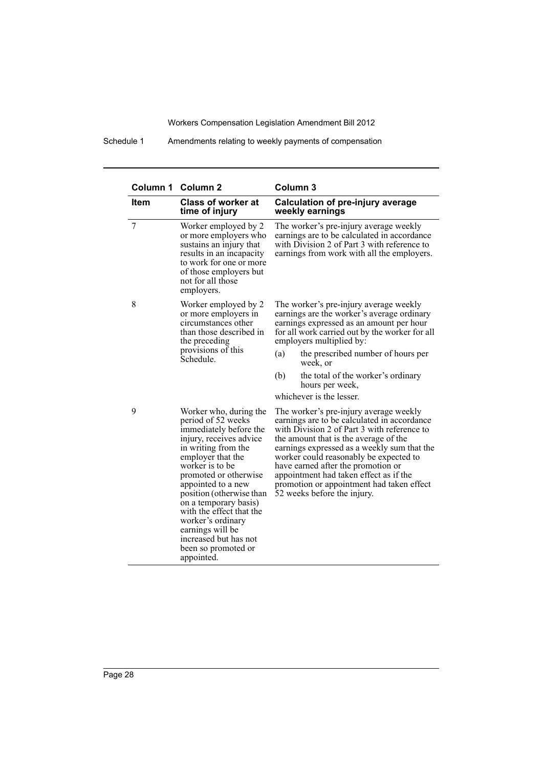| Column 1 | Column 2 | Column 3 |
|---|---|---|
| **Item** | **Class of worker at time of injury** | **Calculation of pre-injury average weekly earnings** |
| 7 | Worker employed by 2 or more employers who sustains an injury that results in an incapacity to work for one or more of those employers but not for all those employers. | The worker's pre-injury average weekly earnings are to be calculated in accordance with Division 2 of Part 3 with reference to earnings from work with all the employers. |
| 8 | Worker employed by 2 or more employers in circumstances other than those described in the preceding provisions of this Schedule. | The worker's pre-injury average weekly earnings are the worker's average ordinary earnings expressed as an amount per hour for all work carried out by the worker for all employers multiplied by: (a) the prescribed number of hours per week, or (b) the total of the worker's ordinary hours per week, whichever is the lesser. |
| 9 | Worker who, during the period of 52 weeks immediately before the injury, receives advice in writing from the employer that the worker is to be promoted or otherwise appointed to a new position (otherwise than on a temporary basis) with the effect that the worker's ordinary earnings will be increased but has not been so promoted or appointed. | The worker's pre-injury average weekly earnings are to be calculated in accordance with Division 2 of Part 3 with reference to the amount that is the average of the earnings expressed as a weekly sum that the worker could reasonably be expected to have earned after the promotion or appointment had taken effect as if the promotion or appointment had taken effect 52 weeks before the injury. |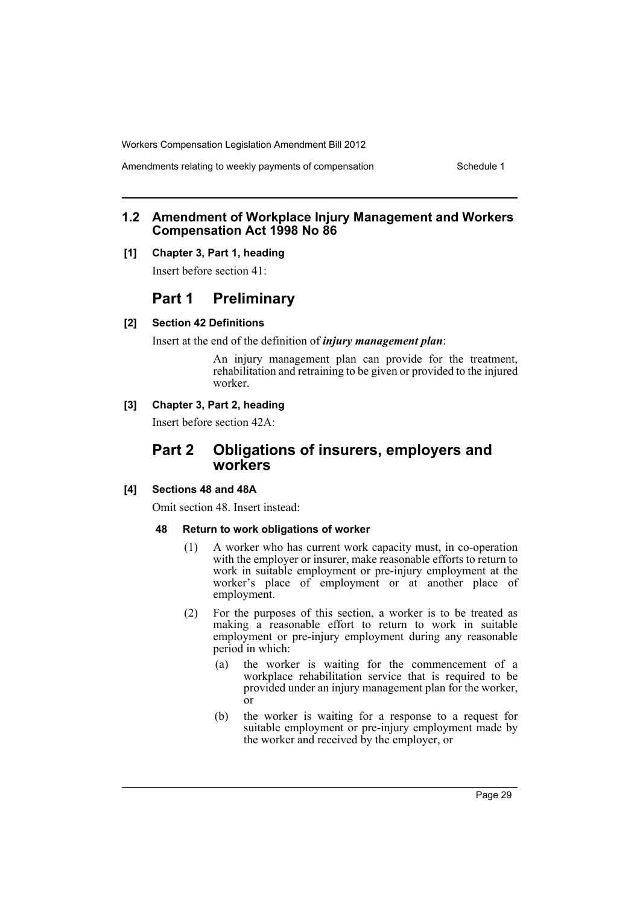## 1.2 Amendment of Workplace Injury Management and Workers Compensation Act 1998 No 86

**[1] Chapter 3, Part 1, heading**

Insert before section 41:

# Part 1 Preliminary

**[2] Section 42 Definitions**

Insert at the end of the definition of ***injury management plan***:

> An injury management plan can provide for the treatment, rehabilitation and retraining to be given or provided to the injured worker.

**[3] Chapter 3, Part 2, heading**

Insert before section 42A:

# Part 2 Obligations of insurers, employers and workers

**[4] Sections 48 and 48A**

Omit section 48. Insert instead:

**48 Return to work obligations of worker**

(1) A worker who has current work capacity must, in co-operation with the employer or insurer, make reasonable efforts to return to work in suitable employment or pre-injury employment at the worker's place of employment or at another place of employment.

(2) For the purposes of this section, a worker is to be treated as making a reasonable effort to return to work in suitable employment or pre-injury employment during any reasonable period in which:

(a) the worker is waiting for the commencement of a workplace rehabilitation service that is required to be provided under an injury management plan for the worker, or

(b) the worker is waiting for a response to a request for suitable employment or pre-injury employment made by the worker and received by the employer, or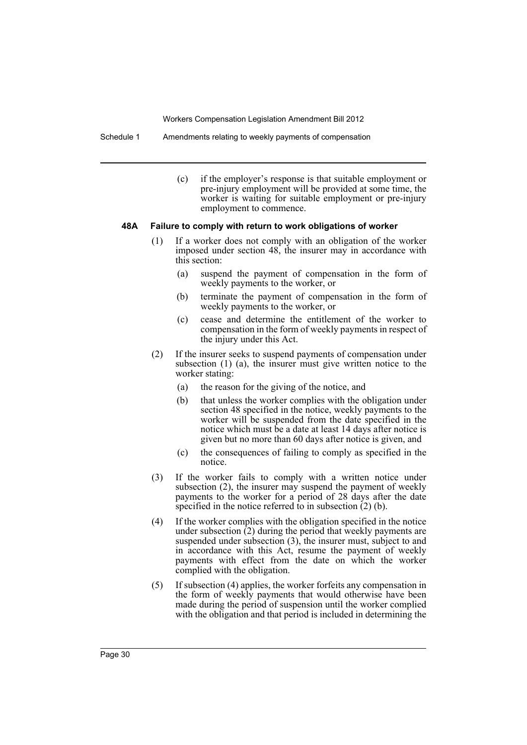(c) if the employer's response is that suitable employment or pre-injury employment will be provided at some time, the worker is waiting for suitable employment or pre-injury employment to commence.

#### 48A Failure to comply with return to work obligations of worker

(1) If a worker does not comply with an obligation of the worker imposed under section 48, the insurer may in accordance with this section:

(a) suspend the payment of compensation in the form of weekly payments to the worker, or

(b) terminate the payment of compensation in the form of weekly payments to the worker, or

(c) cease and determine the entitlement of the worker to compensation in the form of weekly payments in respect of the injury under this Act.

(2) If the insurer seeks to suspend payments of compensation under subsection (1) (a), the insurer must give written notice to the worker stating:

(a) the reason for the giving of the notice, and

(b) that unless the worker complies with the obligation under section 48 specified in the notice, weekly payments to the worker will be suspended from the date specified in the notice which must be a date at least 14 days after notice is given but no more than 60 days after notice is given, and

(c) the consequences of failing to comply as specified in the notice.

(3) If the worker fails to comply with a written notice under subsection (2), the insurer may suspend the payment of weekly payments to the worker for a period of 28 days after the date specified in the notice referred to in subsection (2) (b).

(4) If the worker complies with the obligation specified in the notice under subsection (2) during the period that weekly payments are suspended under subsection (3), the insurer must, subject to and in accordance with this Act, resume the payment of weekly payments with effect from the date on which the worker complied with the obligation.

(5) If subsection (4) applies, the worker forfeits any compensation in the form of weekly payments that would otherwise have been made during the period of suspension until the worker complied with the obligation and that period is included in determining the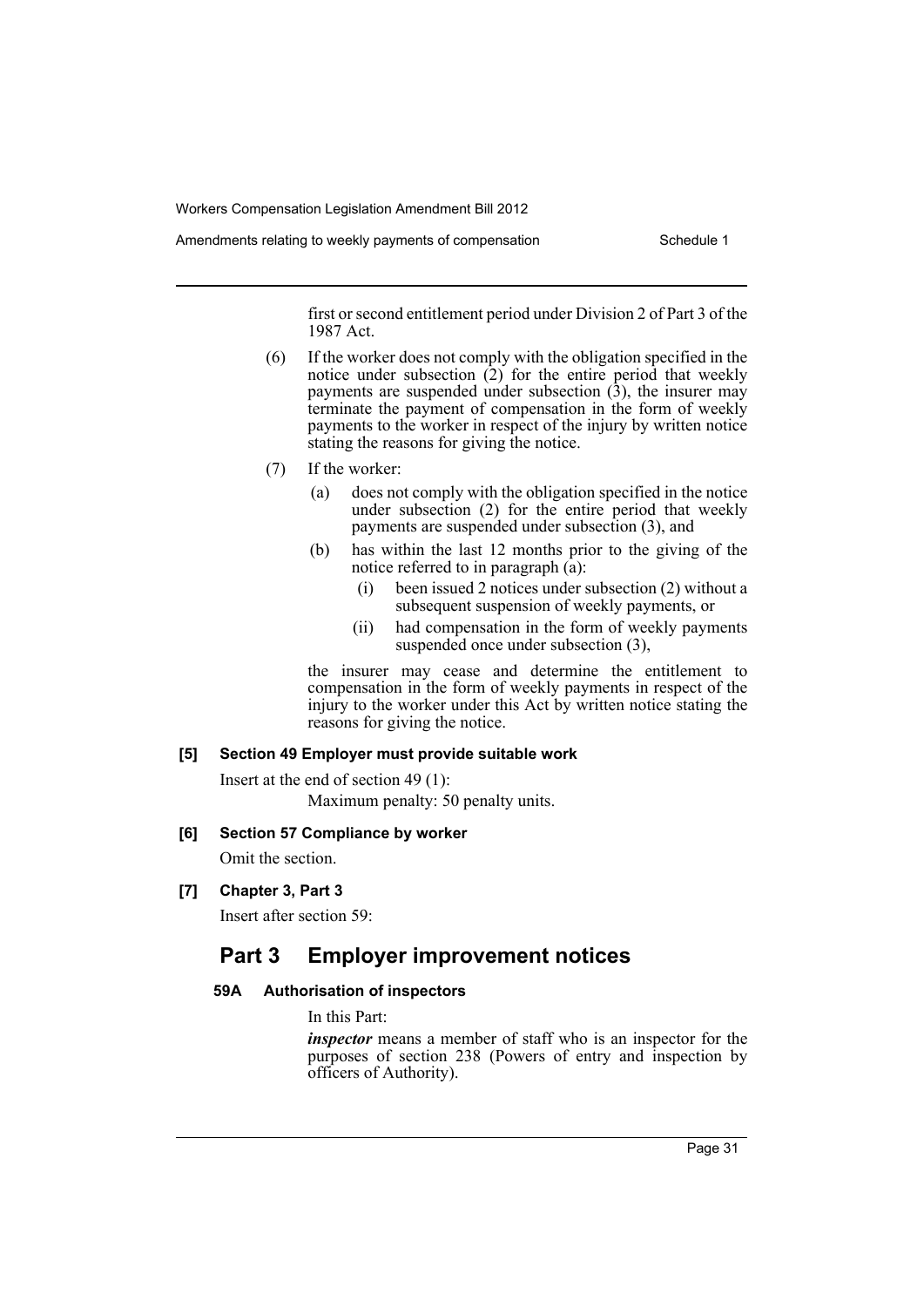first or second entitlement period under Division 2 of Part 3 of the 1987 Act.

(6) If the worker does not comply with the obligation specified in the notice under subsection (2) for the entire period that weekly payments are suspended under subsection (3), the insurer may terminate the payment of compensation in the form of weekly payments to the worker in respect of the injury by written notice stating the reasons for giving the notice.

(7) If the worker:

- (a) does not comply with the obligation specified in the notice under subsection (2) for the entire period that weekly payments are suspended under subsection (3), and
- (b) has within the last 12 months prior to the giving of the notice referred to in paragraph (a):
  - (i) been issued 2 notices under subsection (2) without a subsequent suspension of weekly payments, or
  - (ii) had compensation in the form of weekly payments suspended once under subsection (3),

the insurer may cease and determine the entitlement to compensation in the form of weekly payments in respect of the injury to the worker under this Act by written notice stating the reasons for giving the notice.

#### [5] Section 49 Employer must provide suitable work

Insert at the end of section 49 (1):

Maximum penalty: 50 penalty units.

#### [6] Section 57 Compliance by worker

Omit the section.

#### [7] Chapter 3, Part 3

Insert after section 59:

## Part 3 Employer improvement notices

### 59A Authorisation of inspectors

In this Part:

***inspector*** means a member of staff who is an inspector for the purposes of section 238 (Powers of entry and inspection by officers of Authority).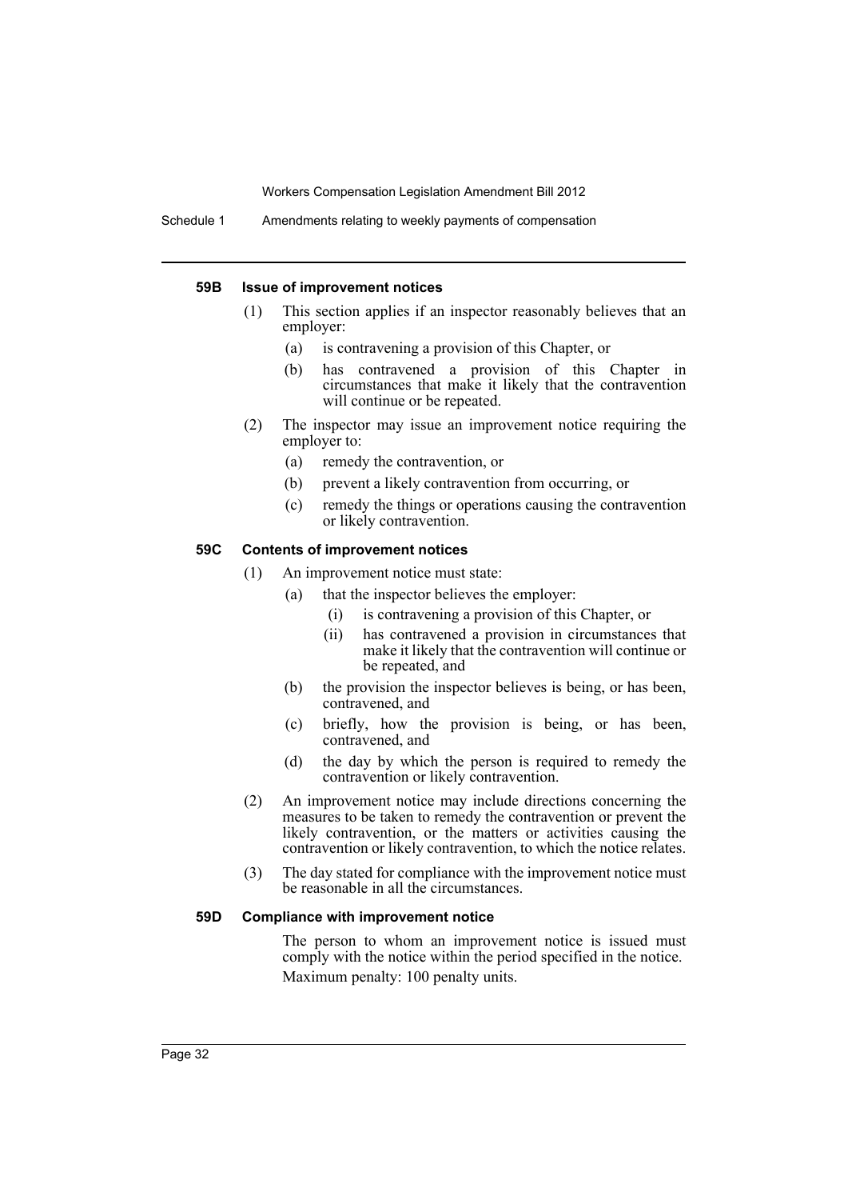#### 59B Issue of improvement notices

(1) This section applies if an inspector reasonably believes that an employer:

  (a) is contravening a provision of this Chapter, or

  (b) has contravened a provision of this Chapter in circumstances that make it likely that the contravention will continue or be repeated.

(2) The inspector may issue an improvement notice requiring the employer to:

  (a) remedy the contravention, or

  (b) prevent a likely contravention from occurring, or

  (c) remedy the things or operations causing the contravention or likely contravention.

#### 59C Contents of improvement notices

(1) An improvement notice must state:

  (a) that the inspector believes the employer:

    (i) is contravening a provision of this Chapter, or

    (ii) has contravened a provision in circumstances that make it likely that the contravention will continue or be repeated, and

  (b) the provision the inspector believes is being, or has been, contravened, and

  (c) briefly, how the provision is being, or has been, contravened, and

  (d) the day by which the person is required to remedy the contravention or likely contravention.

(2) An improvement notice may include directions concerning the measures to be taken to remedy the contravention or prevent the likely contravention, or the matters or activities causing the contravention or likely contravention, to which the notice relates.

(3) The day stated for compliance with the improvement notice must be reasonable in all the circumstances.

#### 59D Compliance with improvement notice

The person to whom an improvement notice is issued must comply with the notice within the period specified in the notice.

Maximum penalty: 100 penalty units.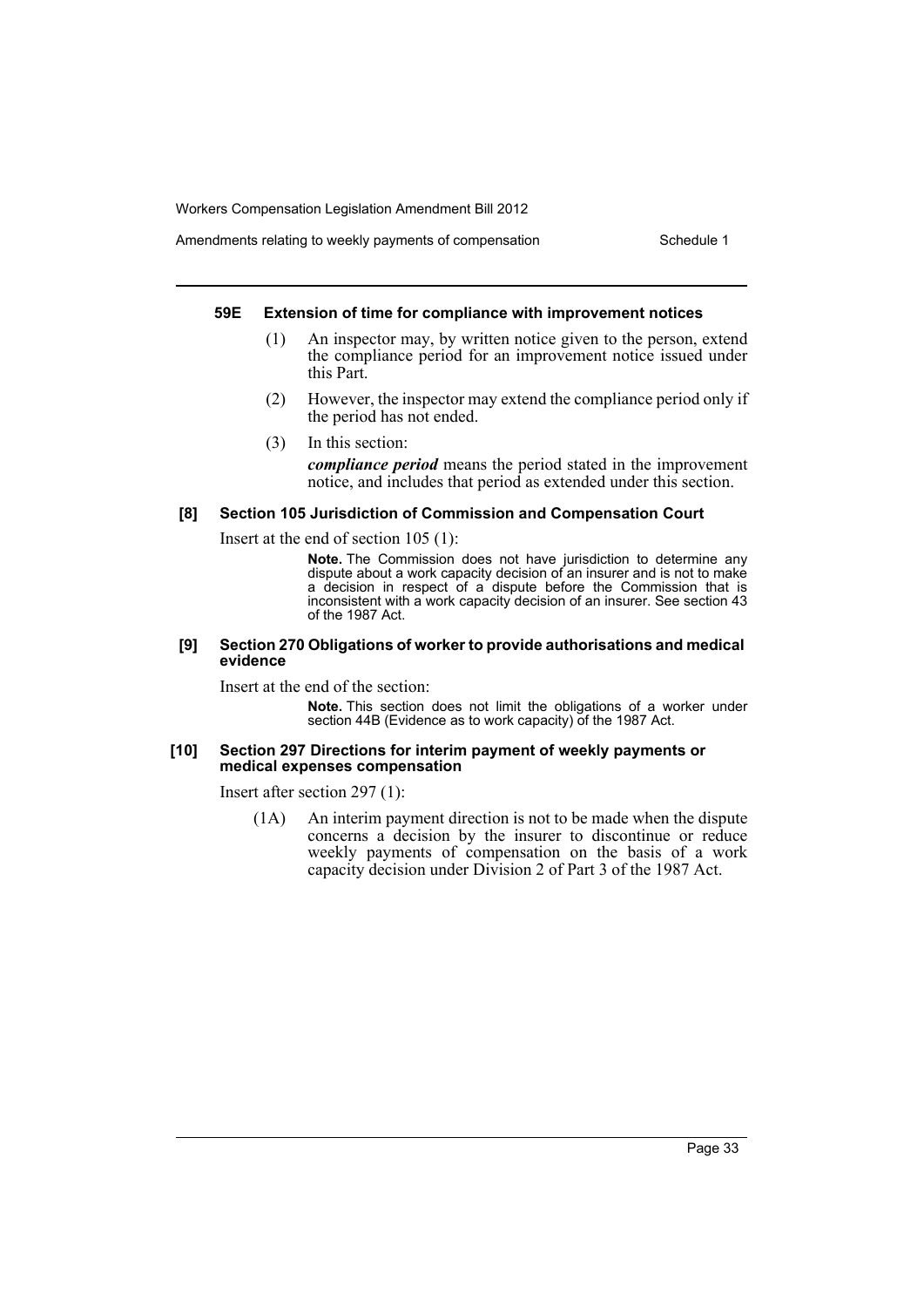#### 59E Extension of time for compliance with improvement notices

(1) An inspector may, by written notice given to the person, extend the compliance period for an improvement notice issued under this Part.

(2) However, the inspector may extend the compliance period only if the period has not ended.

(3) In this section:

***compliance period*** means the period stated in the improvement notice, and includes that period as extended under this section.

#### [8] Section 105 Jurisdiction of Commission and Compensation Court

Insert at the end of section 105 (1):

> **Note.** The Commission does not have jurisdiction to determine any dispute about a work capacity decision of an insurer and is not to make a decision in respect of a dispute before the Commission that is inconsistent with a work capacity decision of an insurer. See section 43 of the 1987 Act.

#### [9] Section 270 Obligations of worker to provide authorisations and medical evidence

Insert at the end of the section:

> **Note.** This section does not limit the obligations of a worker under section 44B (Evidence as to work capacity) of the 1987 Act.

#### [10] Section 297 Directions for interim payment of weekly payments or medical expenses compensation

Insert after section 297 (1):

(1A) An interim payment direction is not to be made when the dispute concerns a decision by the insurer to discontinue or reduce weekly payments of compensation on the basis of a work capacity decision under Division 2 of Part 3 of the 1987 Act.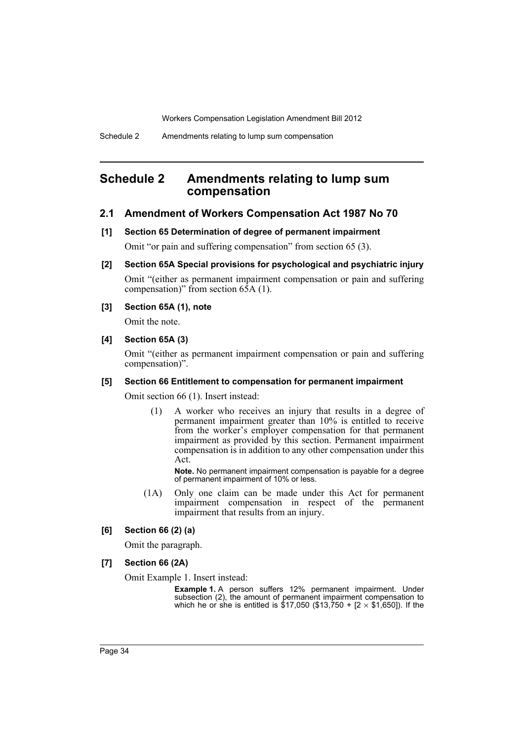# Schedule 2 Amendments relating to lump sum compensation

## 2.1 Amendment of Workers Compensation Act 1987 No 70

### [1] Section 65 Determination of degree of permanent impairment

Omit "or pain and suffering compensation" from section 65 (3).

### [2] Section 65A Special provisions for psychological and psychiatric injury

Omit "(either as permanent impairment compensation or pain and suffering compensation)" from section 65A (1).

### [3] Section 65A (1), note

Omit the note.

### [4] Section 65A (3)

Omit "(either as permanent impairment compensation or pain and suffering compensation)".

### [5] Section 66 Entitlement to compensation for permanent impairment

Omit section 66 (1). Insert instead:

> (1) A worker who receives an injury that results in a degree of permanent impairment greater than 10% is entitled to receive from the worker's employer compensation for that permanent impairment as provided by this section. Permanent impairment compensation is in addition to any other compensation under this Act.
>
> **Note.** No permanent impairment compensation is payable for a degree of permanent impairment of 10% or less.
>
> (1A) Only one claim can be made under this Act for permanent impairment compensation in respect of the permanent impairment that results from an injury.

### [6] Section 66 (2) (a)

Omit the paragraph.

### [7] Section 66 (2A)

Omit Example 1. Insert instead:

> **Example 1.** A person suffers 12% permanent impairment. Under subsection (2), the amount of permanent impairment compensation to which he or she is entitled is \$17,050 (\$13,750 + [2 × \$1,650]). If the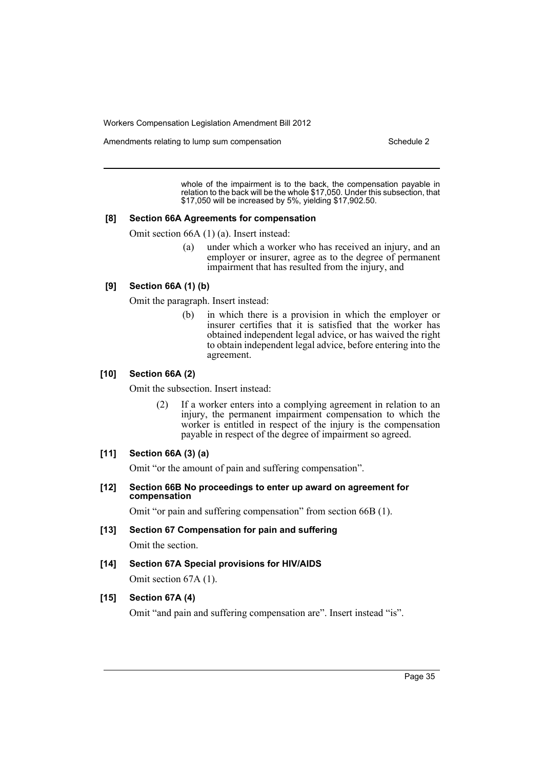whole of the impairment is to the back, the compensation payable in relation to the back will be the whole $17,050. Under this subsection, that $17,050 will be increased by 5%, yielding $17,902.50.

#### [8] Section 66A Agreements for compensation

Omit section 66A (1) (a). Insert instead:

> (a) under which a worker who has received an injury, and an employer or insurer, agree as to the degree of permanent impairment that has resulted from the injury, and

#### [9] Section 66A (1) (b)

Omit the paragraph. Insert instead:

> (b) in which there is a provision in which the employer or insurer certifies that it is satisfied that the worker has obtained independent legal advice, or has waived the right to obtain independent legal advice, before entering into the agreement.

#### [10] Section 66A (2)

Omit the subsection. Insert instead:

> (2) If a worker enters into a complying agreement in relation to an injury, the permanent impairment compensation to which the worker is entitled in respect of the injury is the compensation payable in respect of the degree of impairment so agreed.

#### [11] Section 66A (3) (a)

Omit "or the amount of pain and suffering compensation".

#### [12] Section 66B No proceedings to enter up award on agreement for compensation

Omit "or pain and suffering compensation" from section 66B (1).

#### [13] Section 67 Compensation for pain and suffering

Omit the section.

#### [14] Section 67A Special provisions for HIV/AIDS

Omit section 67A (1).

#### [15] Section 67A (4)

Omit "and pain and suffering compensation are". Insert instead "is".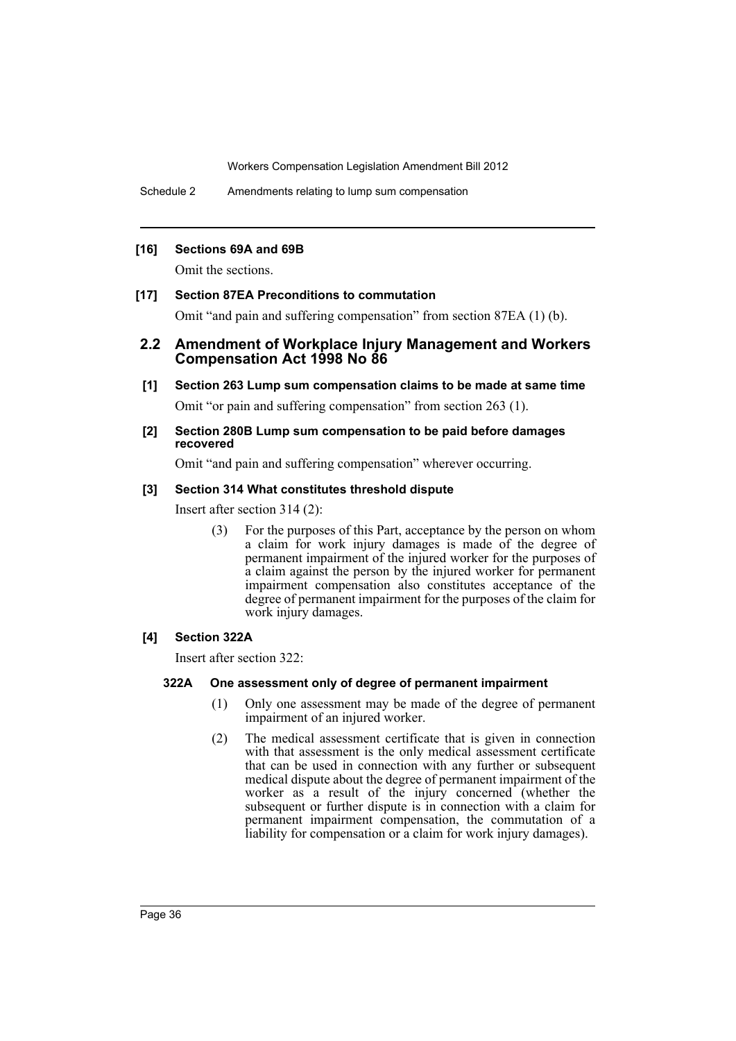**[16] Sections 69A and 69B**

Omit the sections.

**[17] Section 87EA Preconditions to commutation**

Omit "and pain and suffering compensation" from section 87EA (1) (b).

## 2.2 Amendment of Workplace Injury Management and Workers Compensation Act 1998 No 86

**[1] Section 263 Lump sum compensation claims to be made at same time**

Omit "or pain and suffering compensation" from section 263 (1).

**[2] Section 280B Lump sum compensation to be paid before damages recovered**

Omit "and pain and suffering compensation" wherever occurring.

**[3] Section 314 What constitutes threshold dispute**

Insert after section 314 (2):

(3) For the purposes of this Part, acceptance by the person on whom a claim for work injury damages is made of the degree of permanent impairment of the injured worker for the purposes of a claim against the person by the injured worker for permanent impairment compensation also constitutes acceptance of the degree of permanent impairment for the purposes of the claim for work injury damages.

**[4] Section 322A**

Insert after section 322:

**322A One assessment only of degree of permanent impairment**

(1) Only one assessment may be made of the degree of permanent impairment of an injured worker.

(2) The medical assessment certificate that is given in connection with that assessment is the only medical assessment certificate that can be used in connection with any further or subsequent medical dispute about the degree of permanent impairment of the worker as a result of the injury concerned (whether the subsequent or further dispute is in connection with a claim for permanent impairment compensation, the commutation of a liability for compensation or a claim for work injury damages).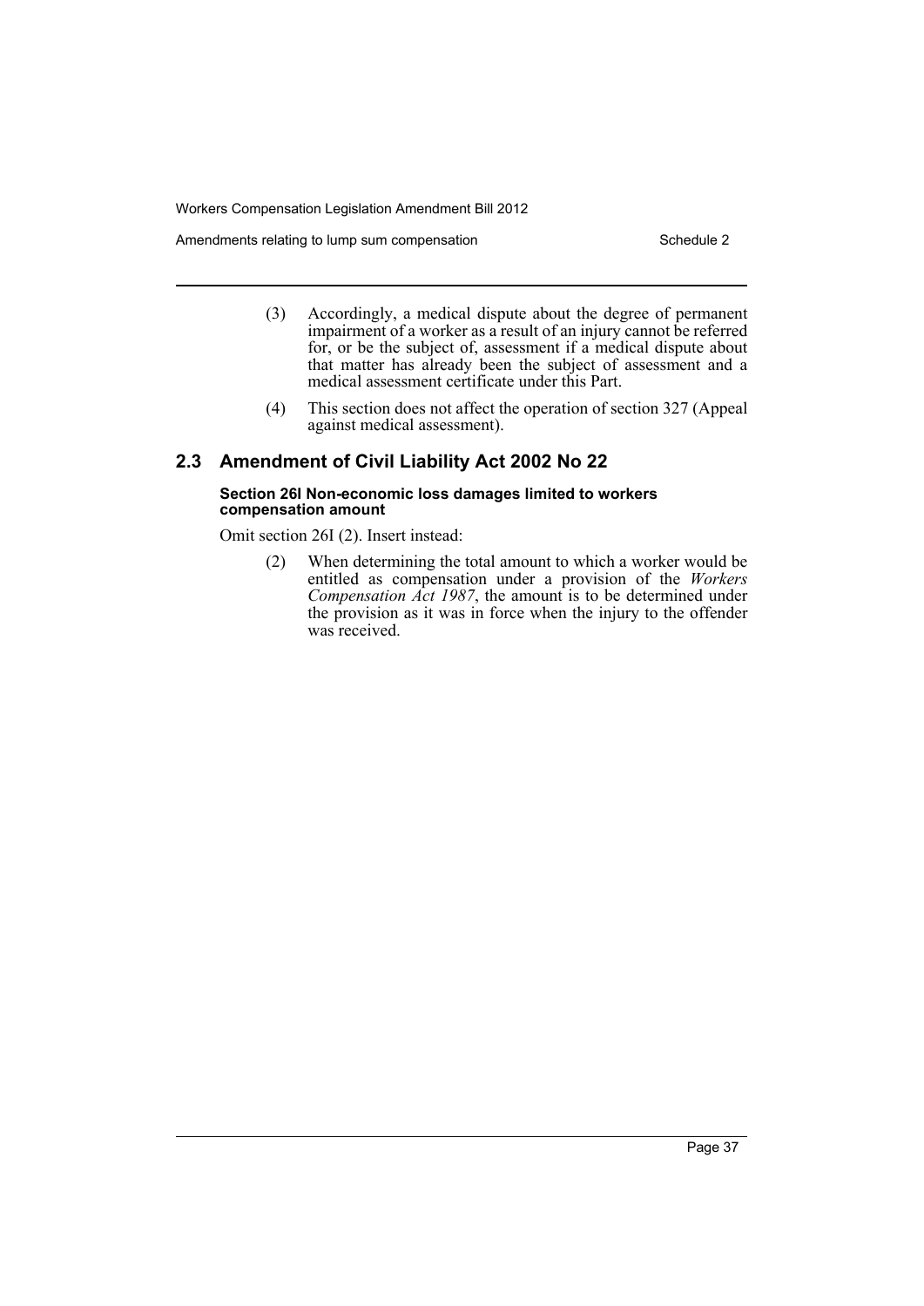(3) Accordingly, a medical dispute about the degree of permanent impairment of a worker as a result of an injury cannot be referred for, or be the subject of, assessment if a medical dispute about that matter has already been the subject of assessment and a medical assessment certificate under this Part.

(4) This section does not affect the operation of section 327 (Appeal against medical assessment).

## 2.3 Amendment of Civil Liability Act 2002 No 22

**Section 26I Non-economic loss damages limited to workers compensation amount**

Omit section 26I (2). Insert instead:

(2) When determining the total amount to which a worker would be entitled as compensation under a provision of the *Workers Compensation Act 1987*, the amount is to be determined under the provision as it was in force when the injury to the offender was received.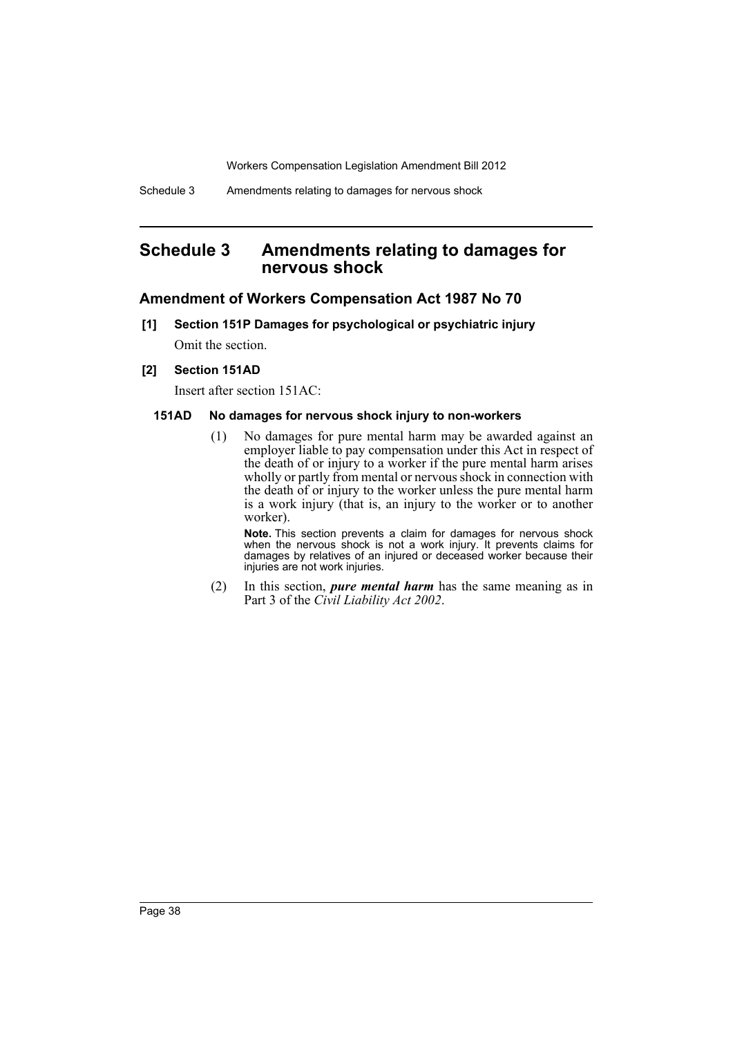# Schedule 3 Amendments relating to damages for nervous shock

## Amendment of Workers Compensation Act 1987 No 70

**[1] Section 151P Damages for psychological or psychiatric injury**

Omit the section.

**[2] Section 151AD**

Insert after section 151AC:

**151AD No damages for nervous shock injury to non-workers**

(1) No damages for pure mental harm may be awarded against an employer liable to pay compensation under this Act in respect of the death of or injury to a worker if the pure mental harm arises wholly or partly from mental or nervous shock in connection with the death of or injury to the worker unless the pure mental harm is a work injury (that is, an injury to the worker or to another worker).

**Note.** This section prevents a claim for damages for nervous shock when the nervous shock is not a work injury. It prevents claims for damages by relatives of an injured or deceased worker because their injuries are not work injuries.

(2) In this section, ***pure mental harm*** has the same meaning as in Part 3 of the *Civil Liability Act 2002*.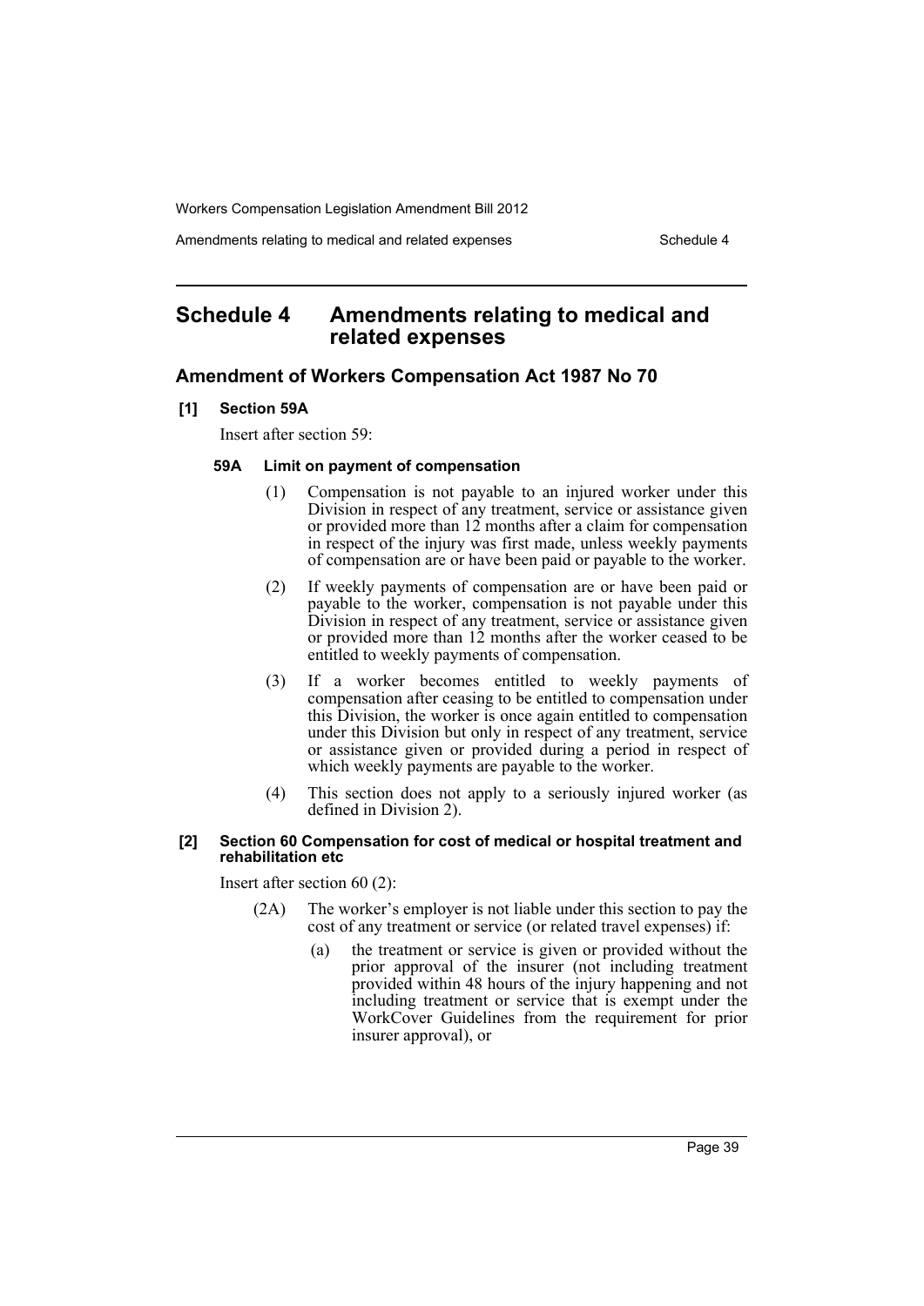# Schedule 4 Amendments relating to medical and related expenses

## Amendment of Workers Compensation Act 1987 No 70

### [1] Section 59A

Insert after section 59:

#### 59A Limit on payment of compensation

(1) Compensation is not payable to an injured worker under this Division in respect of any treatment, service or assistance given or provided more than 12 months after a claim for compensation in respect of the injury was first made, unless weekly payments of compensation are or have been paid or payable to the worker.

(2) If weekly payments of compensation are or have been paid or payable to the worker, compensation is not payable under this Division in respect of any treatment, service or assistance given or provided more than 12 months after the worker ceased to be entitled to weekly payments of compensation.

(3) If a worker becomes entitled to weekly payments of compensation after ceasing to be entitled to compensation under this Division, the worker is once again entitled to compensation under this Division but only in respect of any treatment, service or assistance given or provided during a period in respect of which weekly payments are payable to the worker.

(4) This section does not apply to a seriously injured worker (as defined in Division 2).

### [2] Section 60 Compensation for cost of medical or hospital treatment and rehabilitation etc

Insert after section 60 (2):

(2A) The worker's employer is not liable under this section to pay the cost of any treatment or service (or related travel expenses) if:

(a) the treatment or service is given or provided without the prior approval of the insurer (not including treatment provided within 48 hours of the injury happening and not including treatment or service that is exempt under the WorkCover Guidelines from the requirement for prior insurer approval), or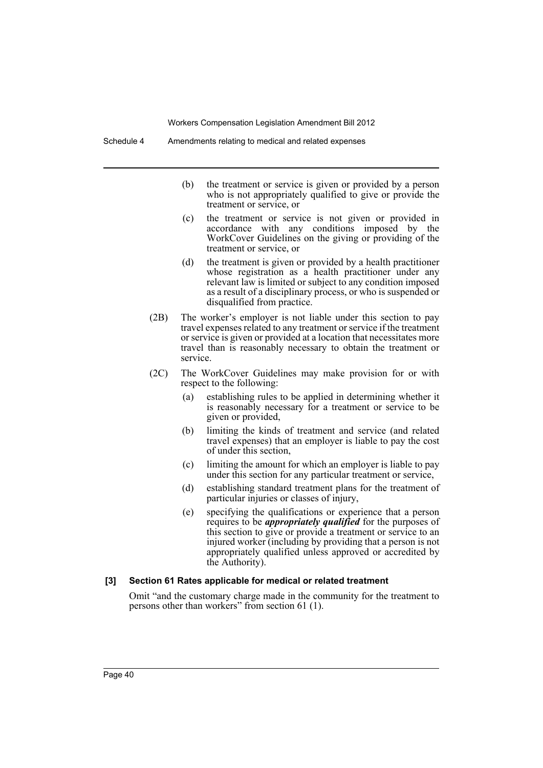(b) the treatment or service is given or provided by a person who is not appropriately qualified to give or provide the treatment or service, or

(c) the treatment or service is not given or provided in accordance with any conditions imposed by the WorkCover Guidelines on the giving or providing of the treatment or service, or

(d) the treatment is given or provided by a health practitioner whose registration as a health practitioner under any relevant law is limited or subject to any condition imposed as a result of a disciplinary process, or who is suspended or disqualified from practice.

(2B) The worker's employer is not liable under this section to pay travel expenses related to any treatment or service if the treatment or service is given or provided at a location that necessitates more travel than is reasonably necessary to obtain the treatment or service.

(2C) The WorkCover Guidelines may make provision for or with respect to the following:

(a) establishing rules to be applied in determining whether it is reasonably necessary for a treatment or service to be given or provided,

(b) limiting the kinds of treatment and service (and related travel expenses) that an employer is liable to pay the cost of under this section,

(c) limiting the amount for which an employer is liable to pay under this section for any particular treatment or service,

(d) establishing standard treatment plans for the treatment of particular injuries or classes of injury,

(e) specifying the qualifications or experience that a person requires to be ***appropriately qualified*** for the purposes of this section to give or provide a treatment or service to an injured worker (including by providing that a person is not appropriately qualified unless approved or accredited by the Authority).

**[3] Section 61 Rates applicable for medical or related treatment**

Omit "and the customary charge made in the community for the treatment to persons other than workers" from section 61 (1).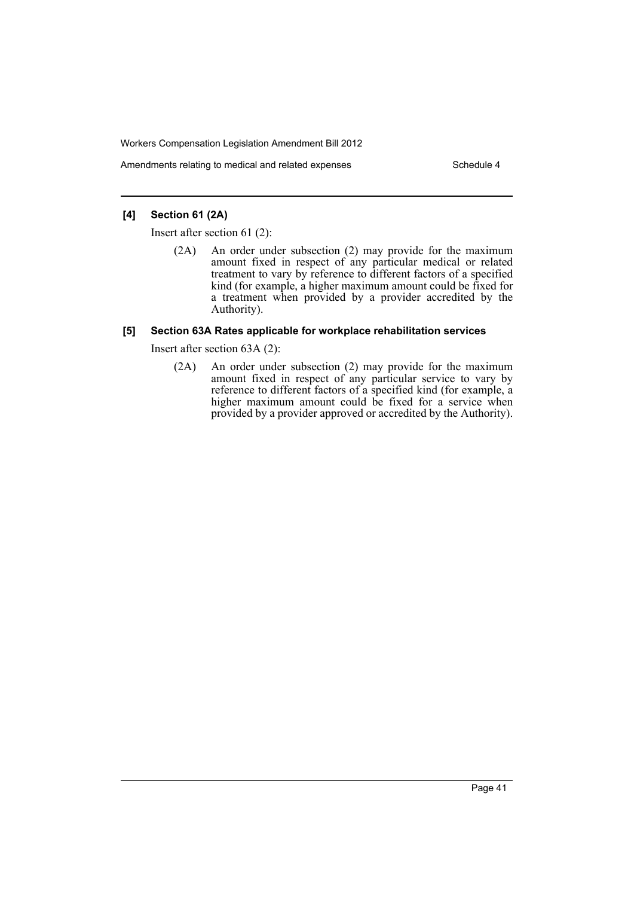### [4] Section 61 (2A)

Insert after section 61 (2):

(2A) An order under subsection (2) may provide for the maximum amount fixed in respect of any particular medical or related treatment to vary by reference to different factors of a specified kind (for example, a higher maximum amount could be fixed for a treatment when provided by a provider accredited by the Authority).

### [5] Section 63A Rates applicable for workplace rehabilitation services

Insert after section 63A (2):

(2A) An order under subsection (2) may provide for the maximum amount fixed in respect of any particular service to vary by reference to different factors of a specified kind (for example, a higher maximum amount could be fixed for a service when provided by a provider approved or accredited by the Authority).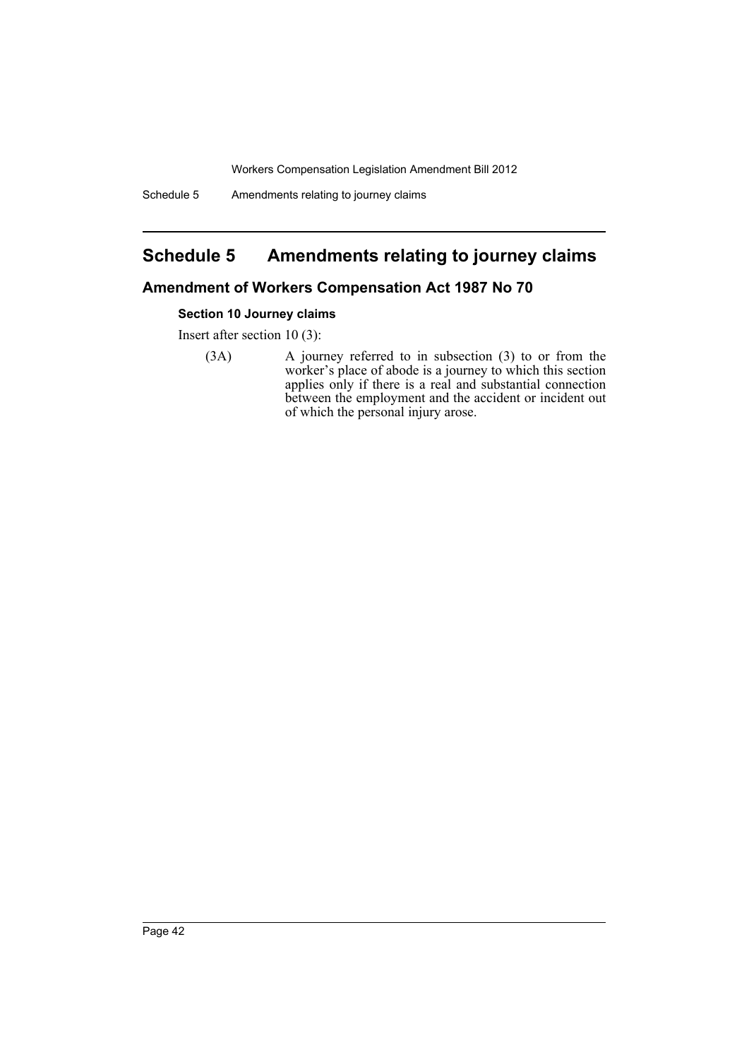# Schedule 5 Amendments relating to journey claims

## Amendment of Workers Compensation Act 1987 No 70

### Section 10 Journey claims

Insert after section 10 (3):

(3A) A journey referred to in subsection (3) to or from the worker's place of abode is a journey to which this section applies only if there is a real and substantial connection between the employment and the accident or incident out of which the personal injury arose.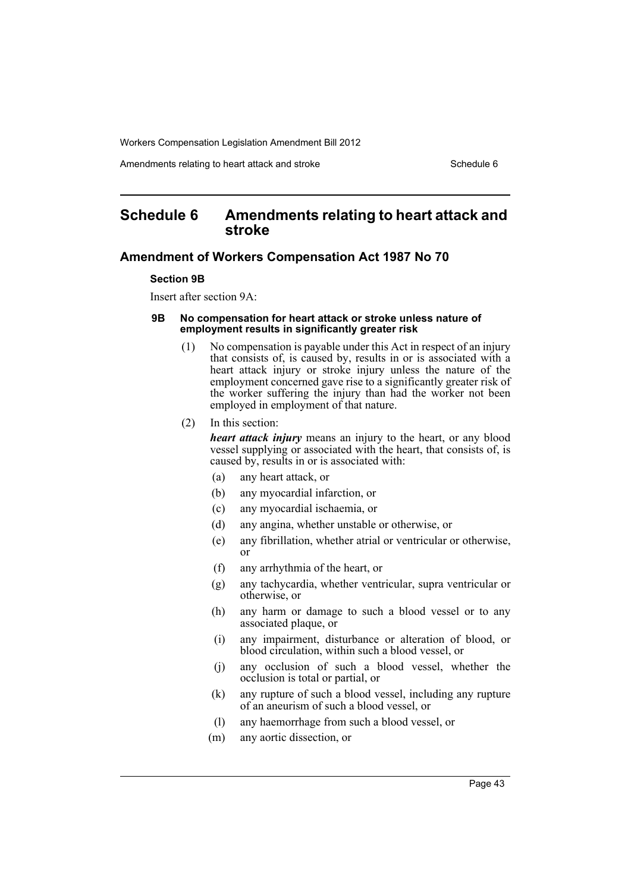# Schedule 6 Amendments relating to heart attack and stroke

## Amendment of Workers Compensation Act 1987 No 70

### Section 9B

Insert after section 9A:

#### 9B No compensation for heart attack or stroke unless nature of employment results in significantly greater risk

(1) No compensation is payable under this Act in respect of an injury that consists of, is caused by, results in or is associated with a heart attack injury or stroke injury unless the nature of the employment concerned gave rise to a significantly greater risk of the worker suffering the injury than had the worker not been employed in employment of that nature.

(2) In this section:

***heart attack injury*** means an injury to the heart, or any blood vessel supplying or associated with the heart, that consists of, is caused by, results in or is associated with:

- (a) any heart attack, or
- (b) any myocardial infarction, or
- (c) any myocardial ischaemia, or
- (d) any angina, whether unstable or otherwise, or
- (e) any fibrillation, whether atrial or ventricular or otherwise, or
- (f) any arrhythmia of the heart, or
- (g) any tachycardia, whether ventricular, supra ventricular or otherwise, or
- (h) any harm or damage to such a blood vessel or to any associated plaque, or
- (i) any impairment, disturbance or alteration of blood, or blood circulation, within such a blood vessel, or
- (j) any occlusion of such a blood vessel, whether the occlusion is total or partial, or
- (k) any rupture of such a blood vessel, including any rupture of an aneurism of such a blood vessel, or
- (l) any haemorrhage from such a blood vessel, or
- (m) any aortic dissection, or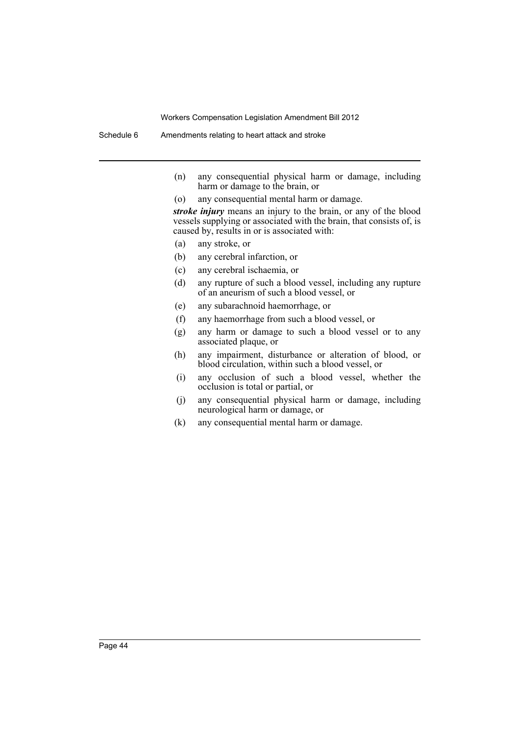(n) any consequential physical harm or damage, including harm or damage to the brain, or

(o) any consequential mental harm or damage.

***stroke injury*** means an injury to the brain, or any of the blood vessels supplying or associated with the brain, that consists of, is caused by, results in or is associated with:

(a) any stroke, or

(b) any cerebral infarction, or

(c) any cerebral ischaemia, or

(d) any rupture of such a blood vessel, including any rupture of an aneurism of such a blood vessel, or

(e) any subarachnoid haemorrhage, or

(f) any haemorrhage from such a blood vessel, or

(g) any harm or damage to such a blood vessel or to any associated plaque, or

(h) any impairment, disturbance or alteration of blood, or blood circulation, within such a blood vessel, or

(i) any occlusion of such a blood vessel, whether the occlusion is total or partial, or

(j) any consequential physical harm or damage, including neurological harm or damage, or

(k) any consequential mental harm or damage.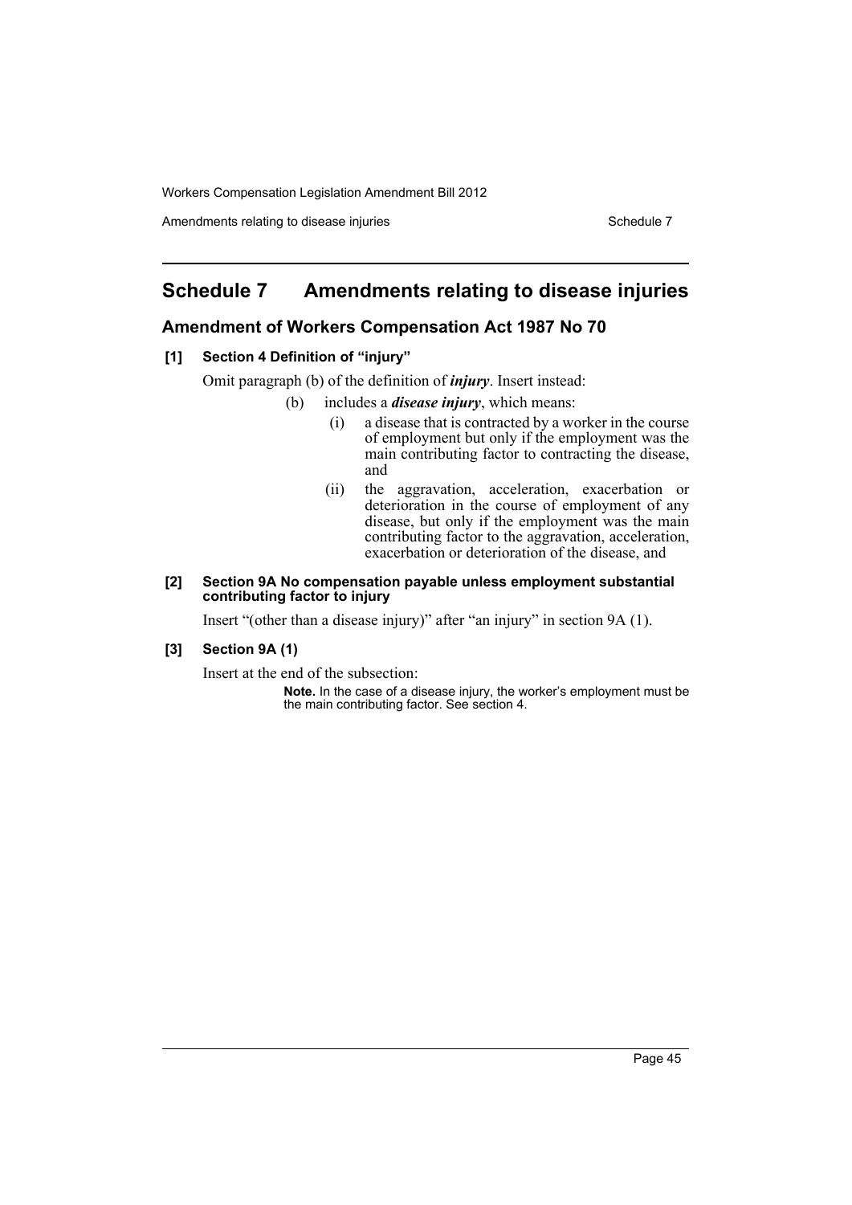# Schedule 7 Amendments relating to disease injuries

## Amendment of Workers Compensation Act 1987 No 70

### [1] Section 4 Definition of "injury"

Omit paragraph (b) of the definition of ***injury***. Insert instead:

(b) includes a ***disease injury***, which means:

(i) a disease that is contracted by a worker in the course of employment but only if the employment was the main contributing factor to contracting the disease, and

(ii) the aggravation, acceleration, exacerbation or deterioration in the course of employment of any disease, but only if the employment was the main contributing factor to the aggravation, acceleration, exacerbation or deterioration of the disease, and

### [2] Section 9A No compensation payable unless employment substantial contributing factor to injury

Insert "(other than a disease injury)" after "an injury" in section 9A (1).

### [3] Section 9A (1)

Insert at the end of the subsection:

**Note.** In the case of a disease injury, the worker's employment must be the main contributing factor. See section 4.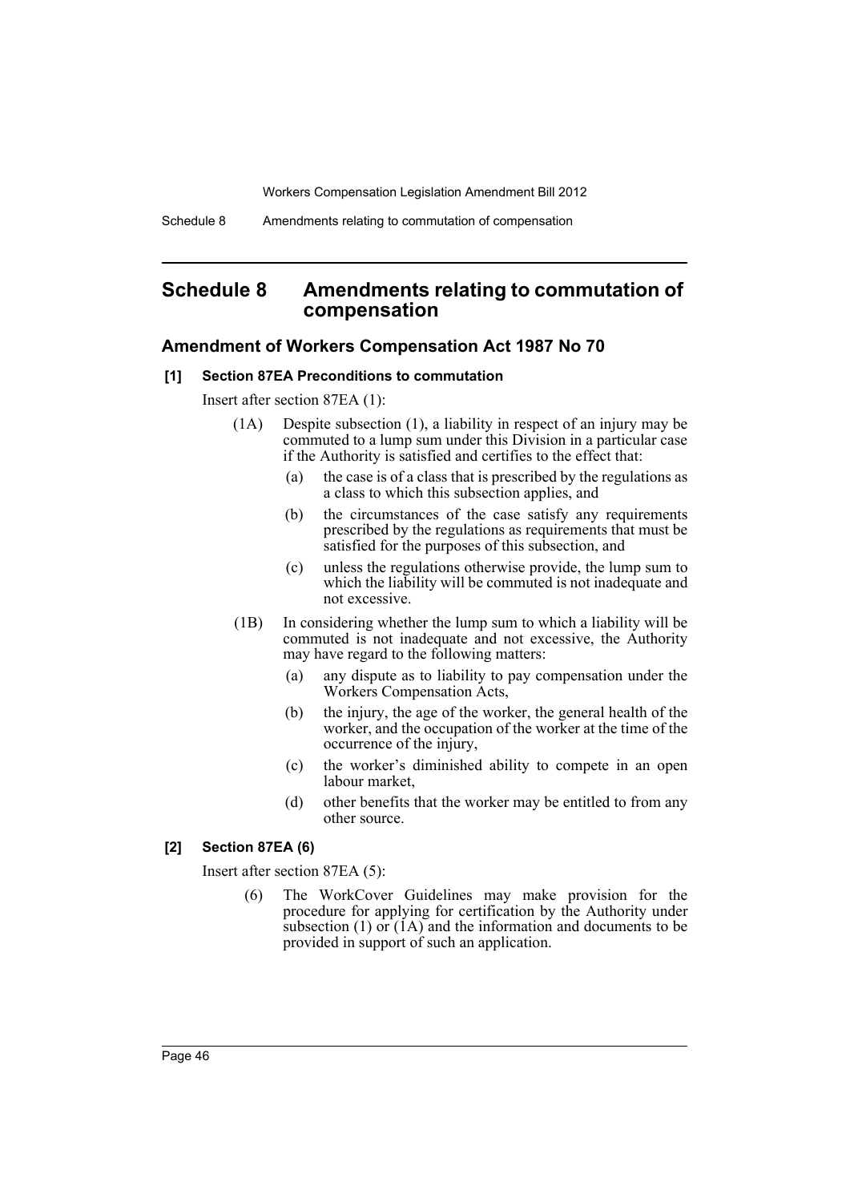# Schedule 8 Amendments relating to commutation of compensation

## Amendment of Workers Compensation Act 1987 No 70

### [1] Section 87EA Preconditions to commutation

Insert after section 87EA (1):

(1A) Despite subsection (1), a liability in respect of an injury may be commuted to a lump sum under this Division in a particular case if the Authority is satisfied and certifies to the effect that:

- (a) the case is of a class that is prescribed by the regulations as a class to which this subsection applies, and
- (b) the circumstances of the case satisfy any requirements prescribed by the regulations as requirements that must be satisfied for the purposes of this subsection, and
- (c) unless the regulations otherwise provide, the lump sum to which the liability will be commuted is not inadequate and not excessive.

(1B) In considering whether the lump sum to which a liability will be commuted is not inadequate and not excessive, the Authority may have regard to the following matters:

- (a) any dispute as to liability to pay compensation under the Workers Compensation Acts,
- (b) the injury, the age of the worker, the general health of the worker, and the occupation of the worker at the time of the occurrence of the injury,
- (c) the worker's diminished ability to compete in an open labour market,
- (d) other benefits that the worker may be entitled to from any other source.

### [2] Section 87EA (6)

Insert after section 87EA (5):

(6) The WorkCover Guidelines may make provision for the procedure for applying for certification by the Authority under subsection (1) or (1A) and the information and documents to be provided in support of such an application.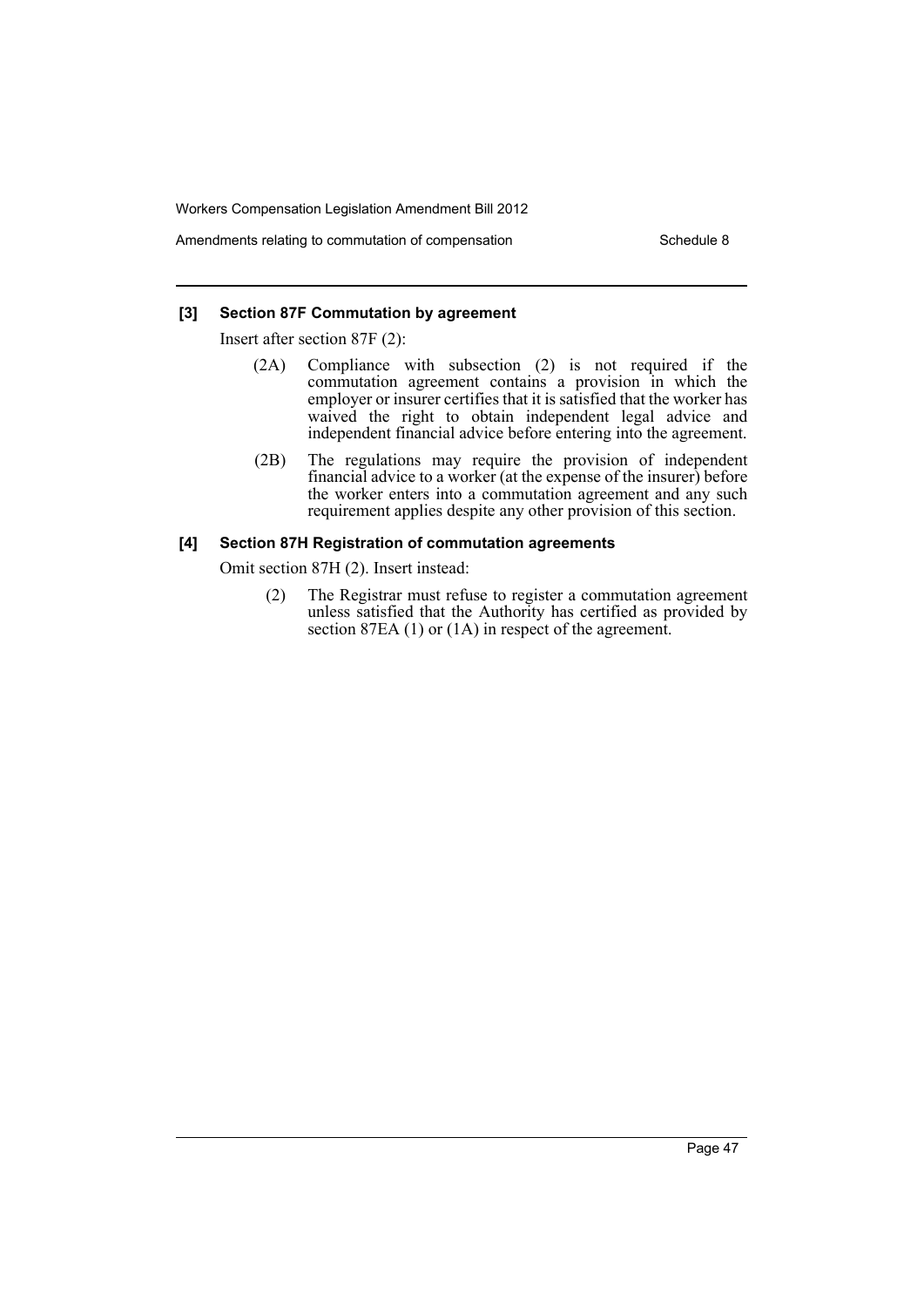### [3] Section 87F Commutation by agreement

Insert after section 87F (2):

(2A) Compliance with subsection (2) is not required if the commutation agreement contains a provision in which the employer or insurer certifies that it is satisfied that the worker has waived the right to obtain independent legal advice and independent financial advice before entering into the agreement.

(2B) The regulations may require the provision of independent financial advice to a worker (at the expense of the insurer) before the worker enters into a commutation agreement and any such requirement applies despite any other provision of this section.

### [4] Section 87H Registration of commutation agreements

Omit section 87H (2). Insert instead:

(2) The Registrar must refuse to register a commutation agreement unless satisfied that the Authority has certified as provided by section 87EA (1) or (1A) in respect of the agreement.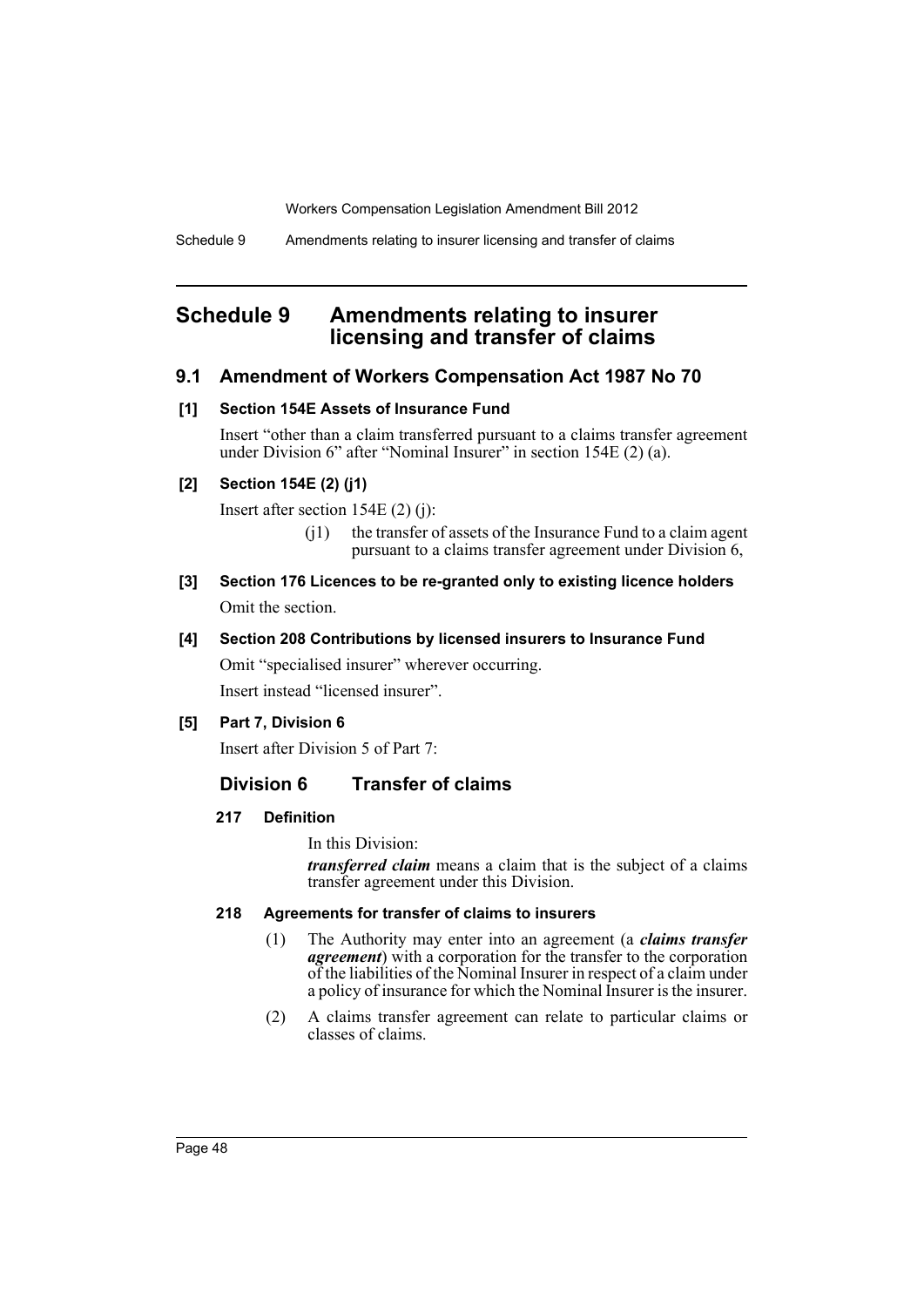# Schedule 9 Amendments relating to insurer licensing and transfer of claims

## 9.1 Amendment of Workers Compensation Act 1987 No 70

### [1] Section 154E Assets of Insurance Fund

Insert "other than a claim transferred pursuant to a claims transfer agreement under Division 6" after "Nominal Insurer" in section 154E (2) (a).

### [2] Section 154E (2) (j1)

Insert after section 154E (2) (j):

> (j1) the transfer of assets of the Insurance Fund to a claim agent pursuant to a claims transfer agreement under Division 6,

### [3] Section 176 Licences to be re-granted only to existing licence holders

Omit the section.

### [4] Section 208 Contributions by licensed insurers to Insurance Fund

Omit "specialised insurer" wherever occurring.

Insert instead "licensed insurer".

### [5] Part 7, Division 6

Insert after Division 5 of Part 7:

## Division 6 Transfer of claims

### 217 Definition

In this Division:

***transferred claim*** means a claim that is the subject of a claims transfer agreement under this Division.

### 218 Agreements for transfer of claims to insurers

(1) The Authority may enter into an agreement (a ***claims transfer agreement***) with a corporation for the transfer to the corporation of the liabilities of the Nominal Insurer in respect of a claim under a policy of insurance for which the Nominal Insurer is the insurer.

(2) A claims transfer agreement can relate to particular claims or classes of claims.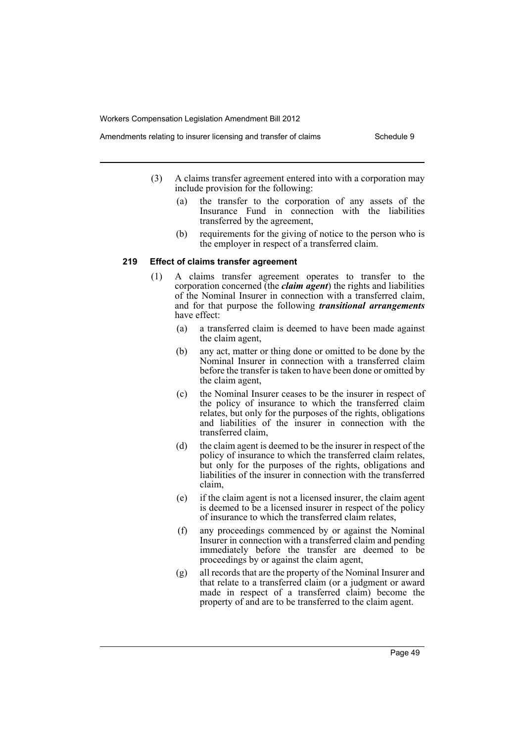(3) A claims transfer agreement entered into with a corporation may include provision for the following:

(a) the transfer to the corporation of any assets of the Insurance Fund in connection with the liabilities transferred by the agreement,

(b) requirements for the giving of notice to the person who is the employer in respect of a transferred claim.

### 219 Effect of claims transfer agreement

(1) A claims transfer agreement operates to transfer to the corporation concerned (the ***claim agent***) the rights and liabilities of the Nominal Insurer in connection with a transferred claim, and for that purpose the following ***transitional arrangements*** have effect:

(a) a transferred claim is deemed to have been made against the claim agent,

(b) any act, matter or thing done or omitted to be done by the Nominal Insurer in connection with a transferred claim before the transfer is taken to have been done or omitted by the claim agent,

(c) the Nominal Insurer ceases to be the insurer in respect of the policy of insurance to which the transferred claim relates, but only for the purposes of the rights, obligations and liabilities of the insurer in connection with the transferred claim,

(d) the claim agent is deemed to be the insurer in respect of the policy of insurance to which the transferred claim relates, but only for the purposes of the rights, obligations and liabilities of the insurer in connection with the transferred claim,

(e) if the claim agent is not a licensed insurer, the claim agent is deemed to be a licensed insurer in respect of the policy of insurance to which the transferred claim relates,

(f) any proceedings commenced by or against the Nominal Insurer in connection with a transferred claim and pending immediately before the transfer are deemed to be proceedings by or against the claim agent,

(g) all records that are the property of the Nominal Insurer and that relate to a transferred claim (or a judgment or award made in respect of a transferred claim) become the property of and are to be transferred to the claim agent.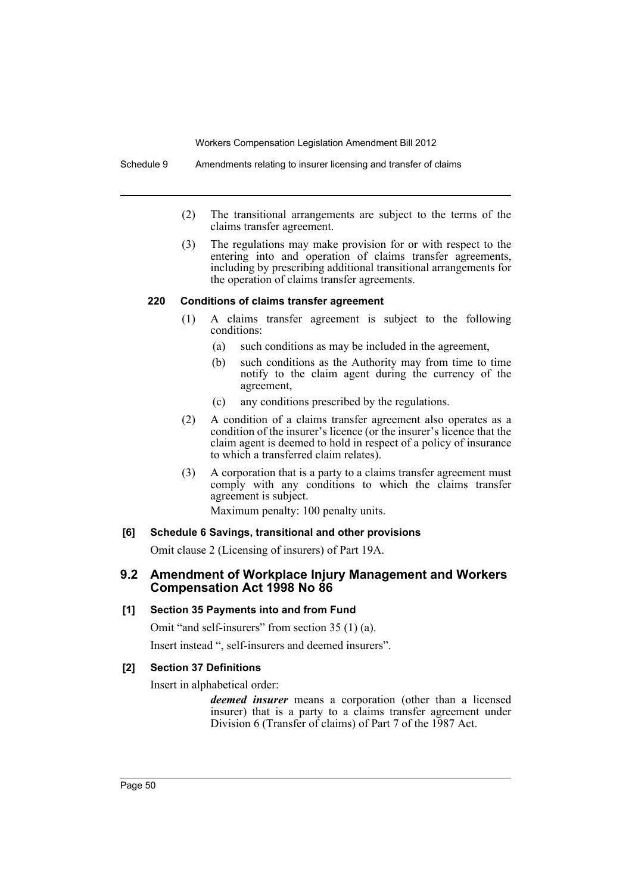(2) The transitional arrangements are subject to the terms of the claims transfer agreement.

(3) The regulations may make provision for or with respect to the entering into and operation of claims transfer agreements, including by prescribing additional transitional arrangements for the operation of claims transfer agreements.

#### 220 Conditions of claims transfer agreement

(1) A claims transfer agreement is subject to the following conditions:

- (a) such conditions as may be included in the agreement,
- (b) such conditions as the Authority may from time to time notify to the claim agent during the currency of the agreement,
- (c) any conditions prescribed by the regulations.

(2) A condition of a claims transfer agreement also operates as a condition of the insurer's licence (or the insurer's licence that the claim agent is deemed to hold in respect of a policy of insurance to which a transferred claim relates).

(3) A corporation that is a party to a claims transfer agreement must comply with any conditions to which the claims transfer agreement is subject.

Maximum penalty: 100 penalty units.

#### [6] Schedule 6 Savings, transitional and other provisions

Omit clause 2 (Licensing of insurers) of Part 19A.

## 9.2 Amendment of Workplace Injury Management and Workers Compensation Act 1998 No 86

#### [1] Section 35 Payments into and from Fund

Omit "and self-insurers" from section 35 (1) (a).

Insert instead ", self-insurers and deemed insurers".

#### [2] Section 37 Definitions

Insert in alphabetical order:

***deemed insurer*** means a corporation (other than a licensed insurer) that is a party to a claims transfer agreement under Division 6 (Transfer of claims) of Part 7 of the 1987 Act.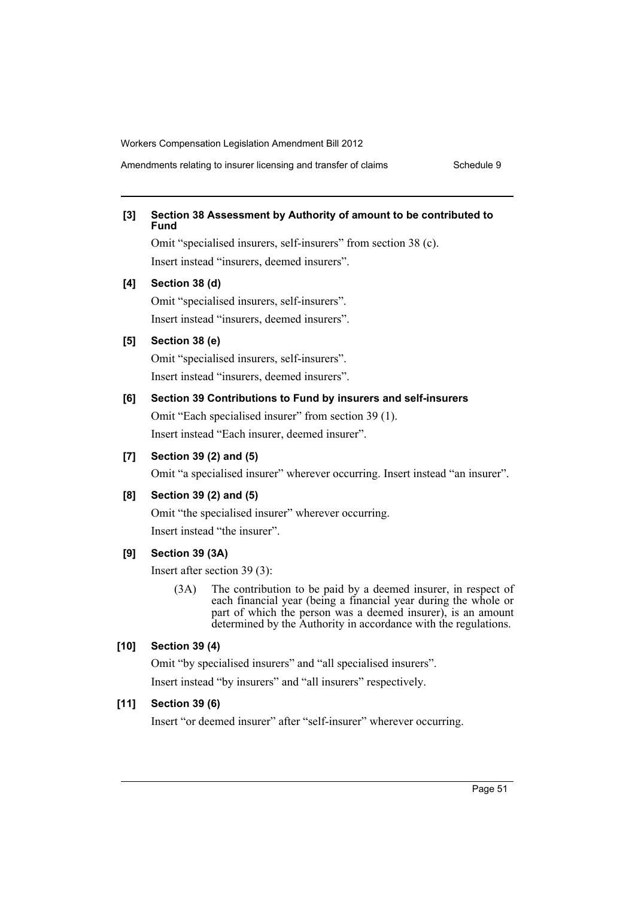**[3] Section 38 Assessment by Authority of amount to be contributed to Fund**

Omit "specialised insurers, self-insurers" from section 38 (c).

Insert instead "insurers, deemed insurers".

**[4] Section 38 (d)**

Omit "specialised insurers, self-insurers".

Insert instead "insurers, deemed insurers".

**[5] Section 38 (e)**

Omit "specialised insurers, self-insurers".

Insert instead "insurers, deemed insurers".

**[6] Section 39 Contributions to Fund by insurers and self-insurers**

Omit "Each specialised insurer" from section 39 (1).

Insert instead "Each insurer, deemed insurer".

**[7] Section 39 (2) and (5)**

Omit "a specialised insurer" wherever occurring. Insert instead "an insurer".

**[8] Section 39 (2) and (5)**

Omit "the specialised insurer" wherever occurring.

Insert instead "the insurer".

**[9] Section 39 (3A)**

Insert after section 39 (3):

> (3A) The contribution to be paid by a deemed insurer, in respect of each financial year (being a financial year during the whole or part of which the person was a deemed insurer), is an amount determined by the Authority in accordance with the regulations.

**[10] Section 39 (4)**

Omit "by specialised insurers" and "all specialised insurers".

Insert instead "by insurers" and "all insurers" respectively.

**[11] Section 39 (6)**

Insert "or deemed insurer" after "self-insurer" wherever occurring.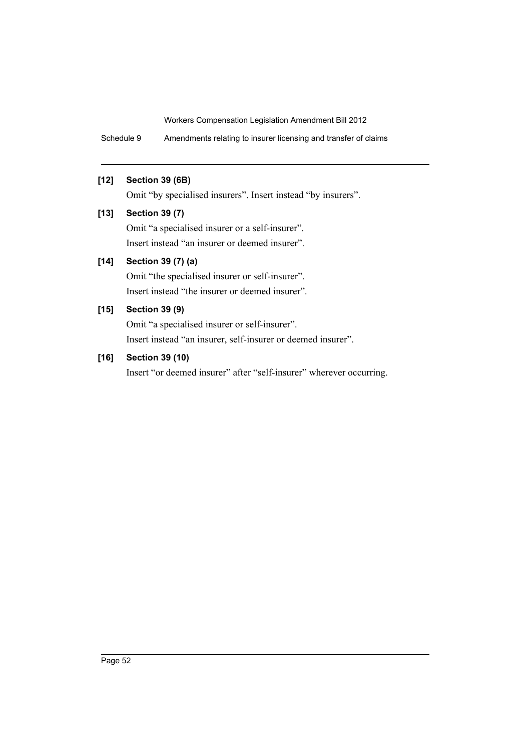**[12] Section 39 (6B)**

Omit "by specialised insurers". Insert instead "by insurers".

**[13] Section 39 (7)**

Omit "a specialised insurer or a self-insurer".

Insert instead "an insurer or deemed insurer".

**[14] Section 39 (7) (a)**

Omit "the specialised insurer or self-insurer".

Insert instead "the insurer or deemed insurer".

**[15] Section 39 (9)**

Omit "a specialised insurer or self-insurer".

Insert instead "an insurer, self-insurer or deemed insurer".

**[16] Section 39 (10)**

Insert "or deemed insurer" after "self-insurer" wherever occurring.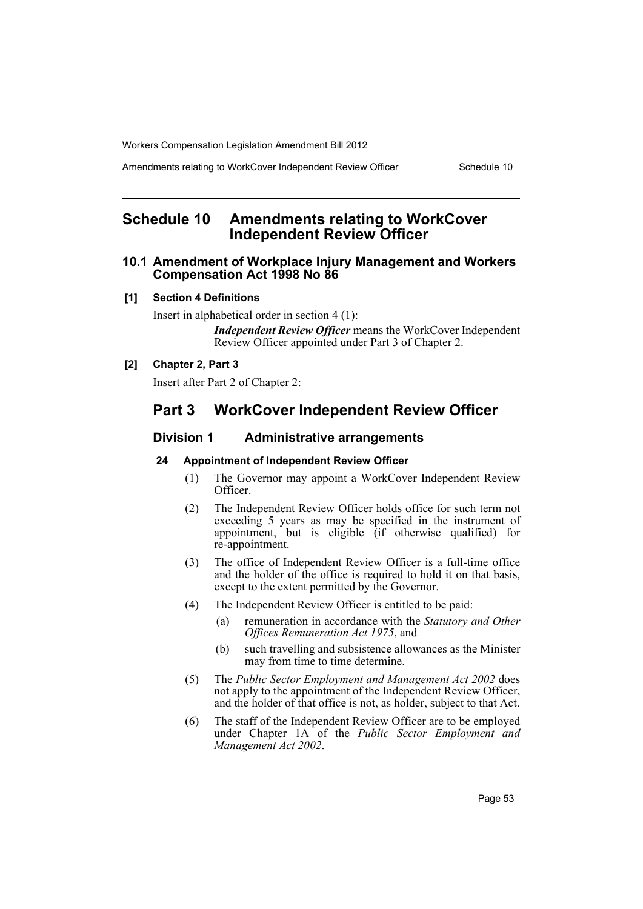# Schedule 10 Amendments relating to WorkCover Independent Review Officer

## 10.1 Amendment of Workplace Injury Management and Workers Compensation Act 1998 No 86

**[1] Section 4 Definitions**

Insert in alphabetical order in section 4 (1):

> ***Independent Review Officer*** means the WorkCover Independent Review Officer appointed under Part 3 of Chapter 2.

**[2] Chapter 2, Part 3**

Insert after Part 2 of Chapter 2:

## Part 3 WorkCover Independent Review Officer

### Division 1 Administrative arrangements

**24 Appointment of Independent Review Officer**

(1) The Governor may appoint a WorkCover Independent Review Officer.

(2) The Independent Review Officer holds office for such term not exceeding 5 years as may be specified in the instrument of appointment, but is eligible (if otherwise qualified) for re-appointment.

(3) The office of Independent Review Officer is a full-time office and the holder of the office is required to hold it on that basis, except to the extent permitted by the Governor.

(4) The Independent Review Officer is entitled to be paid:

- (a) remuneration in accordance with the *Statutory and Other Offices Remuneration Act 1975*, and
- (b) such travelling and subsistence allowances as the Minister may from time to time determine.

(5) The *Public Sector Employment and Management Act 2002* does not apply to the appointment of the Independent Review Officer, and the holder of that office is not, as holder, subject to that Act.

(6) The staff of the Independent Review Officer are to be employed under Chapter 1A of the *Public Sector Employment and Management Act 2002*.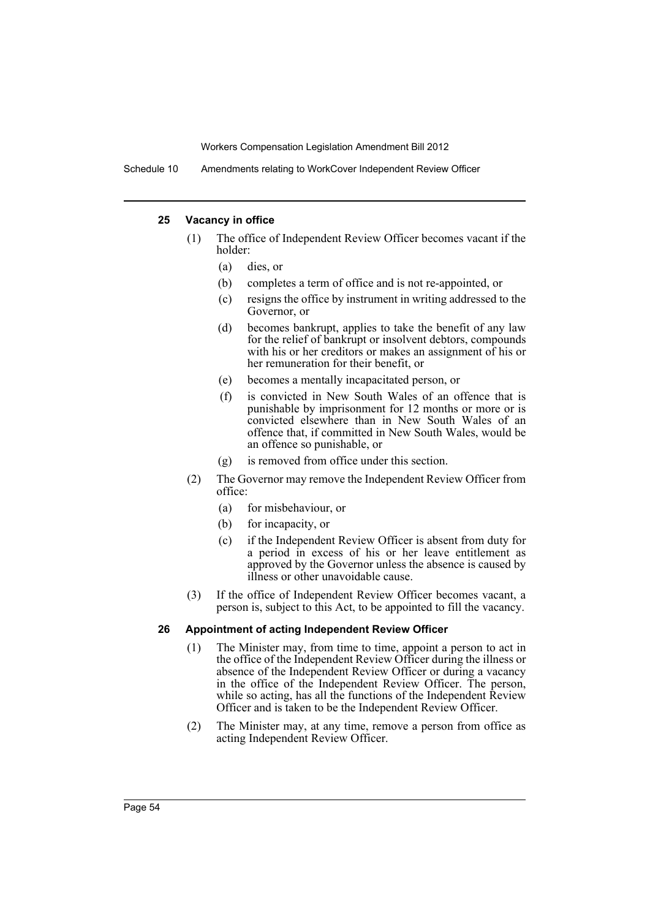#### 25 Vacancy in office

(1) The office of Independent Review Officer becomes vacant if the holder:

(a) dies, or

(b) completes a term of office and is not re-appointed, or

(c) resigns the office by instrument in writing addressed to the Governor, or

(d) becomes bankrupt, applies to take the benefit of any law for the relief of bankrupt or insolvent debtors, compounds with his or her creditors or makes an assignment of his or her remuneration for their benefit, or

(e) becomes a mentally incapacitated person, or

(f) is convicted in New South Wales of an offence that is punishable by imprisonment for 12 months or more or is convicted elsewhere than in New South Wales of an offence that, if committed in New South Wales, would be an offence so punishable, or

(g) is removed from office under this section.

(2) The Governor may remove the Independent Review Officer from office:

(a) for misbehaviour, or

(b) for incapacity, or

(c) if the Independent Review Officer is absent from duty for a period in excess of his or her leave entitlement as approved by the Governor unless the absence is caused by illness or other unavoidable cause.

(3) If the office of Independent Review Officer becomes vacant, a person is, subject to this Act, to be appointed to fill the vacancy.

#### 26 Appointment of acting Independent Review Officer

(1) The Minister may, from time to time, appoint a person to act in the office of the Independent Review Officer during the illness or absence of the Independent Review Officer or during a vacancy in the office of the Independent Review Officer. The person, while so acting, has all the functions of the Independent Review Officer and is taken to be the Independent Review Officer.

(2) The Minister may, at any time, remove a person from office as acting Independent Review Officer.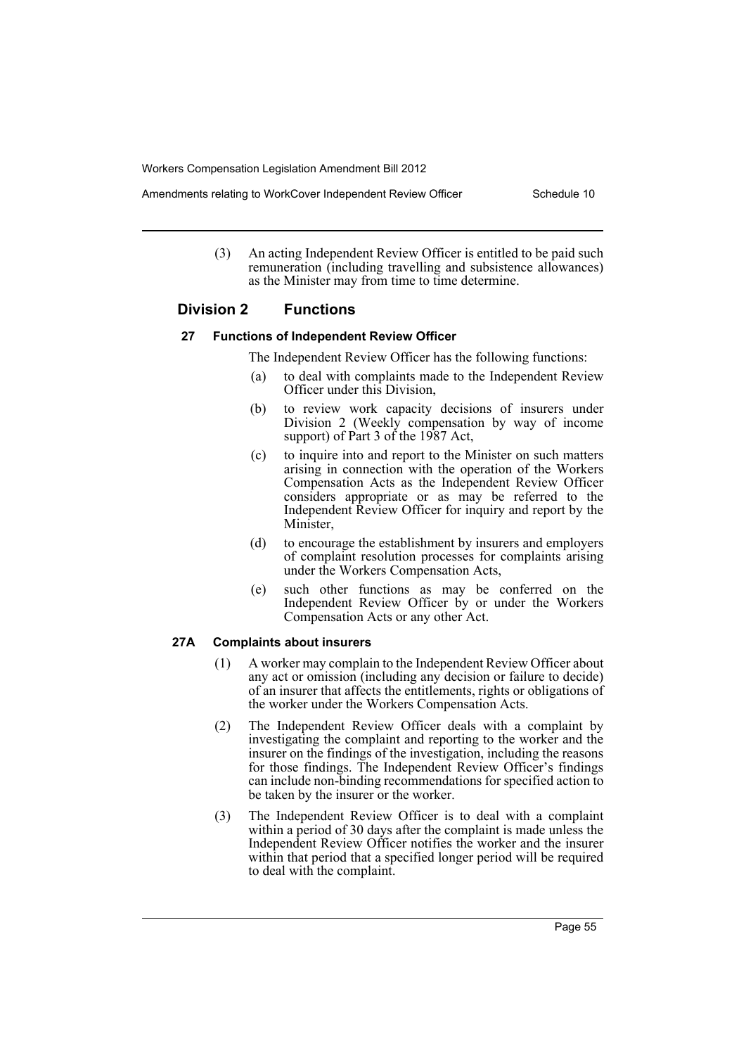(3) An acting Independent Review Officer is entitled to be paid such remuneration (including travelling and subsistence allowances) as the Minister may from time to time determine.

## Division 2 Functions

### 27 Functions of Independent Review Officer

The Independent Review Officer has the following functions:

(a) to deal with complaints made to the Independent Review Officer under this Division,

(b) to review work capacity decisions of insurers under Division 2 (Weekly compensation by way of income support) of Part 3 of the 1987 Act,

(c) to inquire into and report to the Minister on such matters arising in connection with the operation of the Workers Compensation Acts as the Independent Review Officer considers appropriate or as may be referred to the Independent Review Officer for inquiry and report by the Minister,

(d) to encourage the establishment by insurers and employers of complaint resolution processes for complaints arising under the Workers Compensation Acts,

(e) such other functions as may be conferred on the Independent Review Officer by or under the Workers Compensation Acts or any other Act.

### 27A Complaints about insurers

(1) A worker may complain to the Independent Review Officer about any act or omission (including any decision or failure to decide) of an insurer that affects the entitlements, rights or obligations of the worker under the Workers Compensation Acts.

(2) The Independent Review Officer deals with a complaint by investigating the complaint and reporting to the worker and the insurer on the findings of the investigation, including the reasons for those findings. The Independent Review Officer's findings can include non-binding recommendations for specified action to be taken by the insurer or the worker.

(3) The Independent Review Officer is to deal with a complaint within a period of 30 days after the complaint is made unless the Independent Review Officer notifies the worker and the insurer within that period that a specified longer period will be required to deal with the complaint.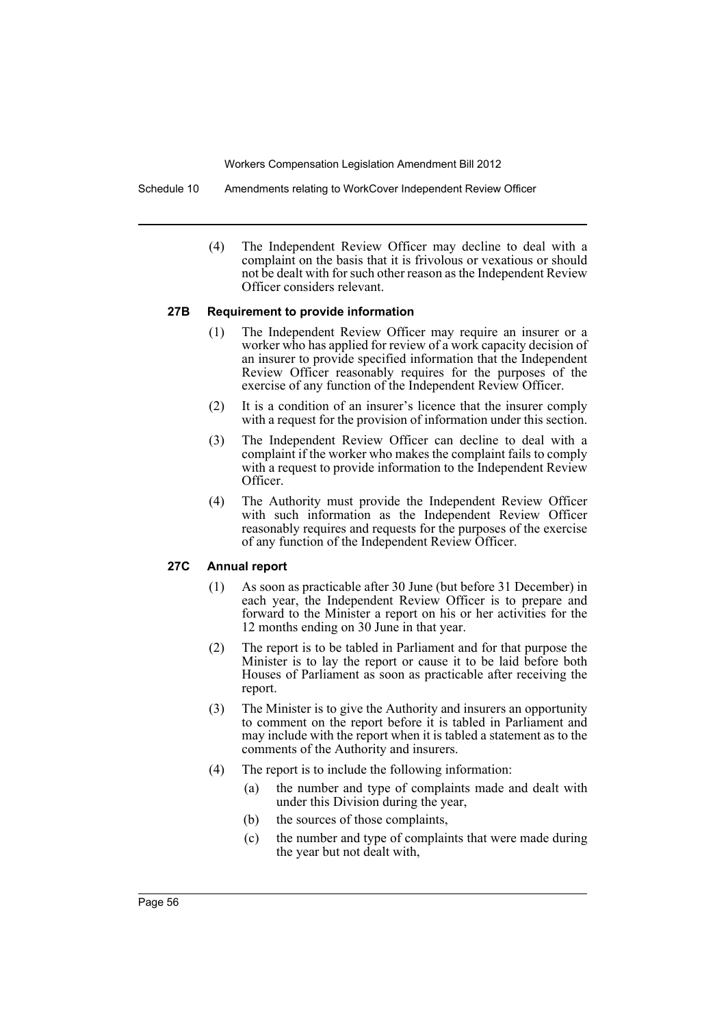(4) The Independent Review Officer may decline to deal with a complaint on the basis that it is frivolous or vexatious or should not be dealt with for such other reason as the Independent Review Officer considers relevant.

### 27B Requirement to provide information

(1) The Independent Review Officer may require an insurer or a worker who has applied for review of a work capacity decision of an insurer to provide specified information that the Independent Review Officer reasonably requires for the purposes of the exercise of any function of the Independent Review Officer.

(2) It is a condition of an insurer's licence that the insurer comply with a request for the provision of information under this section.

(3) The Independent Review Officer can decline to deal with a complaint if the worker who makes the complaint fails to comply with a request to provide information to the Independent Review Officer.

(4) The Authority must provide the Independent Review Officer with such information as the Independent Review Officer reasonably requires and requests for the purposes of the exercise of any function of the Independent Review Officer.

### 27C Annual report

(1) As soon as practicable after 30 June (but before 31 December) in each year, the Independent Review Officer is to prepare and forward to the Minister a report on his or her activities for the 12 months ending on 30 June in that year.

(2) The report is to be tabled in Parliament and for that purpose the Minister is to lay the report or cause it to be laid before both Houses of Parliament as soon as practicable after receiving the report.

(3) The Minister is to give the Authority and insurers an opportunity to comment on the report before it is tabled in Parliament and may include with the report when it is tabled a statement as to the comments of the Authority and insurers.

(4) The report is to include the following information:

- (a) the number and type of complaints made and dealt with under this Division during the year,
- (b) the sources of those complaints,
- (c) the number and type of complaints that were made during the year but not dealt with,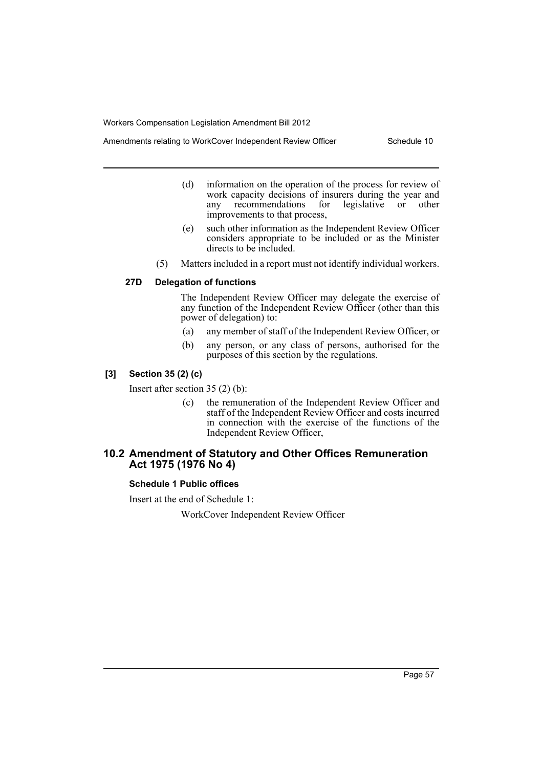(d) information on the operation of the process for review of work capacity decisions of insurers during the year and any recommendations for legislative or other improvements to that process,

(e) such other information as the Independent Review Officer considers appropriate to be included or as the Minister directs to be included.

(5) Matters included in a report must not identify individual workers.

### 27D Delegation of functions

The Independent Review Officer may delegate the exercise of any function of the Independent Review Officer (other than this power of delegation) to:

(a) any member of staff of the Independent Review Officer, or

(b) any person, or any class of persons, authorised for the purposes of this section by the regulations.

### [3] Section 35 (2) (c)

Insert after section 35 (2) (b):

(c) the remuneration of the Independent Review Officer and staff of the Independent Review Officer and costs incurred in connection with the exercise of the functions of the Independent Review Officer,

## 10.2 Amendment of Statutory and Other Offices Remuneration Act 1975 (1976 No 4)

### Schedule 1 Public offices

Insert at the end of Schedule 1:

WorkCover Independent Review Officer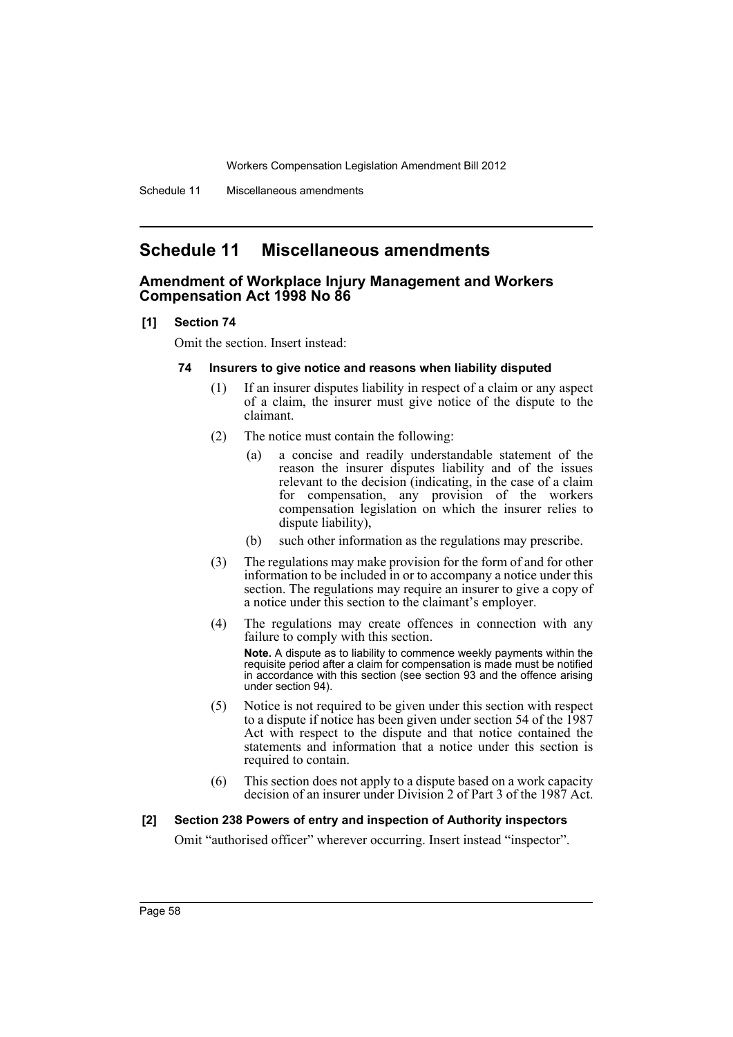## Schedule 11 Miscellaneous amendments

### Amendment of Workplace Injury Management and Workers Compensation Act 1998 No 86

**[1] Section 74**

Omit the section. Insert instead:

**74 Insurers to give notice and reasons when liability disputed**

(1) If an insurer disputes liability in respect of a claim or any aspect of a claim, the insurer must give notice of the dispute to the claimant.

(2) The notice must contain the following:

(a) a concise and readily understandable statement of the reason the insurer disputes liability and of the issues relevant to the decision (indicating, in the case of a claim for compensation, any provision of the workers compensation legislation on which the insurer relies to dispute liability),

(b) such other information as the regulations may prescribe.

(3) The regulations may make provision for the form of and for other information to be included in or to accompany a notice under this section. The regulations may require an insurer to give a copy of a notice under this section to the claimant's employer.

(4) The regulations may create offences in connection with any failure to comply with this section.

**Note.** A dispute as to liability to commence weekly payments within the requisite period after a claim for compensation is made must be notified in accordance with this section (see section 93 and the offence arising under section 94).

(5) Notice is not required to be given under this section with respect to a dispute if notice has been given under section 54 of the 1987 Act with respect to the dispute and that notice contained the statements and information that a notice under this section is required to contain.

(6) This section does not apply to a dispute based on a work capacity decision of an insurer under Division 2 of Part 3 of the 1987 Act.

**[2] Section 238 Powers of entry and inspection of Authority inspectors**

Omit "authorised officer" wherever occurring. Insert instead "inspector".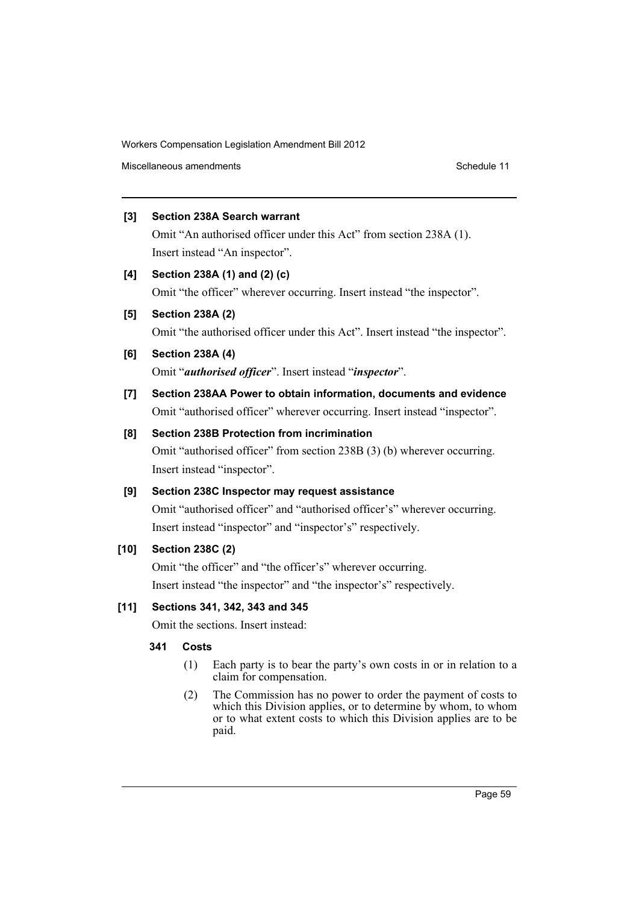**[3] Section 238A Search warrant**

Omit "An authorised officer under this Act" from section 238A (1). Insert instead "An inspector".

**[4] Section 238A (1) and (2) (c)**

Omit "the officer" wherever occurring. Insert instead "the inspector".

**[5] Section 238A (2)**

Omit "the authorised officer under this Act". Insert instead "the inspector".

**[6] Section 238A (4)**

Omit "***authorised officer***". Insert instead "***inspector***".

**[7] Section 238AA Power to obtain information, documents and evidence**

Omit "authorised officer" wherever occurring. Insert instead "inspector".

**[8] Section 238B Protection from incrimination**

Omit "authorised officer" from section 238B (3) (b) wherever occurring. Insert instead "inspector".

**[9] Section 238C Inspector may request assistance**

Omit "authorised officer" and "authorised officer's" wherever occurring. Insert instead "inspector" and "inspector's" respectively.

**[10] Section 238C (2)**

Omit "the officer" and "the officer's" wherever occurring. Insert instead "the inspector" and "the inspector's" respectively.

**[11] Sections 341, 342, 343 and 345**

Omit the sections. Insert instead:

**341 Costs**

(1) Each party is to bear the party's own costs in or in relation to a claim for compensation.

(2) The Commission has no power to order the payment of costs to which this Division applies, or to determine by whom, to whom or to what extent costs to which this Division applies are to be paid.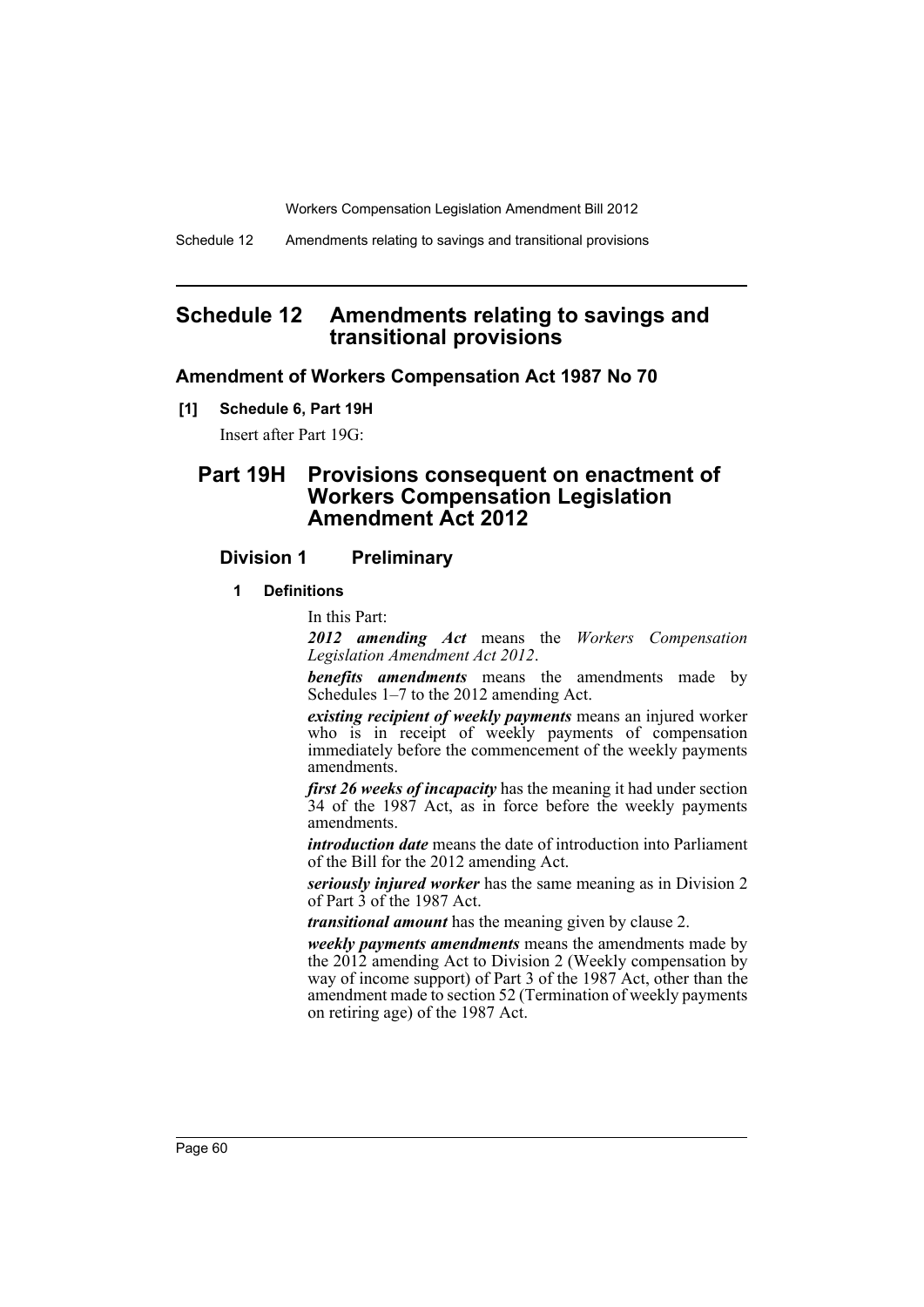# Schedule 12 Amendments relating to savings and transitional provisions

## Amendment of Workers Compensation Act 1987 No 70

**[1] Schedule 6, Part 19H**

Insert after Part 19G:

## Part 19H Provisions consequent on enactment of Workers Compensation Legislation Amendment Act 2012

### Division 1 Preliminary

#### 1 Definitions

In this Part:

***2012 amending Act*** means the *Workers Compensation Legislation Amendment Act 2012*.

***benefits amendments*** means the amendments made by Schedules 1–7 to the 2012 amending Act.

***existing recipient of weekly payments*** means an injured worker who is in receipt of weekly payments of compensation immediately before the commencement of the weekly payments amendments.

***first 26 weeks of incapacity*** has the meaning it had under section 34 of the 1987 Act, as in force before the weekly payments amendments.

***introduction date*** means the date of introduction into Parliament of the Bill for the 2012 amending Act.

***seriously injured worker*** has the same meaning as in Division 2 of Part 3 of the 1987 Act.

***transitional amount*** has the meaning given by clause 2.

***weekly payments amendments*** means the amendments made by the 2012 amending Act to Division 2 (Weekly compensation by way of income support) of Part 3 of the 1987 Act, other than the amendment made to section 52 (Termination of weekly payments on retiring age) of the 1987 Act.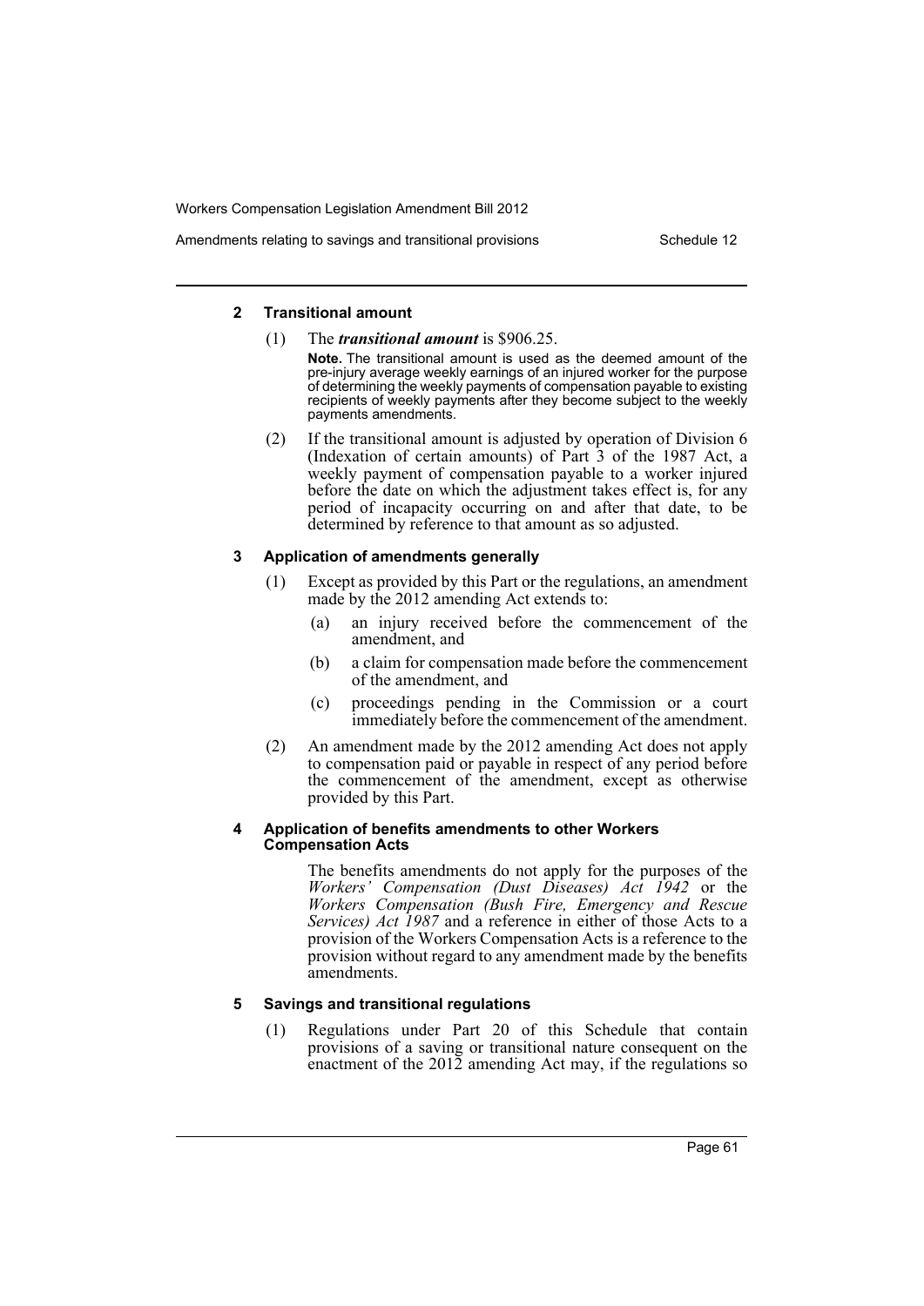### 2 Transitional amount

(1) The ***transitional amount*** is $906.25.

**Note.** The transitional amount is used as the deemed amount of the pre-injury average weekly earnings of an injured worker for the purpose of determining the weekly payments of compensation payable to existing recipients of weekly payments after they become subject to the weekly payments amendments.

(2) If the transitional amount is adjusted by operation of Division 6 (Indexation of certain amounts) of Part 3 of the 1987 Act, a weekly payment of compensation payable to a worker injured before the date on which the adjustment takes effect is, for any period of incapacity occurring on and after that date, to be determined by reference to that amount as so adjusted.

### 3 Application of amendments generally

(1) Except as provided by this Part or the regulations, an amendment made by the 2012 amending Act extends to:

- (a) an injury received before the commencement of the amendment, and
- (b) a claim for compensation made before the commencement of the amendment, and
- (c) proceedings pending in the Commission or a court immediately before the commencement of the amendment.

(2) An amendment made by the 2012 amending Act does not apply to compensation paid or payable in respect of any period before the commencement of the amendment, except as otherwise provided by this Part.

### 4 Application of benefits amendments to other Workers Compensation Acts

The benefits amendments do not apply for the purposes of the *Workers' Compensation (Dust Diseases) Act 1942* or the *Workers Compensation (Bush Fire, Emergency and Rescue Services) Act 1987* and a reference in either of those Acts to a provision of the Workers Compensation Acts is a reference to the provision without regard to any amendment made by the benefits amendments.

### 5 Savings and transitional regulations

(1) Regulations under Part 20 of this Schedule that contain provisions of a saving or transitional nature consequent on the enactment of the 2012 amending Act may, if the regulations so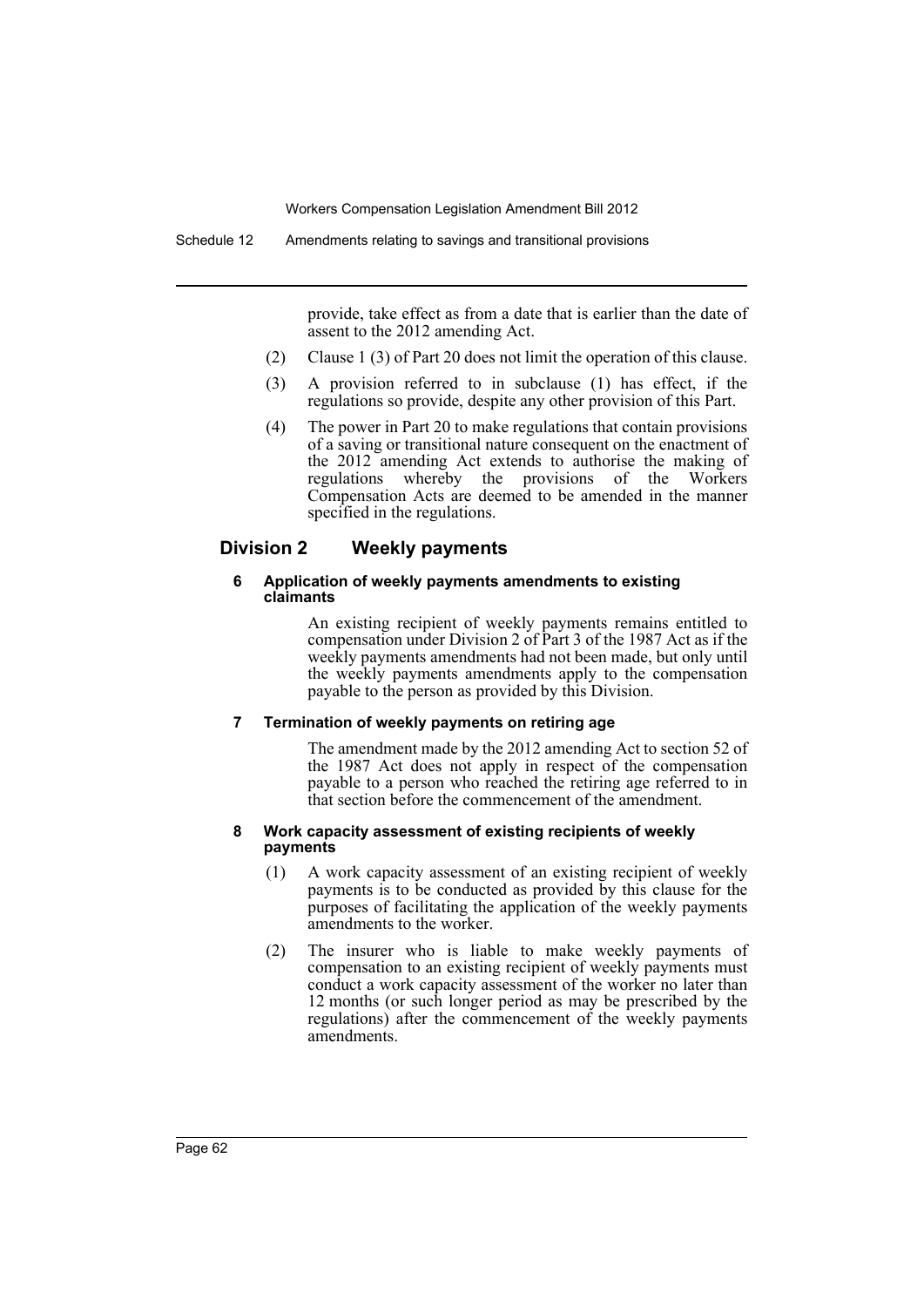provide, take effect as from a date that is earlier than the date of assent to the 2012 amending Act.

(2) Clause 1 (3) of Part 20 does not limit the operation of this clause.

(3) A provision referred to in subclause (1) has effect, if the regulations so provide, despite any other provision of this Part.

(4) The power in Part 20 to make regulations that contain provisions of a saving or transitional nature consequent on the enactment of the 2012 amending Act extends to authorise the making of regulations whereby the provisions of the Workers Compensation Acts are deemed to be amended in the manner specified in the regulations.

## Division 2 Weekly payments

#### 6 Application of weekly payments amendments to existing claimants

An existing recipient of weekly payments remains entitled to compensation under Division 2 of Part 3 of the 1987 Act as if the weekly payments amendments had not been made, but only until the weekly payments amendments apply to the compensation payable to the person as provided by this Division.

#### 7 Termination of weekly payments on retiring age

The amendment made by the 2012 amending Act to section 52 of the 1987 Act does not apply in respect of the compensation payable to a person who reached the retiring age referred to in that section before the commencement of the amendment.

#### 8 Work capacity assessment of existing recipients of weekly payments

(1) A work capacity assessment of an existing recipient of weekly payments is to be conducted as provided by this clause for the purposes of facilitating the application of the weekly payments amendments to the worker.

(2) The insurer who is liable to make weekly payments of compensation to an existing recipient of weekly payments must conduct a work capacity assessment of the worker no later than 12 months (or such longer period as may be prescribed by the regulations) after the commencement of the weekly payments amendments.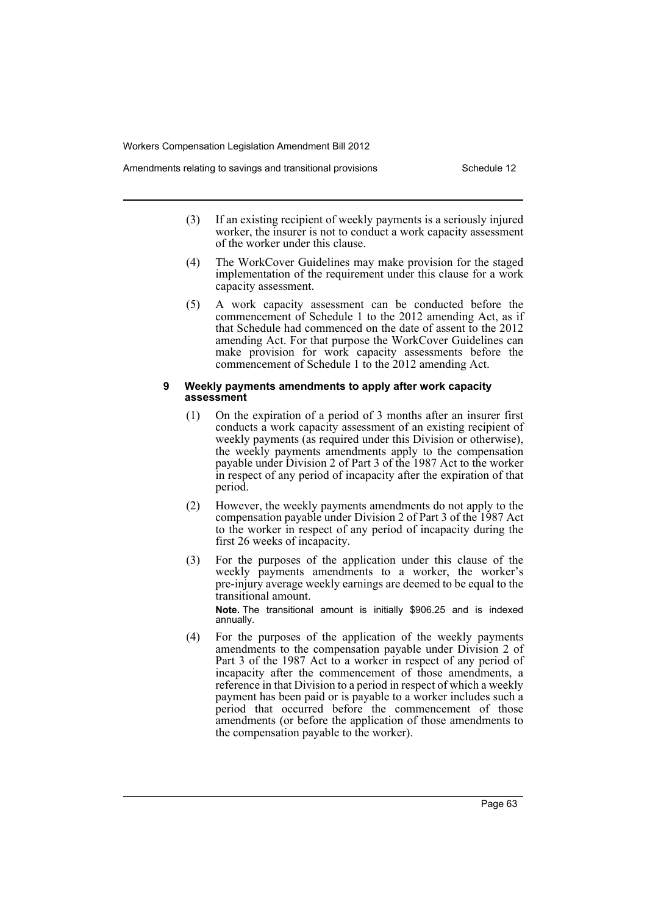(3) If an existing recipient of weekly payments is a seriously injured worker, the insurer is not to conduct a work capacity assessment of the worker under this clause.

(4) The WorkCover Guidelines may make provision for the staged implementation of the requirement under this clause for a work capacity assessment.

(5) A work capacity assessment can be conducted before the commencement of Schedule 1 to the 2012 amending Act, as if that Schedule had commenced on the date of assent to the 2012 amending Act. For that purpose the WorkCover Guidelines can make provision for work capacity assessments before the commencement of Schedule 1 to the 2012 amending Act.

### 9 Weekly payments amendments to apply after work capacity assessment

(1) On the expiration of a period of 3 months after an insurer first conducts a work capacity assessment of an existing recipient of weekly payments (as required under this Division or otherwise), the weekly payments amendments apply to the compensation payable under Division 2 of Part 3 of the 1987 Act to the worker in respect of any period of incapacity after the expiration of that period.

(2) However, the weekly payments amendments do not apply to the compensation payable under Division 2 of Part 3 of the 1987 Act to the worker in respect of any period of incapacity during the first 26 weeks of incapacity.

(3) For the purposes of the application under this clause of the weekly payments amendments to a worker, the worker's pre-injury average weekly earnings are deemed to be equal to the transitional amount.

**Note.** The transitional amount is initially $906.25 and is indexed annually.

(4) For the purposes of the application of the weekly payments amendments to the compensation payable under Division 2 of Part 3 of the 1987 Act to a worker in respect of any period of incapacity after the commencement of those amendments, a reference in that Division to a period in respect of which a weekly payment has been paid or is payable to a worker includes such a period that occurred before the commencement of those amendments (or before the application of those amendments to the compensation payable to the worker).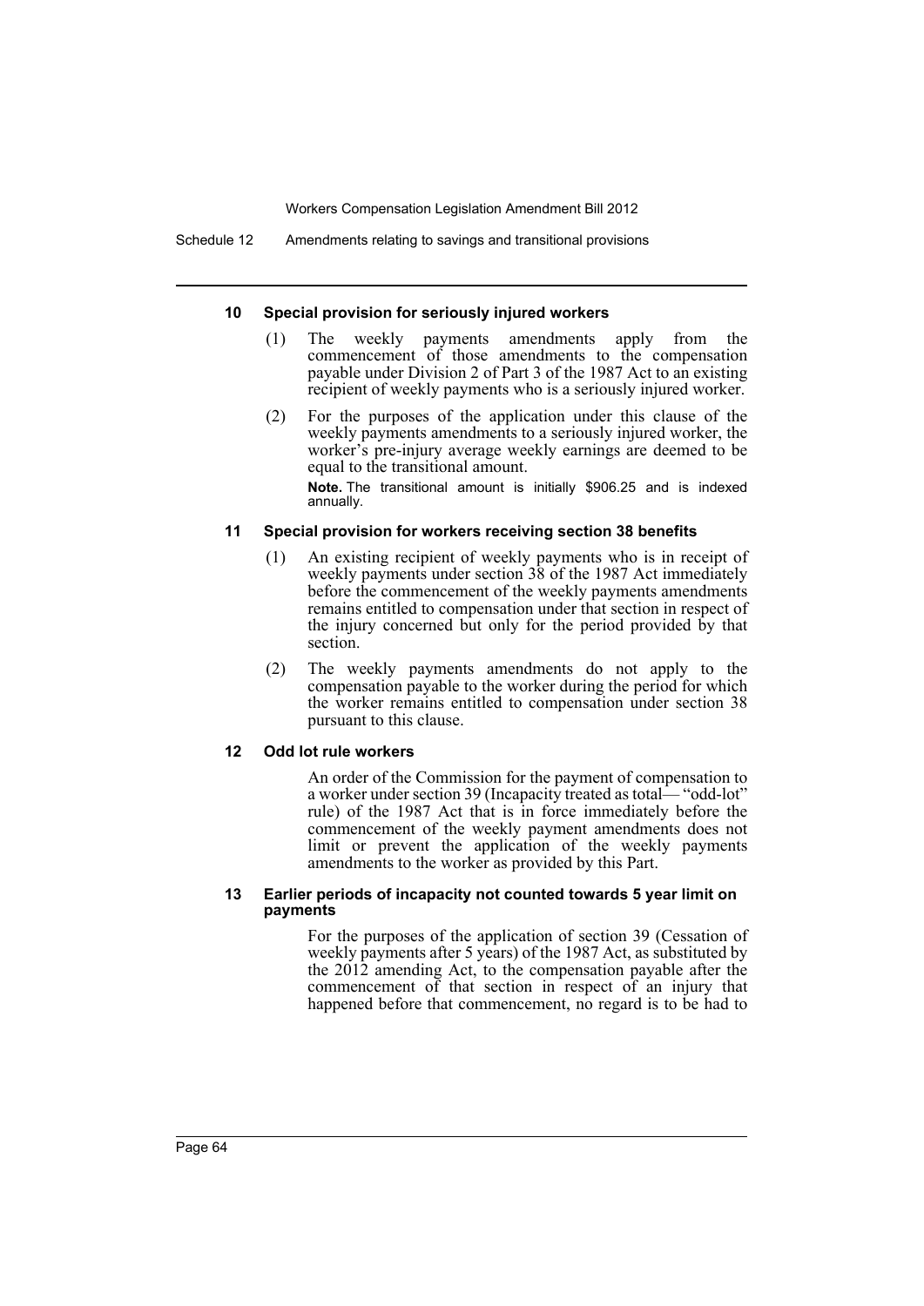### 10 Special provision for seriously injured workers

(1) The weekly payments amendments apply from the commencement of those amendments to the compensation payable under Division 2 of Part 3 of the 1987 Act to an existing recipient of weekly payments who is a seriously injured worker.

(2) For the purposes of the application under this clause of the weekly payments amendments to a seriously injured worker, the worker's pre-injury average weekly earnings are deemed to be equal to the transitional amount.

**Note.** The transitional amount is initially $906.25 and is indexed annually.

### 11 Special provision for workers receiving section 38 benefits

(1) An existing recipient of weekly payments who is in receipt of weekly payments under section 38 of the 1987 Act immediately before the commencement of the weekly payments amendments remains entitled to compensation under that section in respect of the injury concerned but only for the period provided by that section.

(2) The weekly payments amendments do not apply to the compensation payable to the worker during the period for which the worker remains entitled to compensation under section 38 pursuant to this clause.

### 12 Odd lot rule workers

An order of the Commission for the payment of compensation to a worker under section 39 (Incapacity treated as total— "odd-lot" rule) of the 1987 Act that is in force immediately before the commencement of the weekly payment amendments does not limit or prevent the application of the weekly payments amendments to the worker as provided by this Part.

### 13 Earlier periods of incapacity not counted towards 5 year limit on payments

For the purposes of the application of section 39 (Cessation of weekly payments after 5 years) of the 1987 Act, as substituted by the 2012 amending Act, to the compensation payable after the commencement of that section in respect of an injury that happened before that commencement, no regard is to be had to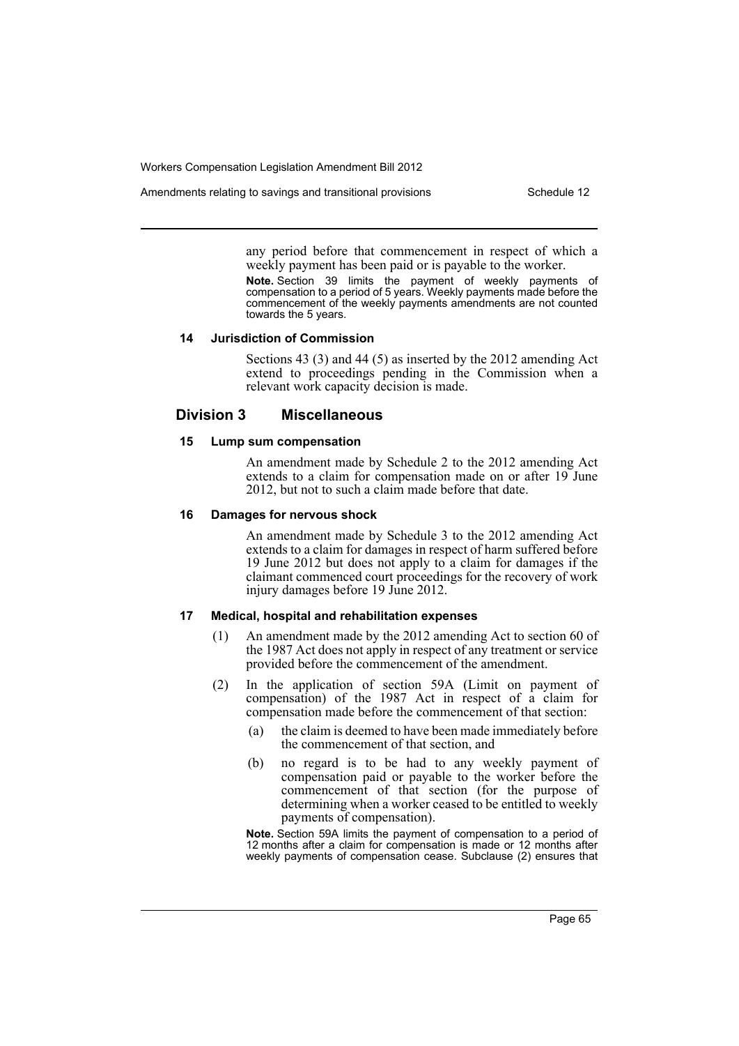any period before that commencement in respect of which a weekly payment has been paid or is payable to the worker.

**Note.** Section 39 limits the payment of weekly payments of compensation to a period of 5 years. Weekly payments made before the commencement of the weekly payments amendments are not counted towards the 5 years.

#### 14 Jurisdiction of Commission

Sections 43 (3) and 44 (5) as inserted by the 2012 amending Act extend to proceedings pending in the Commission when a relevant work capacity decision is made.

## Division 3 Miscellaneous

#### 15 Lump sum compensation

An amendment made by Schedule 2 to the 2012 amending Act extends to a claim for compensation made on or after 19 June 2012, but not to such a claim made before that date.

#### 16 Damages for nervous shock

An amendment made by Schedule 3 to the 2012 amending Act extends to a claim for damages in respect of harm suffered before 19 June 2012 but does not apply to a claim for damages if the claimant commenced court proceedings for the recovery of work injury damages before 19 June 2012.

#### 17 Medical, hospital and rehabilitation expenses

(1) An amendment made by the 2012 amending Act to section 60 of the 1987 Act does not apply in respect of any treatment or service provided before the commencement of the amendment.

(2) In the application of section 59A (Limit on payment of compensation) of the 1987 Act in respect of a claim for compensation made before the commencement of that section:

(a) the claim is deemed to have been made immediately before the commencement of that section, and

(b) no regard is to be had to any weekly payment of compensation paid or payable to the worker before the commencement of that section (for the purpose of determining when a worker ceased to be entitled to weekly payments of compensation).

**Note.** Section 59A limits the payment of compensation to a period of 12 months after a claim for compensation is made or 12 months after weekly payments of compensation cease. Subclause (2) ensures that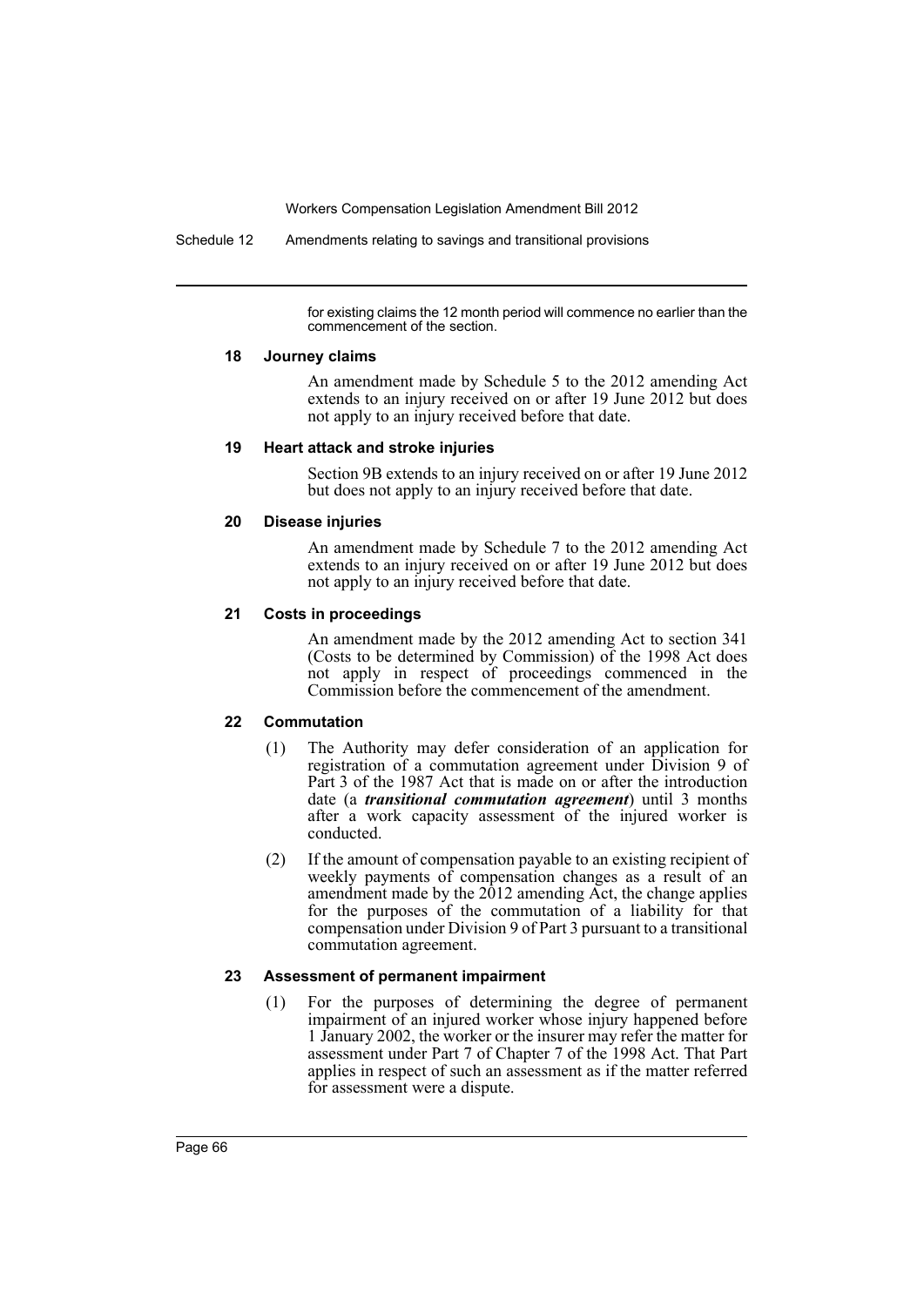for existing claims the 12 month period will commence no earlier than the commencement of the section.

### 18 Journey claims

An amendment made by Schedule 5 to the 2012 amending Act extends to an injury received on or after 19 June 2012 but does not apply to an injury received before that date.

### 19 Heart attack and stroke injuries

Section 9B extends to an injury received on or after 19 June 2012 but does not apply to an injury received before that date.

### 20 Disease injuries

An amendment made by Schedule 7 to the 2012 amending Act extends to an injury received on or after 19 June 2012 but does not apply to an injury received before that date.

### 21 Costs in proceedings

An amendment made by the 2012 amending Act to section 341 (Costs to be determined by Commission) of the 1998 Act does not apply in respect of proceedings commenced in the Commission before the commencement of the amendment.

### 22 Commutation

(1) The Authority may defer consideration of an application for registration of a commutation agreement under Division 9 of Part 3 of the 1987 Act that is made on or after the introduction date (a ***transitional commutation agreement***) until 3 months after a work capacity assessment of the injured worker is conducted.

(2) If the amount of compensation payable to an existing recipient of weekly payments of compensation changes as a result of an amendment made by the 2012 amending Act, the change applies for the purposes of the commutation of a liability for that compensation under Division 9 of Part 3 pursuant to a transitional commutation agreement.

### 23 Assessment of permanent impairment

(1) For the purposes of determining the degree of permanent impairment of an injured worker whose injury happened before 1 January 2002, the worker or the insurer may refer the matter for assessment under Part 7 of Chapter 7 of the 1998 Act. That Part applies in respect of such an assessment as if the matter referred for assessment were a dispute.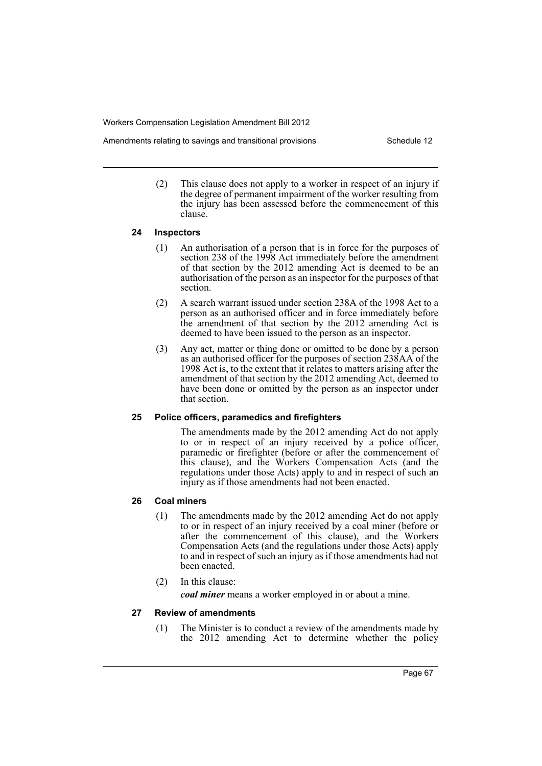(2) This clause does not apply to a worker in respect of an injury if the degree of permanent impairment of the worker resulting from the injury has been assessed before the commencement of this clause.

### 24 Inspectors

(1) An authorisation of a person that is in force for the purposes of section 238 of the 1998 Act immediately before the amendment of that section by the 2012 amending Act is deemed to be an authorisation of the person as an inspector for the purposes of that section.

(2) A search warrant issued under section 238A of the 1998 Act to a person as an authorised officer and in force immediately before the amendment of that section by the 2012 amending Act is deemed to have been issued to the person as an inspector.

(3) Any act, matter or thing done or omitted to be done by a person as an authorised officer for the purposes of section 238AA of the 1998 Act is, to the extent that it relates to matters arising after the amendment of that section by the 2012 amending Act, deemed to have been done or omitted by the person as an inspector under that section.

### 25 Police officers, paramedics and firefighters

The amendments made by the 2012 amending Act do not apply to or in respect of an injury received by a police officer, paramedic or firefighter (before or after the commencement of this clause), and the Workers Compensation Acts (and the regulations under those Acts) apply to and in respect of such an injury as if those amendments had not been enacted.

### 26 Coal miners

(1) The amendments made by the 2012 amending Act do not apply to or in respect of an injury received by a coal miner (before or after the commencement of this clause), and the Workers Compensation Acts (and the regulations under those Acts) apply to and in respect of such an injury as if those amendments had not been enacted.

(2) In this clause:

***coal miner*** means a worker employed in or about a mine.

### 27 Review of amendments

(1) The Minister is to conduct a review of the amendments made by the 2012 amending Act to determine whether the policy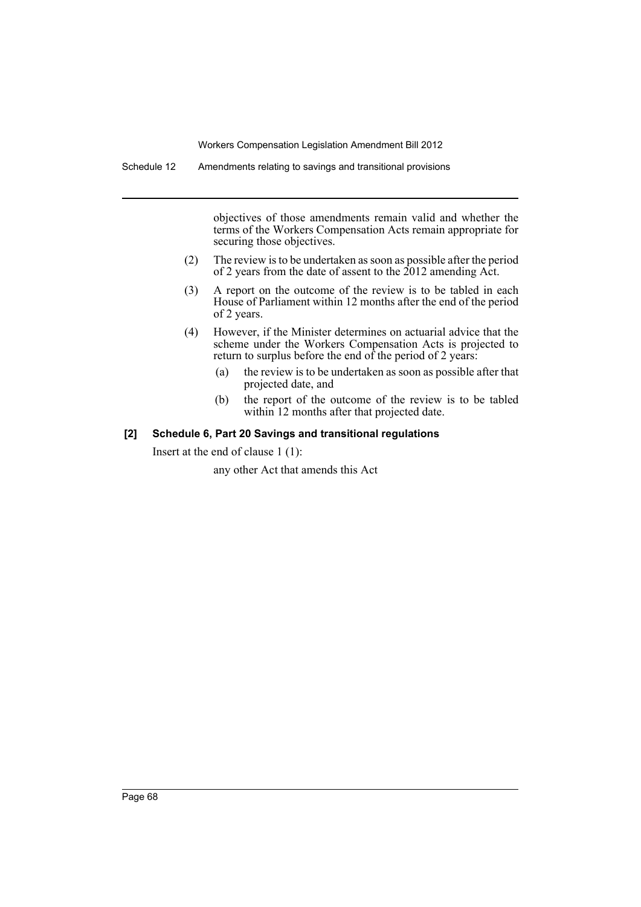objectives of those amendments remain valid and whether the terms of the Workers Compensation Acts remain appropriate for securing those objectives.

(2) The review is to be undertaken as soon as possible after the period of 2 years from the date of assent to the 2012 amending Act.

(3) A report on the outcome of the review is to be tabled in each House of Parliament within 12 months after the end of the period of 2 years.

(4) However, if the Minister determines on actuarial advice that the scheme under the Workers Compensation Acts is projected to return to surplus before the end of the period of 2 years:

(a) the review is to be undertaken as soon as possible after that projected date, and

(b) the report of the outcome of the review is to be tabled within 12 months after that projected date.

**[2] Schedule 6, Part 20 Savings and transitional regulations**

Insert at the end of clause 1 (1):

any other Act that amends this Act